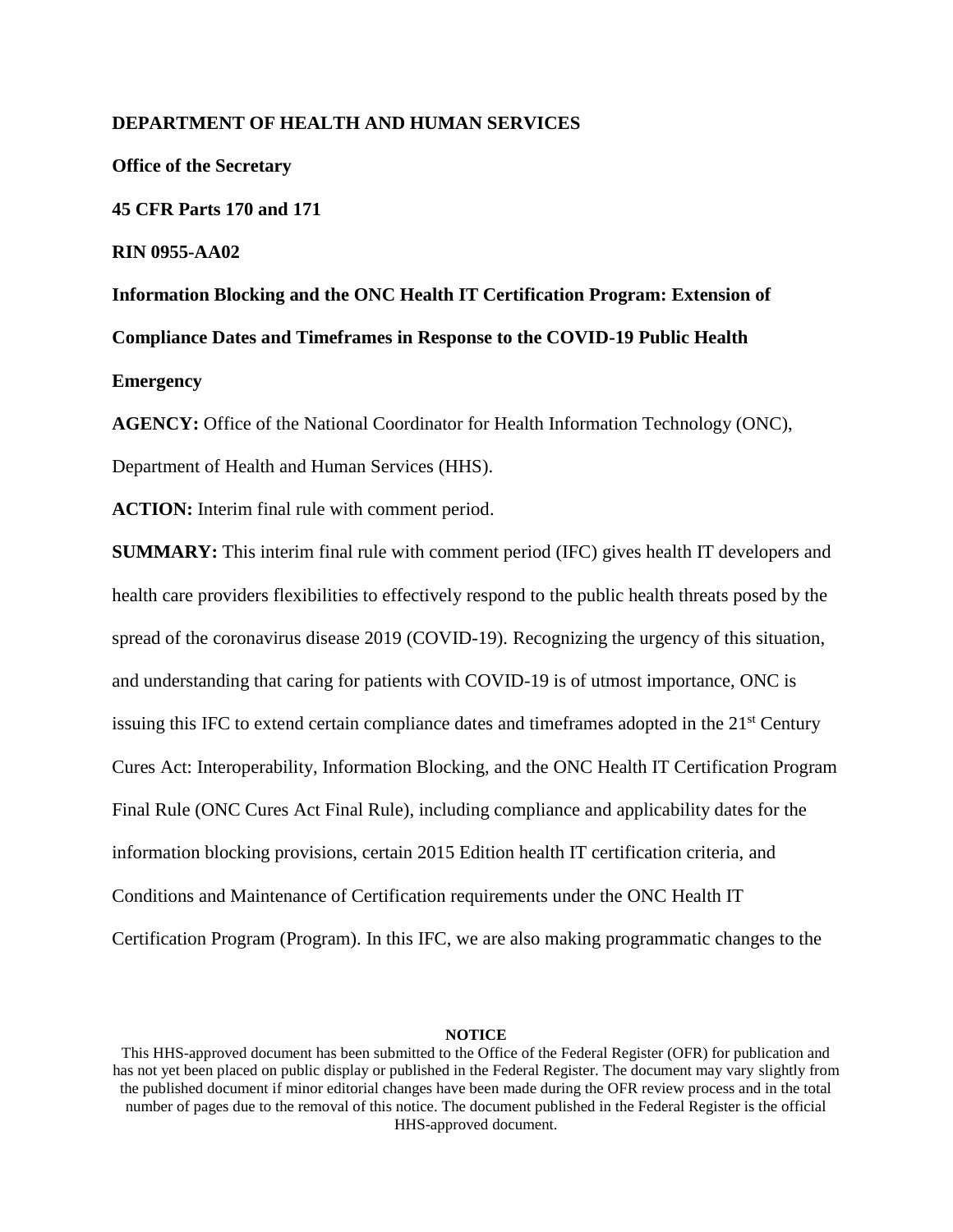**DEPARTMENT OF HEALTH AND HUMAN SERVICES**

**Office of the Secretary**

**45 CFR Parts 170 and 171**

**RIN 0955-AA02**

**Information Blocking and the ONC Health IT Certification Program: Extension of Compliance Dates and Timeframes in Response to the COVID-19 Public Health Emergency**

**AGENCY:** Office of the National Coordinator for Health Information Technology (ONC), Department of Health and Human Services (HHS).

**ACTION:** Interim final rule with comment period.

**SUMMARY:** This interim final rule with comment period (IFC) gives health IT developers and health care providers flexibilities to effectively respond to the public health threats posed by the spread of the coronavirus disease 2019 (COVID-19). Recognizing the urgency of this situation, and understanding that caring for patients with COVID-19 is of utmost importance, ONC is issuing this IFC to extend certain compliance dates and timeframes adopted in the 21st Century Cures Act: Interoperability, Information Blocking, and the ONC Health IT Certification Program Final Rule (ONC Cures Act Final Rule), including compliance and applicability dates for the information blocking provisions, certain 2015 Edition health IT certification criteria, and Conditions and Maintenance of Certification requirements under the ONC Health IT Certification Program (Program). In this IFC, we are also making programmatic changes to the

**NOTICE**

This HHS-approved document has been submitted to the Office of the Federal Register (OFR) for publication and has not yet been placed on public display or published in the Federal Register. The document may vary slightly from the published document if minor editorial changes have been made during the OFR review process and in the total number of pages due to the removal of this notice. The document published in the Federal Register is the official HHS-approved document.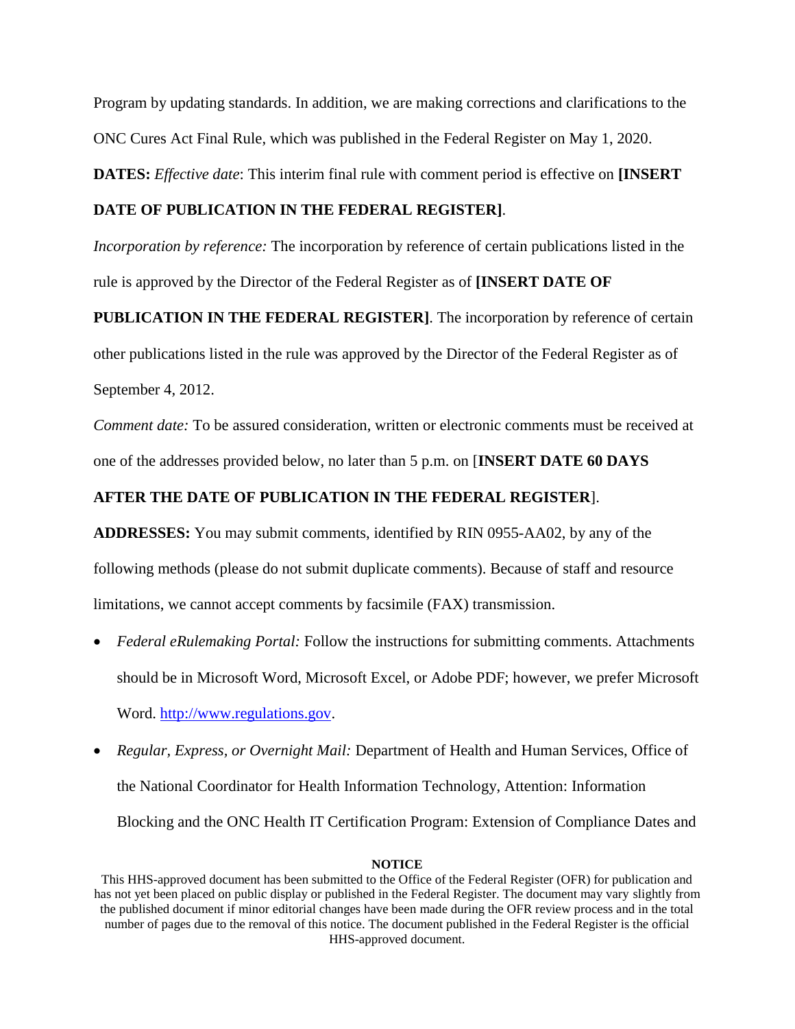Program by updating standards. In addition, we are making corrections and clarifications to the ONC Cures Act Final Rule, which was published in the Federal Register on May 1, 2020.

**DATES:** *Effective date*: This interim final rule with comment period is effective on **[INSERT DATE OF PUBLICATION IN THE FEDERAL REGISTER]**.

*Incorporation by reference:* The incorporation by reference of certain publications listed in the rule is approved by the Director of the Federal Register as of **[INSERT DATE OF PUBLICATION IN THE FEDERAL REGISTER]**. The incorporation by reference of certain other publications listed in the rule was approved by the Director of the Federal Register as of September 4, 2012.

*Comment date:* To be assured consideration, written or electronic comments must be received at one of the addresses provided below, no later than 5 p.m. on [**INSERT DATE 60 DAYS AFTER THE DATE OF PUBLICATION IN THE FEDERAL REGISTER**].

**ADDRESSES:** You may submit comments, identified by RIN 0955-AA02, by any of the following methods (please do not submit duplicate comments). Because of staff and resource limitations, we cannot accept comments by facsimile (FAX) transmission.

- *Federal eRulemaking Portal:* Follow the instructions for submitting comments. Attachments should be in Microsoft Word, Microsoft Excel, or Adobe PDF; however, we prefer Microsoft Word. http://www.regulations.gov.
- *Regular, Express, or Overnight Mail:* Department of Health and Human Services, Office of the National Coordinator for Health Information Technology, Attention: Information Blocking and the ONC Health IT Certification Program: Extension of Compliance Dates and

**NOTICE**

This HHS-approved document has been submitted to the Office of the Federal Register (OFR) for publication and has not yet been placed on public display or published in the Federal Register. The document may vary slightly from the published document if minor editorial changes have been made during the OFR review process and in the total number of pages due to the removal of this notice. The document published in the Federal Register is the official HHS-approved document.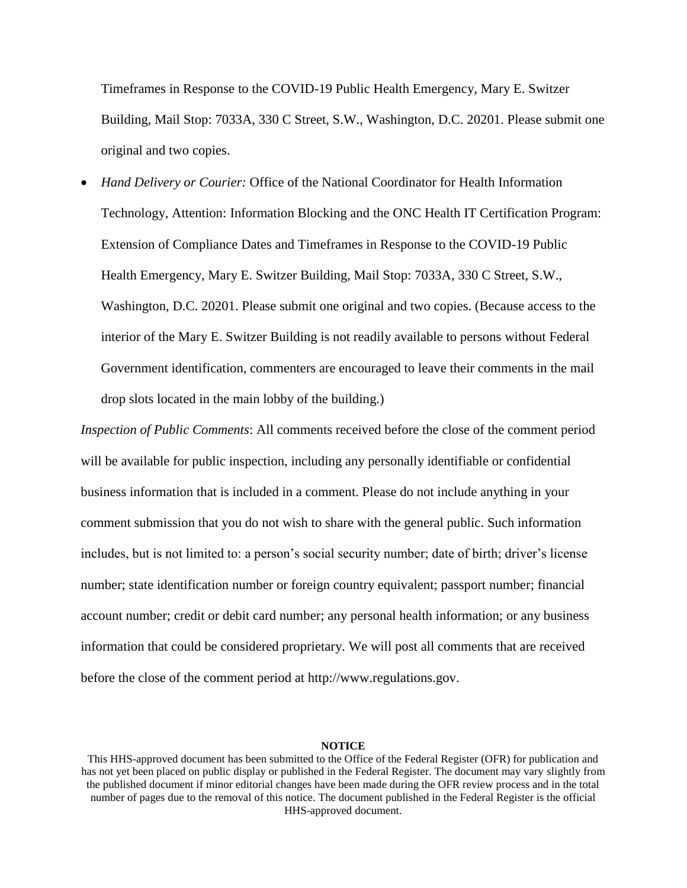Timeframes in Response to the COVID-19 Public Health Emergency, Mary E. Switzer Building, Mail Stop: 7033A, 330 C Street, S.W., Washington, D.C. 20201. Please submit one original and two copies.

- *Hand Delivery or Courier:* Office of the National Coordinator for Health Information Technology, Attention: Information Blocking and the ONC Health IT Certification Program: Extension of Compliance Dates and Timeframes in Response to the COVID-19 Public Health Emergency, Mary E. Switzer Building, Mail Stop: 7033A, 330 C Street, S.W., Washington, D.C. 20201. Please submit one original and two copies. (Because access to the interior of the Mary E. Switzer Building is not readily available to persons without Federal Government identification, commenters are encouraged to leave their comments in the mail drop slots located in the main lobby of the building.)

*Inspection of Public Comments*: All comments received before the close of the comment period will be available for public inspection, including any personally identifiable or confidential business information that is included in a comment. Please do not include anything in your comment submission that you do not wish to share with the general public. Such information includes, but is not limited to: a person's social security number; date of birth; driver's license number; state identification number or foreign country equivalent; passport number; financial account number; credit or debit card number; any personal health information; or any business information that could be considered proprietary. We will post all comments that are received before the close of the comment period at http://www.regulations.gov.

**NOTICE**

This HHS-approved document has been submitted to the Office of the Federal Register (OFR) for publication and has not yet been placed on public display or published in the Federal Register. The document may vary slightly from the published document if minor editorial changes have been made during the OFR review process and in the total number of pages due to the removal of this notice. The document published in the Federal Register is the official HHS-approved document.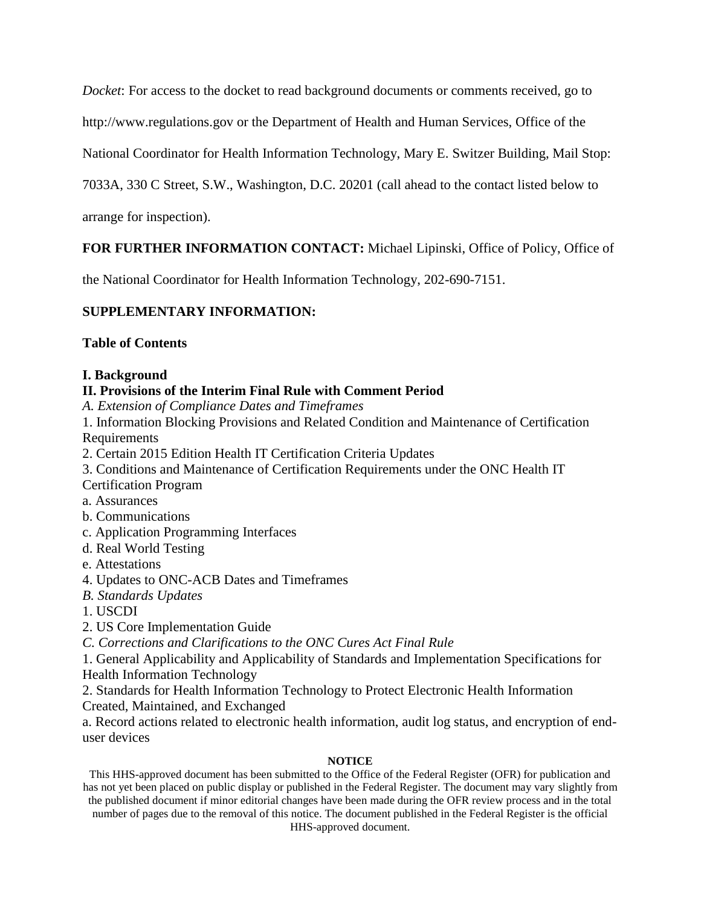*Docket*: For access to the docket to read background documents or comments received, go to http://www.regulations.gov or the Department of Health and Human Services, Office of the National Coordinator for Health Information Technology, Mary E. Switzer Building, Mail Stop: 7033A, 330 C Street, S.W., Washington, D.C. 20201 (call ahead to the contact listed below to arrange for inspection).

**FOR FURTHER INFORMATION CONTACT:** Michael Lipinski, Office of Policy, Office of the National Coordinator for Health Information Technology, 202-690-7151.

**SUPPLEMENTARY INFORMATION:**

**Table of Contents**

**I. Background**

**II. Provisions of the Interim Final Rule with Comment Period**

*A. Extension of Compliance Dates and Timeframes*

1. Information Blocking Provisions and Related Condition and Maintenance of Certification Requirements

2. Certain 2015 Edition Health IT Certification Criteria Updates

3. Conditions and Maintenance of Certification Requirements under the ONC Health IT Certification Program

a. Assurances

b. Communications

c. Application Programming Interfaces

d. Real World Testing

e. Attestations

4. Updates to ONC-ACB Dates and Timeframes

*B. Standards Updates*

1. USCDI

2. US Core Implementation Guide

*C. Corrections and Clarifications to the ONC Cures Act Final Rule*

1. General Applicability and Applicability of Standards and Implementation Specifications for Health Information Technology

2. Standards for Health Information Technology to Protect Electronic Health Information Created, Maintained, and Exchanged

a. Record actions related to electronic health information, audit log status, and encryption of end-user devices

**NOTICE**

This HHS-approved document has been submitted to the Office of the Federal Register (OFR) for publication and has not yet been placed on public display or published in the Federal Register. The document may vary slightly from the published document if minor editorial changes have been made during the OFR review process and in the total number of pages due to the removal of this notice. The document published in the Federal Register is the official HHS-approved document.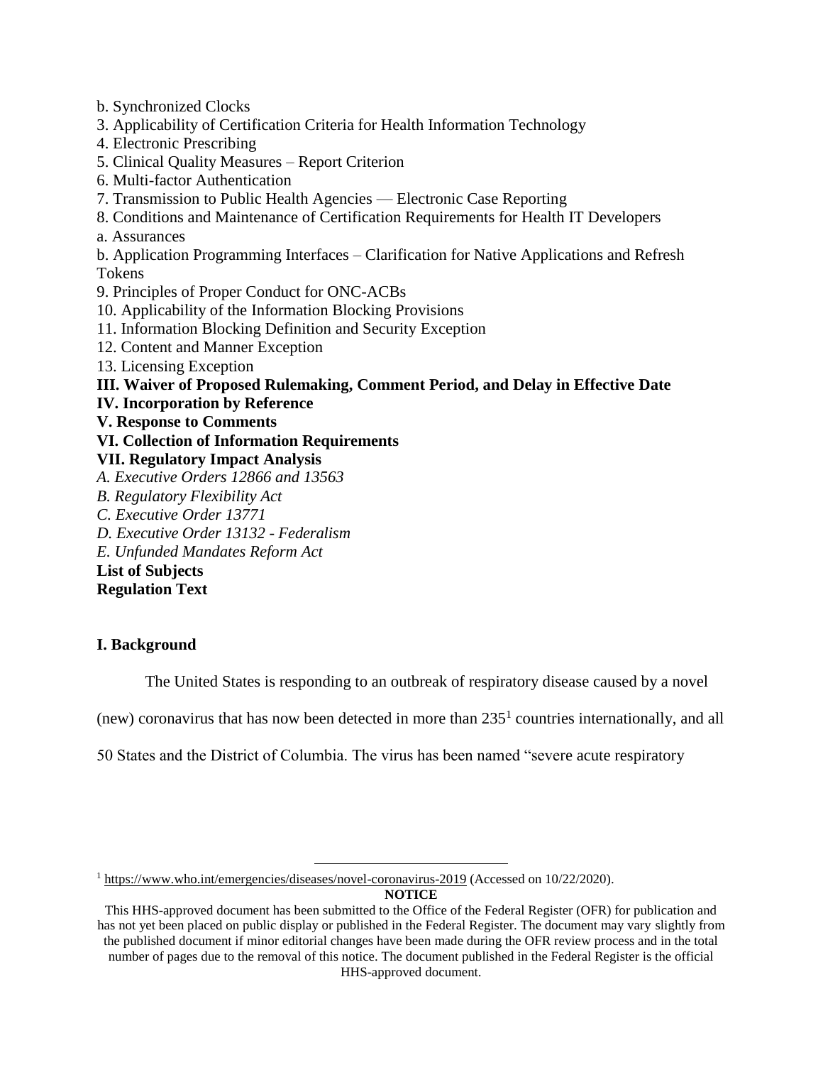b. Synchronized Clocks

3. Applicability of Certification Criteria for Health Information Technology

4. Electronic Prescribing

5. Clinical Quality Measures – Report Criterion

6. Multi-factor Authentication

7. Transmission to Public Health Agencies — Electronic Case Reporting

8. Conditions and Maintenance of Certification Requirements for Health IT Developers

a. Assurances

b. Application Programming Interfaces – Clarification for Native Applications and Refresh Tokens

9. Principles of Proper Conduct for ONC-ACBs

10. Applicability of the Information Blocking Provisions

11. Information Blocking Definition and Security Exception

12. Content and Manner Exception

13. Licensing Exception

**III. Waiver of Proposed Rulemaking, Comment Period, and Delay in Effective Date**

**IV. Incorporation by Reference**

**V. Response to Comments**

**VI. Collection of Information Requirements**

**VII. Regulatory Impact Analysis**

*A. Executive Orders 12866 and 13563*

*B. Regulatory Flexibility Act*

*C. Executive Order 13771*

*D. Executive Order 13132 - Federalism*

*E. Unfunded Mandates Reform Act*

**List of Subjects**

**Regulation Text**

## I. Background

The United States is responding to an outbreak of respiratory disease caused by a novel (new) coronavirus that has now been detected in more than 235[1] countries internationally, and all 50 States and the District of Columbia. The virus has been named "severe acute respiratory

[1] https://www.who.int/emergencies/diseases/novel-coronavirus-2019 (Accessed on 10/22/2020).

**NOTICE**

This HHS-approved document has been submitted to the Office of the Federal Register (OFR) for publication and has not yet been placed on public display or published in the Federal Register. The document may vary slightly from the published document if minor editorial changes have been made during the OFR review process and in the total number of pages due to the removal of this notice. The document published in the Federal Register is the official HHS-approved document.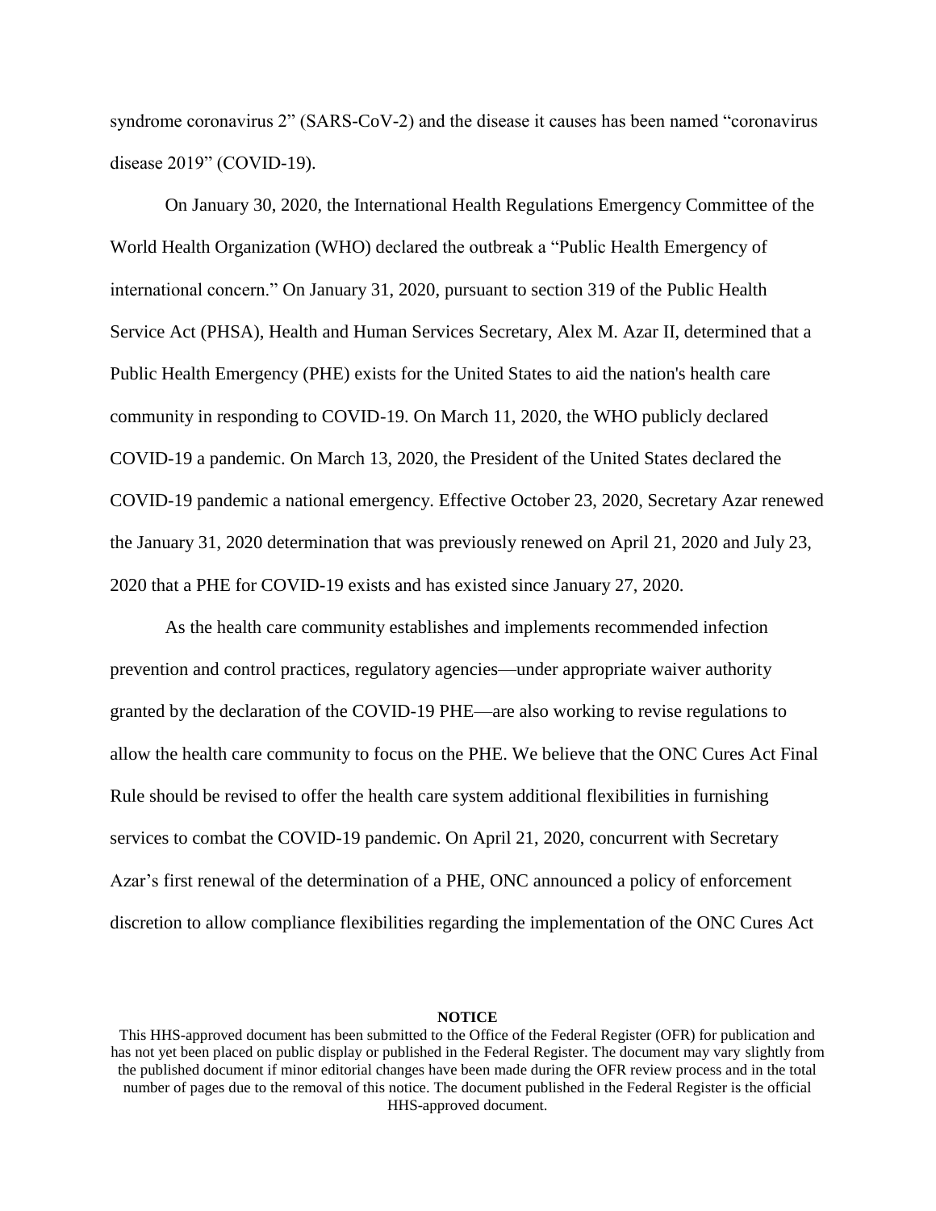syndrome coronavirus 2" (SARS-CoV-2) and the disease it causes has been named "coronavirus disease 2019" (COVID-19).

On January 30, 2020, the International Health Regulations Emergency Committee of the World Health Organization (WHO) declared the outbreak a "Public Health Emergency of international concern." On January 31, 2020, pursuant to section 319 of the Public Health Service Act (PHSA), Health and Human Services Secretary, Alex M. Azar II, determined that a Public Health Emergency (PHE) exists for the United States to aid the nation's health care community in responding to COVID-19. On March 11, 2020, the WHO publicly declared COVID-19 a pandemic. On March 13, 2020, the President of the United States declared the COVID-19 pandemic a national emergency. Effective October 23, 2020, Secretary Azar renewed the January 31, 2020 determination that was previously renewed on April 21, 2020 and July 23, 2020 that a PHE for COVID-19 exists and has existed since January 27, 2020.

As the health care community establishes and implements recommended infection prevention and control practices, regulatory agencies—under appropriate waiver authority granted by the declaration of the COVID-19 PHE—are also working to revise regulations to allow the health care community to focus on the PHE. We believe that the ONC Cures Act Final Rule should be revised to offer the health care system additional flexibilities in furnishing services to combat the COVID-19 pandemic. On April 21, 2020, concurrent with Secretary Azar's first renewal of the determination of a PHE, ONC announced a policy of enforcement discretion to allow compliance flexibilities regarding the implementation of the ONC Cures Act

**NOTICE**

This HHS-approved document has been submitted to the Office of the Federal Register (OFR) for publication and has not yet been placed on public display or published in the Federal Register. The document may vary slightly from the published document if minor editorial changes have been made during the OFR review process and in the total number of pages due to the removal of this notice. The document published in the Federal Register is the official HHS-approved document.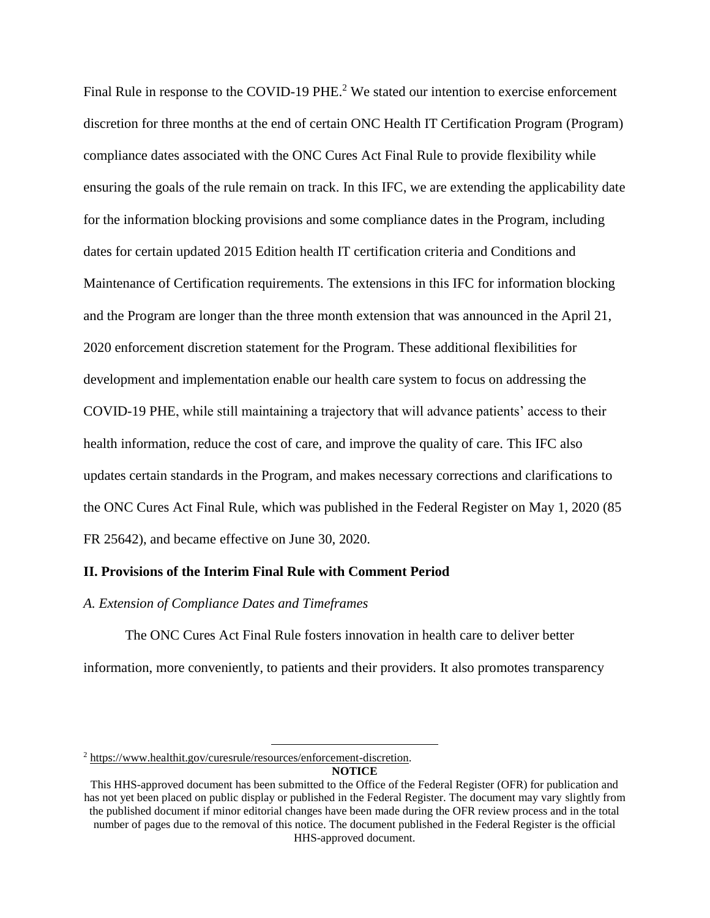Final Rule in response to the COVID-19 PHE.[2] We stated our intention to exercise enforcement discretion for three months at the end of certain ONC Health IT Certification Program (Program) compliance dates associated with the ONC Cures Act Final Rule to provide flexibility while ensuring the goals of the rule remain on track. In this IFC, we are extending the applicability date for the information blocking provisions and some compliance dates in the Program, including dates for certain updated 2015 Edition health IT certification criteria and Conditions and Maintenance of Certification requirements. The extensions in this IFC for information blocking and the Program are longer than the three month extension that was announced in the April 21, 2020 enforcement discretion statement for the Program. These additional flexibilities for development and implementation enable our health care system to focus on addressing the COVID-19 PHE, while still maintaining a trajectory that will advance patients' access to their health information, reduce the cost of care, and improve the quality of care. This IFC also updates certain standards in the Program, and makes necessary corrections and clarifications to the ONC Cures Act Final Rule, which was published in the Federal Register on May 1, 2020 (85 FR 25642), and became effective on June 30, 2020.

## II. Provisions of the Interim Final Rule with Comment Period

### *A. Extension of Compliance Dates and Timeframes*

The ONC Cures Act Final Rule fosters innovation in health care to deliver better information, more conveniently, to patients and their providers. It also promotes transparency

[2] https://www.healthit.gov/curesrule/resources/enforcement-discretion.

**NOTICE**

This HHS-approved document has been submitted to the Office of the Federal Register (OFR) for publication and has not yet been placed on public display or published in the Federal Register. The document may vary slightly from the published document if minor editorial changes have been made during the OFR review process and in the total number of pages due to the removal of this notice. The document published in the Federal Register is the official HHS-approved document.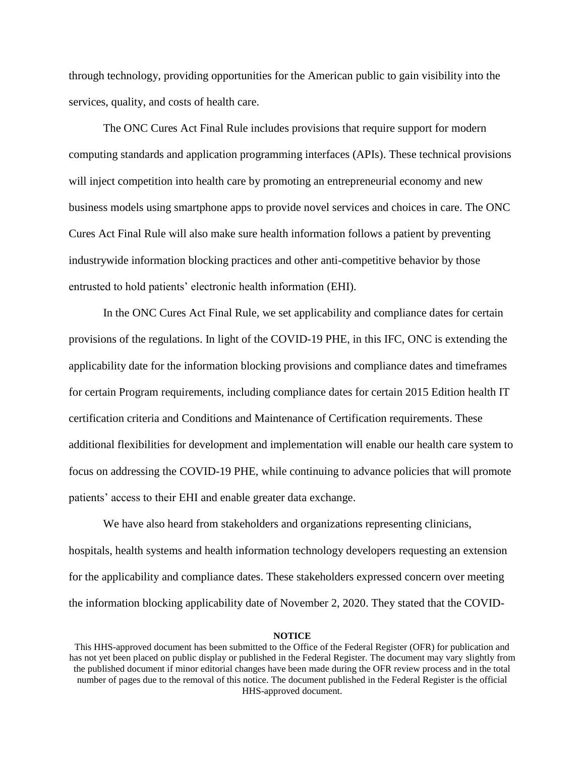through technology, providing opportunities for the American public to gain visibility into the services, quality, and costs of health care.

The ONC Cures Act Final Rule includes provisions that require support for modern computing standards and application programming interfaces (APIs). These technical provisions will inject competition into health care by promoting an entrepreneurial economy and new business models using smartphone apps to provide novel services and choices in care. The ONC Cures Act Final Rule will also make sure health information follows a patient by preventing industrywide information blocking practices and other anti-competitive behavior by those entrusted to hold patients' electronic health information (EHI).

In the ONC Cures Act Final Rule, we set applicability and compliance dates for certain provisions of the regulations. In light of the COVID-19 PHE, in this IFC, ONC is extending the applicability date for the information blocking provisions and compliance dates and timeframes for certain Program requirements, including compliance dates for certain 2015 Edition health IT certification criteria and Conditions and Maintenance of Certification requirements. These additional flexibilities for development and implementation will enable our health care system to focus on addressing the COVID-19 PHE, while continuing to advance policies that will promote patients' access to their EHI and enable greater data exchange.

We have also heard from stakeholders and organizations representing clinicians, hospitals, health systems and health information technology developers requesting an extension for the applicability and compliance dates. These stakeholders expressed concern over meeting the information blocking applicability date of November 2, 2020. They stated that the COVID-

**NOTICE**

This HHS-approved document has been submitted to the Office of the Federal Register (OFR) for publication and has not yet been placed on public display or published in the Federal Register. The document may vary slightly from the published document if minor editorial changes have been made during the OFR review process and in the total number of pages due to the removal of this notice. The document published in the Federal Register is the official HHS-approved document.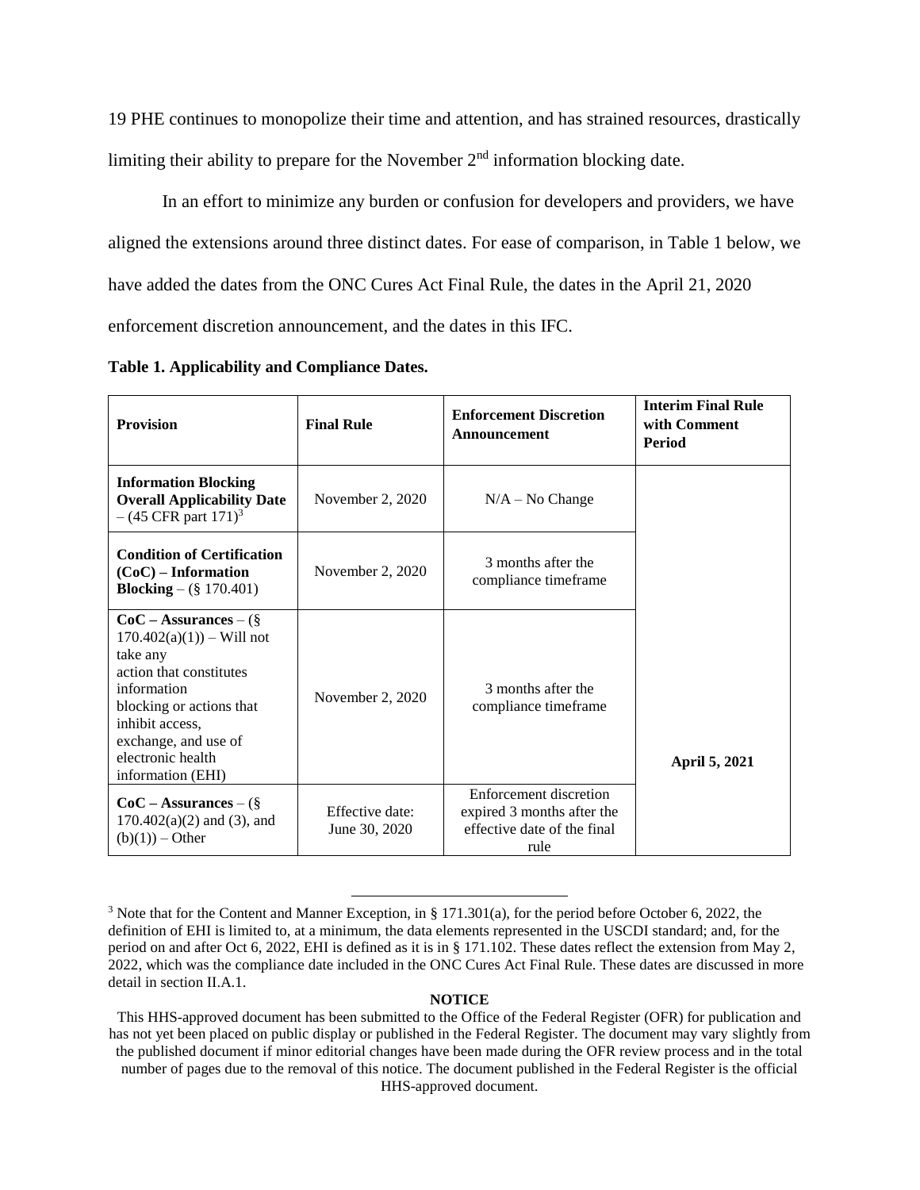19 PHE continues to monopolize their time and attention, and has strained resources, drastically limiting their ability to prepare for the November 2nd information blocking date.

In an effort to minimize any burden or confusion for developers and providers, we have aligned the extensions around three distinct dates. For ease of comparison, in Table 1 below, we have added the dates from the ONC Cures Act Final Rule, the dates in the April 21, 2020 enforcement discretion announcement, and the dates in this IFC.

**Table 1. Applicability and Compliance Dates.**

| Provision | Final Rule | Enforcement Discretion Announcement | Interim Final Rule with Comment Period |
|---|---|---|---|
| **Information Blocking Overall Applicability Date** – (45 CFR part 171)[3] | November 2, 2020 | N/A – No Change | **April 5, 2021** |
| **Condition of Certification (CoC) – Information Blocking** – (§ 170.401) | November 2, 2020 | 3 months after the compliance timeframe | |
| **CoC – Assurances** – (§ 170.402(a)(1)) – Will not take any action that constitutes information blocking or actions that inhibit access, exchange, and use of electronic health information (EHI) | November 2, 2020 | 3 months after the compliance timeframe | |
| **CoC – Assurances** – (§ 170.402(a)(2) and (3), and (b)(1)) – Other | Effective date: June 30, 2020 | Enforcement discretion expired 3 months after the effective date of the final rule | |

[3] Note that for the Content and Manner Exception, in § 171.301(a), for the period before October 6, 2022, the definition of EHI is limited to, at a minimum, the data elements represented in the USCDI standard; and, for the period on and after Oct 6, 2022, EHI is defined as it is in § 171.102. These dates reflect the extension from May 2, 2022, which was the compliance date included in the ONC Cures Act Final Rule. These dates are discussed in more detail in section II.A.1.

**NOTICE**

This HHS-approved document has been submitted to the Office of the Federal Register (OFR) for publication and has not yet been placed on public display or published in the Federal Register. The document may vary slightly from the published document if minor editorial changes have been made during the OFR review process and in the total number of pages due to the removal of this notice. The document published in the Federal Register is the official HHS-approved document.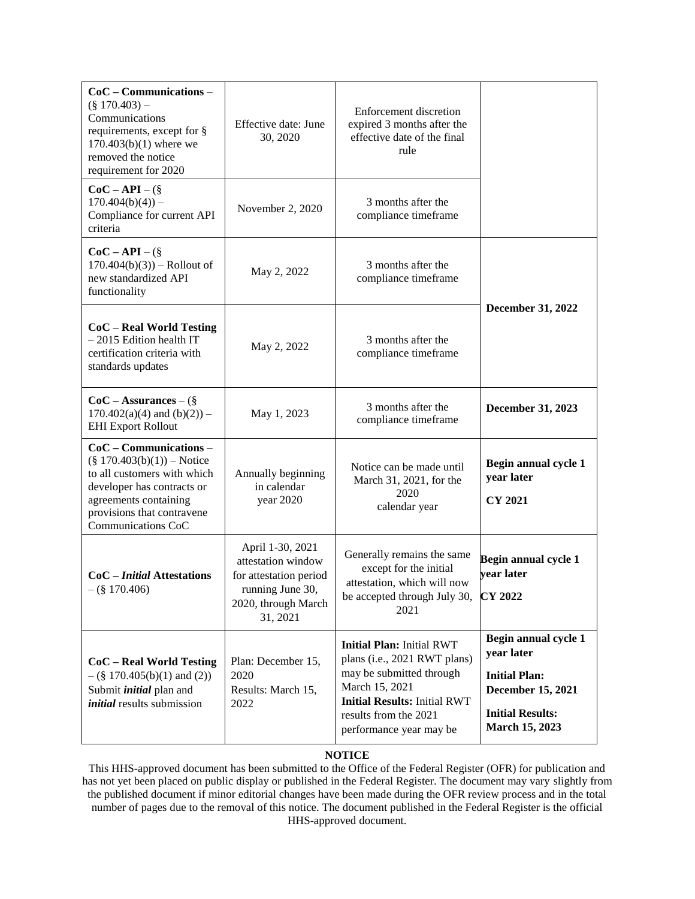| | | | |
|---|---|---|---|
| **CoC – Communications** – (§ 170.403) – Communications requirements, except for § 170.403(b)(1) where we removed the notice requirement for 2020 | Effective date: June 30, 2020 | Enforcement discretion expired 3 months after the effective date of the final rule | |
| **CoC – API** – (§ 170.404(b)(4)) – Compliance for current API criteria | November 2, 2020 | 3 months after the compliance timeframe | |
| **CoC – API** – (§ 170.404(b)(3)) – Rollout of new standardized API functionality | May 2, 2022 | 3 months after the compliance timeframe | **December 31, 2022** |
| **CoC – Real World Testing** – 2015 Edition health IT certification criteria with standards updates | May 2, 2022 | 3 months after the compliance timeframe | |
| **CoC – Assurances** – (§ 170.402(a)(4) and (b)(2)) – EHI Export Rollout | May 1, 2023 | 3 months after the compliance timeframe | **December 31, 2023** |
| **CoC – Communications** – (§ 170.403(b)(1)) – Notice to all customers with which developer has contracts or agreements containing provisions that contravene Communications CoC | Annually beginning in calendar year 2020 | Notice can be made until March 31, 2021, for the 2020 calendar year | **Begin annual cycle 1 year later** **CY 2021** |
| **CoC – *Initial* Attestations** – (§ 170.406) | April 1-30, 2021 attestation window for attestation period running June 30, 2020, through March 31, 2021 | Generally remains the same except for the initial attestation, which will now be accepted through July 30, 2021 | **Begin annual cycle 1 year later** **CY 2022** |
| **CoC – Real World Testing** – (§ 170.405(b)(1) and (2)) Submit ***initial*** plan and ***initial*** results submission | Plan: December 15, 2020 Results: March 15, 2022 | **Initial Plan:** Initial RWT plans (i.e., 2021 RWT plans) may be submitted through March 15, 2021 **Initial Results:** Initial RWT results from the 2021 performance year may be | **Begin annual cycle 1 year later** **Initial Plan: December 15, 2021** **Initial Results: March 15, 2023** |

**NOTICE**

This HHS-approved document has been submitted to the Office of the Federal Register (OFR) for publication and has not yet been placed on public display or published in the Federal Register. The document may vary slightly from the published document if minor editorial changes have been made during the OFR review process and in the total number of pages due to the removal of this notice. The document published in the Federal Register is the official HHS-approved document.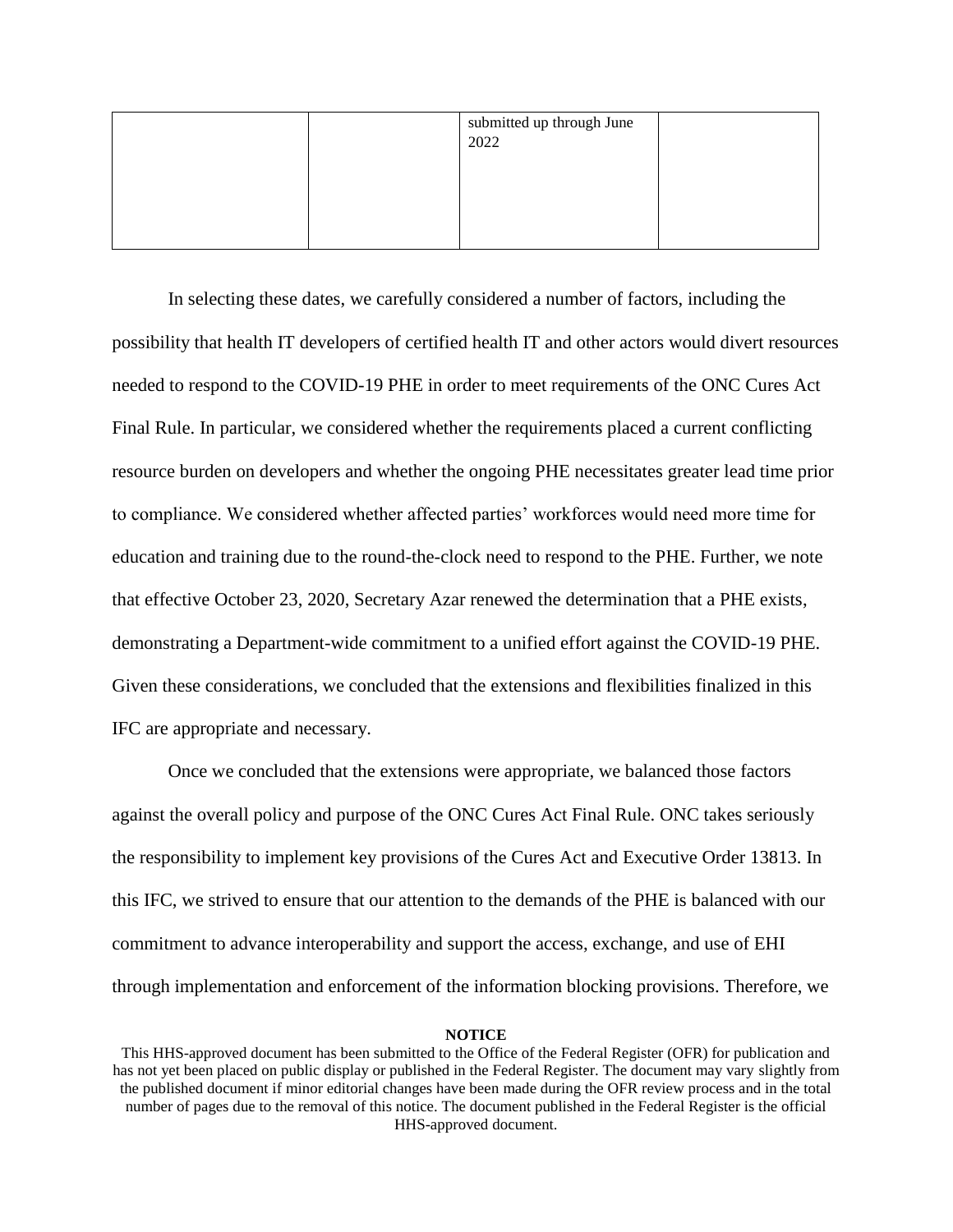| | | submitted up through June 2022 | |
|---|---|---|---|

In selecting these dates, we carefully considered a number of factors, including the possibility that health IT developers of certified health IT and other actors would divert resources needed to respond to the COVID-19 PHE in order to meet requirements of the ONC Cures Act Final Rule. In particular, we considered whether the requirements placed a current conflicting resource burden on developers and whether the ongoing PHE necessitates greater lead time prior to compliance. We considered whether affected parties' workforces would need more time for education and training due to the round-the-clock need to respond to the PHE. Further, we note that effective October 23, 2020, Secretary Azar renewed the determination that a PHE exists, demonstrating a Department-wide commitment to a unified effort against the COVID-19 PHE. Given these considerations, we concluded that the extensions and flexibilities finalized in this IFC are appropriate and necessary.

Once we concluded that the extensions were appropriate, we balanced those factors against the overall policy and purpose of the ONC Cures Act Final Rule. ONC takes seriously the responsibility to implement key provisions of the Cures Act and Executive Order 13813. In this IFC, we strived to ensure that our attention to the demands of the PHE is balanced with our commitment to advance interoperability and support the access, exchange, and use of EHI through implementation and enforcement of the information blocking provisions. Therefore, we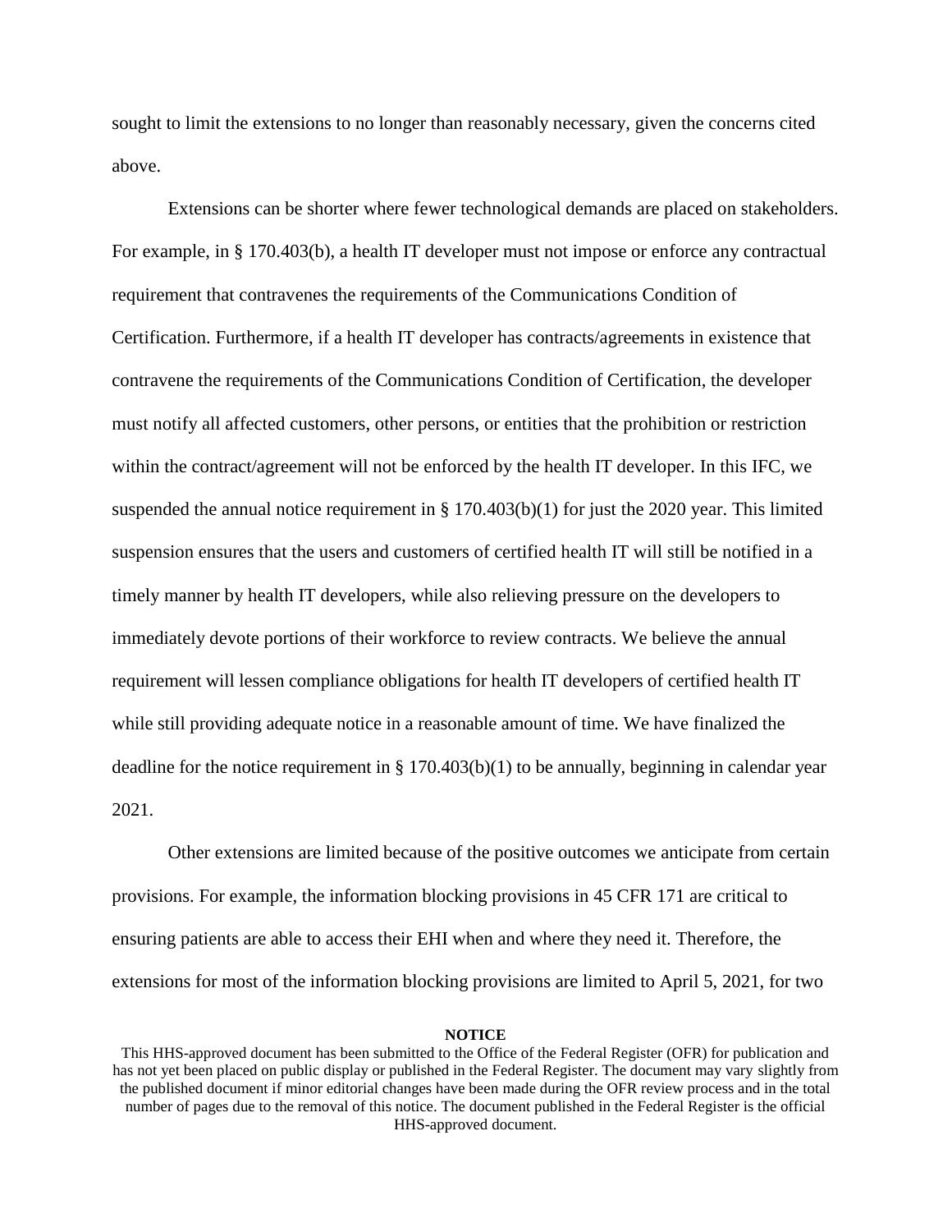sought to limit the extensions to no longer than reasonably necessary, given the concerns cited above.

Extensions can be shorter where fewer technological demands are placed on stakeholders. For example, in § 170.403(b), a health IT developer must not impose or enforce any contractual requirement that contravenes the requirements of the Communications Condition of Certification. Furthermore, if a health IT developer has contracts/agreements in existence that contravene the requirements of the Communications Condition of Certification, the developer must notify all affected customers, other persons, or entities that the prohibition or restriction within the contract/agreement will not be enforced by the health IT developer. In this IFC, we suspended the annual notice requirement in § 170.403(b)(1) for just the 2020 year. This limited suspension ensures that the users and customers of certified health IT will still be notified in a timely manner by health IT developers, while also relieving pressure on the developers to immediately devote portions of their workforce to review contracts. We believe the annual requirement will lessen compliance obligations for health IT developers of certified health IT while still providing adequate notice in a reasonable amount of time. We have finalized the deadline for the notice requirement in § 170.403(b)(1) to be annually, beginning in calendar year 2021.

Other extensions are limited because of the positive outcomes we anticipate from certain provisions. For example, the information blocking provisions in 45 CFR 171 are critical to ensuring patients are able to access their EHI when and where they need it. Therefore, the extensions for most of the information blocking provisions are limited to April 5, 2021, for two

**NOTICE**

This HHS-approved document has been submitted to the Office of the Federal Register (OFR) for publication and has not yet been placed on public display or published in the Federal Register. The document may vary slightly from the published document if minor editorial changes have been made during the OFR review process and in the total number of pages due to the removal of this notice. The document published in the Federal Register is the official HHS-approved document.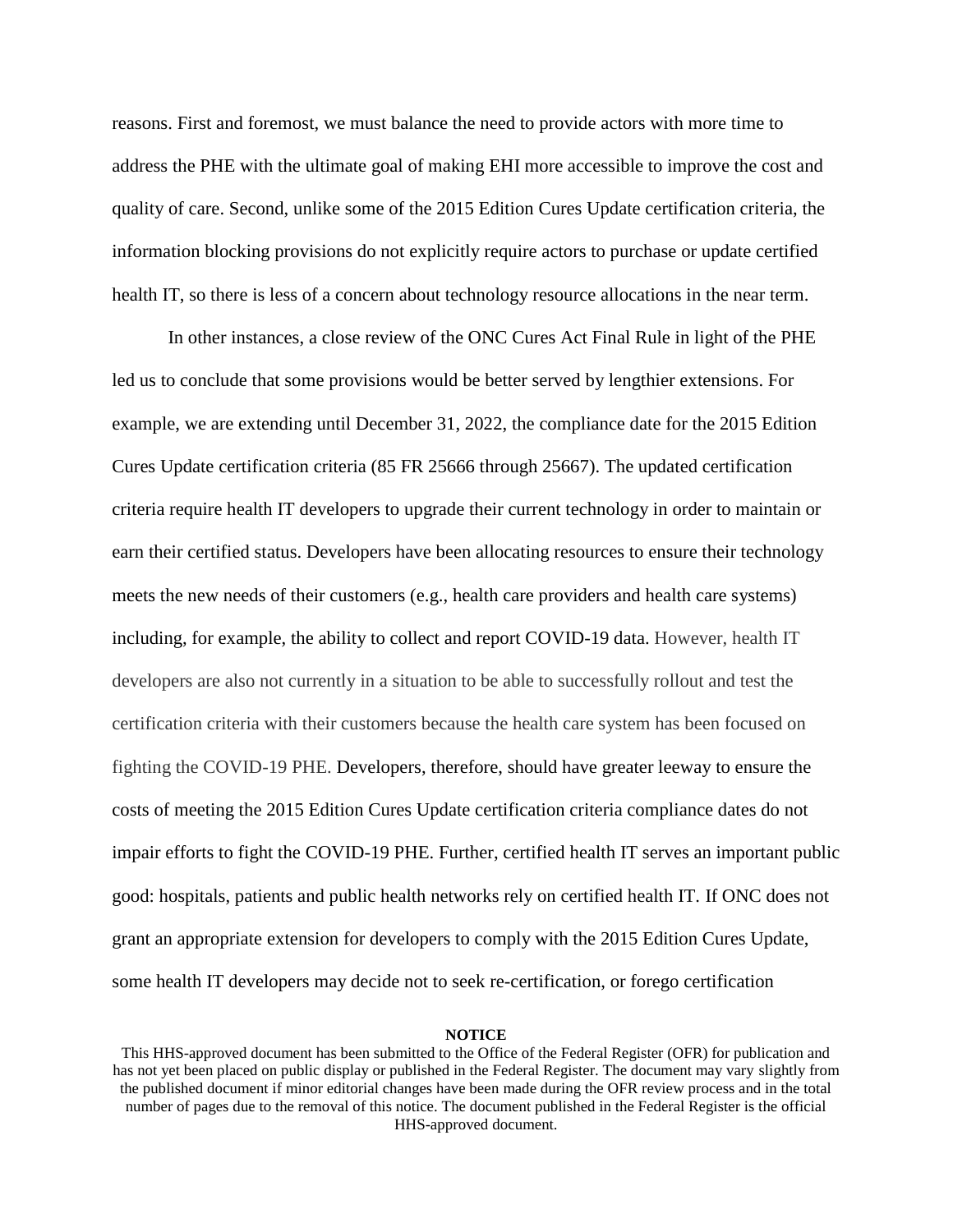reasons. First and foremost, we must balance the need to provide actors with more time to address the PHE with the ultimate goal of making EHI more accessible to improve the cost and quality of care. Second, unlike some of the 2015 Edition Cures Update certification criteria, the information blocking provisions do not explicitly require actors to purchase or update certified health IT, so there is less of a concern about technology resource allocations in the near term.

In other instances, a close review of the ONC Cures Act Final Rule in light of the PHE led us to conclude that some provisions would be better served by lengthier extensions. For example, we are extending until December 31, 2022, the compliance date for the 2015 Edition Cures Update certification criteria (85 FR 25666 through 25667). The updated certification criteria require health IT developers to upgrade their current technology in order to maintain or earn their certified status. Developers have been allocating resources to ensure their technology meets the new needs of their customers (e.g., health care providers and health care systems) including, for example, the ability to collect and report COVID-19 data. However, health IT developers are also not currently in a situation to be able to successfully rollout and test the certification criteria with their customers because the health care system has been focused on fighting the COVID-19 PHE. Developers, therefore, should have greater leeway to ensure the costs of meeting the 2015 Edition Cures Update certification criteria compliance dates do not impair efforts to fight the COVID-19 PHE. Further, certified health IT serves an important public good: hospitals, patients and public health networks rely on certified health IT. If ONC does not grant an appropriate extension for developers to comply with the 2015 Edition Cures Update, some health IT developers may decide not to seek re-certification, or forego certification

**NOTICE**

This HHS-approved document has been submitted to the Office of the Federal Register (OFR) for publication and has not yet been placed on public display or published in the Federal Register. The document may vary slightly from the published document if minor editorial changes have been made during the OFR review process and in the total number of pages due to the removal of this notice. The document published in the Federal Register is the official HHS-approved document.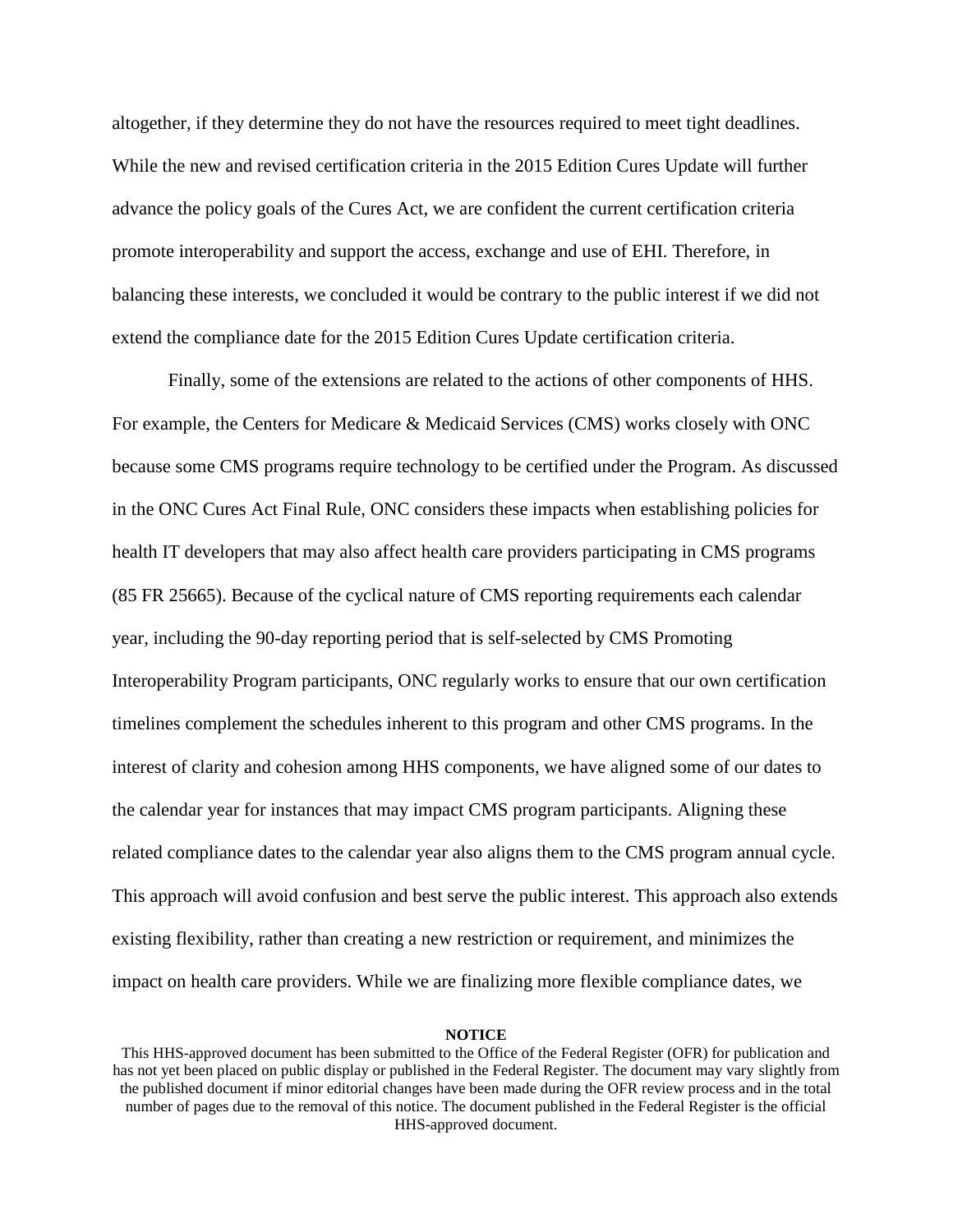altogether, if they determine they do not have the resources required to meet tight deadlines. While the new and revised certification criteria in the 2015 Edition Cures Update will further advance the policy goals of the Cures Act, we are confident the current certification criteria promote interoperability and support the access, exchange and use of EHI. Therefore, in balancing these interests, we concluded it would be contrary to the public interest if we did not extend the compliance date for the 2015 Edition Cures Update certification criteria.

Finally, some of the extensions are related to the actions of other components of HHS. For example, the Centers for Medicare & Medicaid Services (CMS) works closely with ONC because some CMS programs require technology to be certified under the Program. As discussed in the ONC Cures Act Final Rule, ONC considers these impacts when establishing policies for health IT developers that may also affect health care providers participating in CMS programs (85 FR 25665). Because of the cyclical nature of CMS reporting requirements each calendar year, including the 90-day reporting period that is self-selected by CMS Promoting Interoperability Program participants, ONC regularly works to ensure that our own certification timelines complement the schedules inherent to this program and other CMS programs. In the interest of clarity and cohesion among HHS components, we have aligned some of our dates to the calendar year for instances that may impact CMS program participants. Aligning these related compliance dates to the calendar year also aligns them to the CMS program annual cycle. This approach will avoid confusion and best serve the public interest. This approach also extends existing flexibility, rather than creating a new restriction or requirement, and minimizes the impact on health care providers. While we are finalizing more flexible compliance dates, we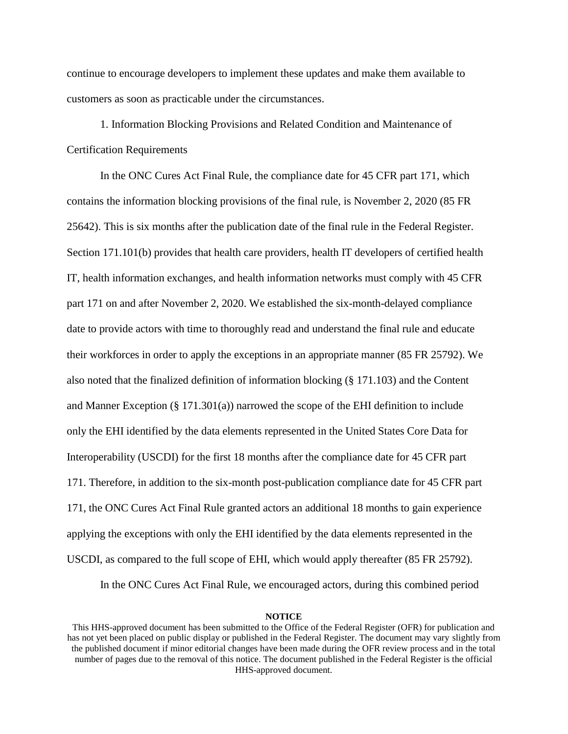continue to encourage developers to implement these updates and make them available to customers as soon as practicable under the circumstances.

1. Information Blocking Provisions and Related Condition and Maintenance of Certification Requirements

In the ONC Cures Act Final Rule, the compliance date for 45 CFR part 171, which contains the information blocking provisions of the final rule, is November 2, 2020 (85 FR 25642). This is six months after the publication date of the final rule in the Federal Register. Section 171.101(b) provides that health care providers, health IT developers of certified health IT, health information exchanges, and health information networks must comply with 45 CFR part 171 on and after November 2, 2020. We established the six-month-delayed compliance date to provide actors with time to thoroughly read and understand the final rule and educate their workforces in order to apply the exceptions in an appropriate manner (85 FR 25792). We also noted that the finalized definition of information blocking (§ 171.103) and the Content and Manner Exception (§ 171.301(a)) narrowed the scope of the EHI definition to include only the EHI identified by the data elements represented in the United States Core Data for Interoperability (USCDI) for the first 18 months after the compliance date for 45 CFR part 171. Therefore, in addition to the six-month post-publication compliance date for 45 CFR part 171, the ONC Cures Act Final Rule granted actors an additional 18 months to gain experience applying the exceptions with only the EHI identified by the data elements represented in the USCDI, as compared to the full scope of EHI, which would apply thereafter (85 FR 25792).

In the ONC Cures Act Final Rule, we encouraged actors, during this combined period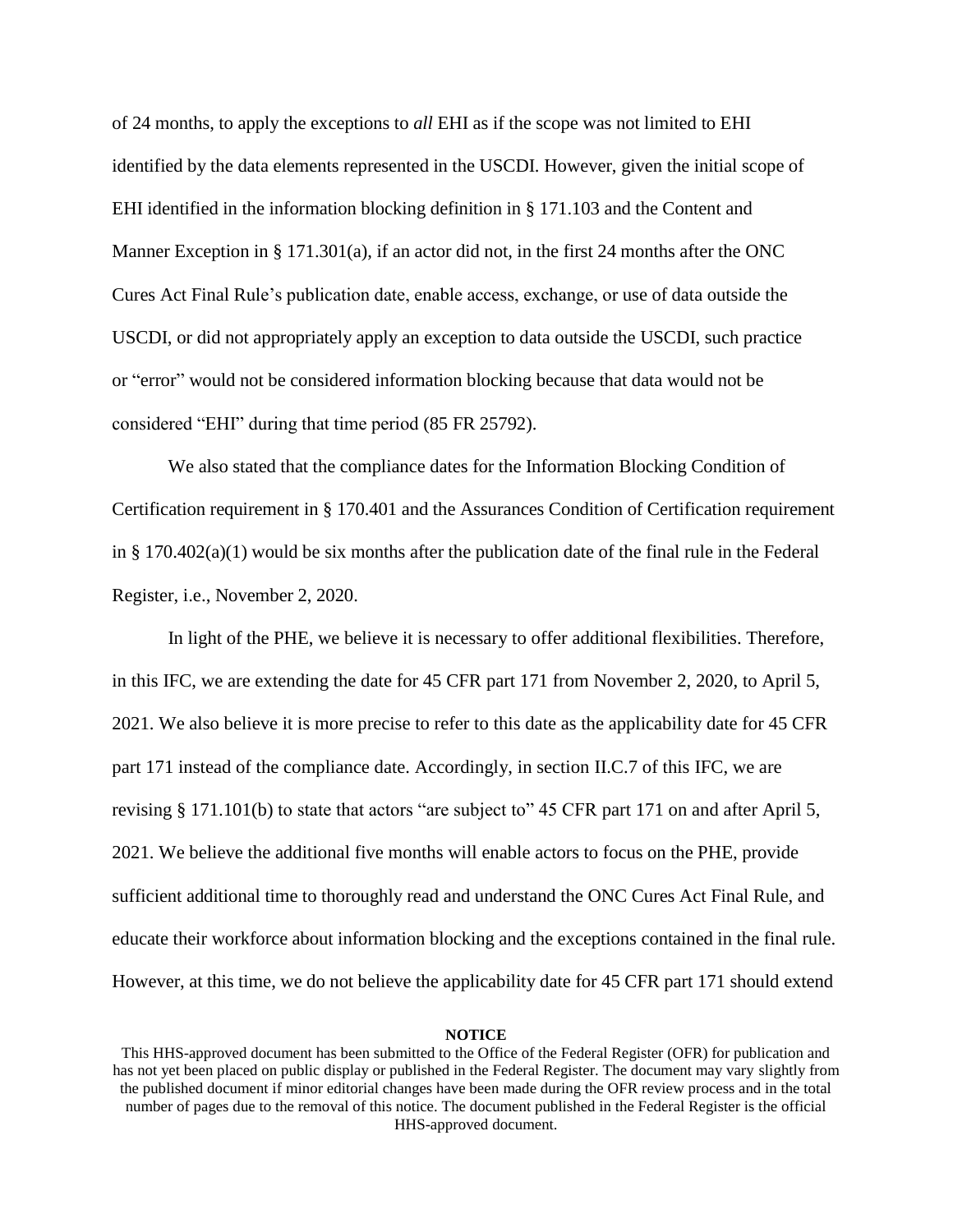of 24 months, to apply the exceptions to *all* EHI as if the scope was not limited to EHI identified by the data elements represented in the USCDI. However, given the initial scope of EHI identified in the information blocking definition in § 171.103 and the Content and Manner Exception in § 171.301(a), if an actor did not, in the first 24 months after the ONC Cures Act Final Rule's publication date, enable access, exchange, or use of data outside the USCDI, or did not appropriately apply an exception to data outside the USCDI, such practice or "error" would not be considered information blocking because that data would not be considered "EHI" during that time period (85 FR 25792).

We also stated that the compliance dates for the Information Blocking Condition of Certification requirement in § 170.401 and the Assurances Condition of Certification requirement in § 170.402(a)(1) would be six months after the publication date of the final rule in the Federal Register, i.e., November 2, 2020.

In light of the PHE, we believe it is necessary to offer additional flexibilities. Therefore, in this IFC, we are extending the date for 45 CFR part 171 from November 2, 2020, to April 5, 2021. We also believe it is more precise to refer to this date as the applicability date for 45 CFR part 171 instead of the compliance date. Accordingly, in section II.C.7 of this IFC, we are revising § 171.101(b) to state that actors "are subject to" 45 CFR part 171 on and after April 5, 2021. We believe the additional five months will enable actors to focus on the PHE, provide sufficient additional time to thoroughly read and understand the ONC Cures Act Final Rule, and educate their workforce about information blocking and the exceptions contained in the final rule. However, at this time, we do not believe the applicability date for 45 CFR part 171 should extend

**NOTICE**

This HHS-approved document has been submitted to the Office of the Federal Register (OFR) for publication and has not yet been placed on public display or published in the Federal Register. The document may vary slightly from the published document if minor editorial changes have been made during the OFR review process and in the total number of pages due to the removal of this notice. The document published in the Federal Register is the official HHS-approved document.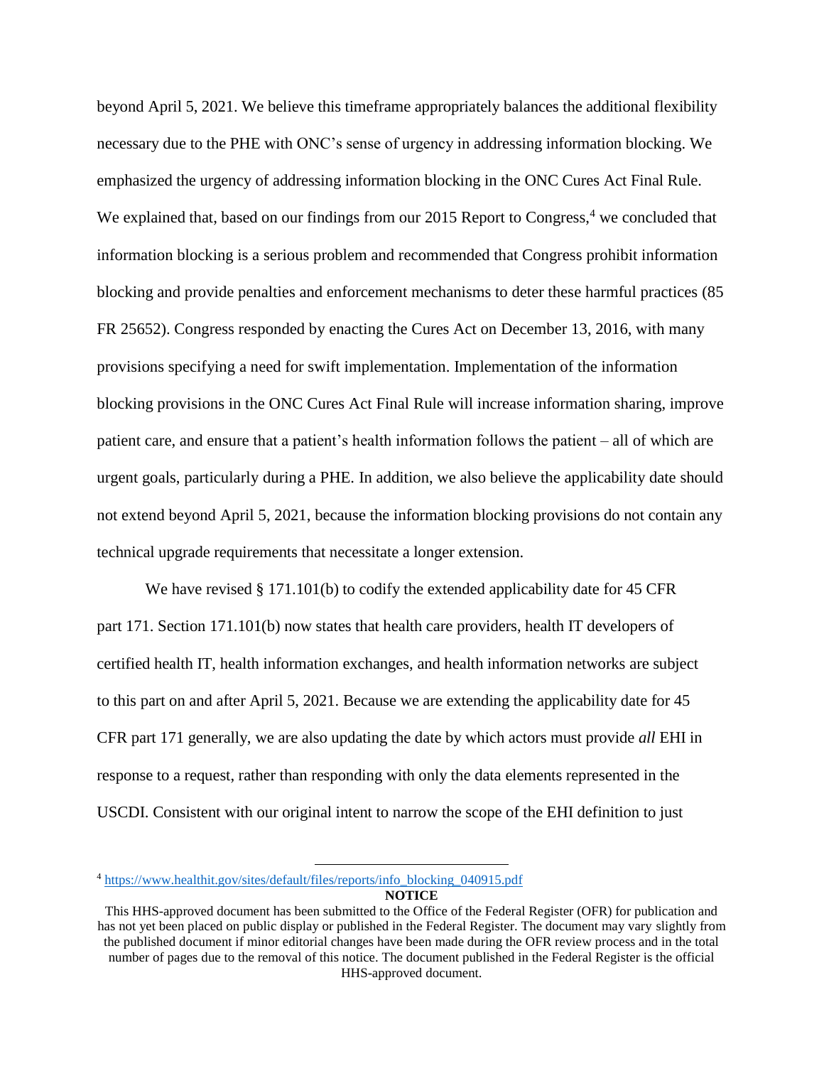beyond April 5, 2021. We believe this timeframe appropriately balances the additional flexibility necessary due to the PHE with ONC's sense of urgency in addressing information blocking. We emphasized the urgency of addressing information blocking in the ONC Cures Act Final Rule. We explained that, based on our findings from our 2015 Report to Congress,[4] we concluded that information blocking is a serious problem and recommended that Congress prohibit information blocking and provide penalties and enforcement mechanisms to deter these harmful practices (85 FR 25652). Congress responded by enacting the Cures Act on December 13, 2016, with many provisions specifying a need for swift implementation. Implementation of the information blocking provisions in the ONC Cures Act Final Rule will increase information sharing, improve patient care, and ensure that a patient's health information follows the patient – all of which are urgent goals, particularly during a PHE. In addition, we also believe the applicability date should not extend beyond April 5, 2021, because the information blocking provisions do not contain any technical upgrade requirements that necessitate a longer extension.

We have revised § 171.101(b) to codify the extended applicability date for 45 CFR part 171. Section 171.101(b) now states that health care providers, health IT developers of certified health IT, health information exchanges, and health information networks are subject to this part on and after April 5, 2021. Because we are extending the applicability date for 45 CFR part 171 generally, we are also updating the date by which actors must provide *all* EHI in response to a request, rather than responding with only the data elements represented in the USCDI. Consistent with our original intent to narrow the scope of the EHI definition to just

[4] https://www.healthit.gov/sites/default/files/reports/info_blocking_040915.pdf

**NOTICE**

This HHS-approved document has been submitted to the Office of the Federal Register (OFR) for publication and has not yet been placed on public display or published in the Federal Register. The document may vary slightly from the published document if minor editorial changes have been made during the OFR review process and in the total number of pages due to the removal of this notice. The document published in the Federal Register is the official HHS-approved document.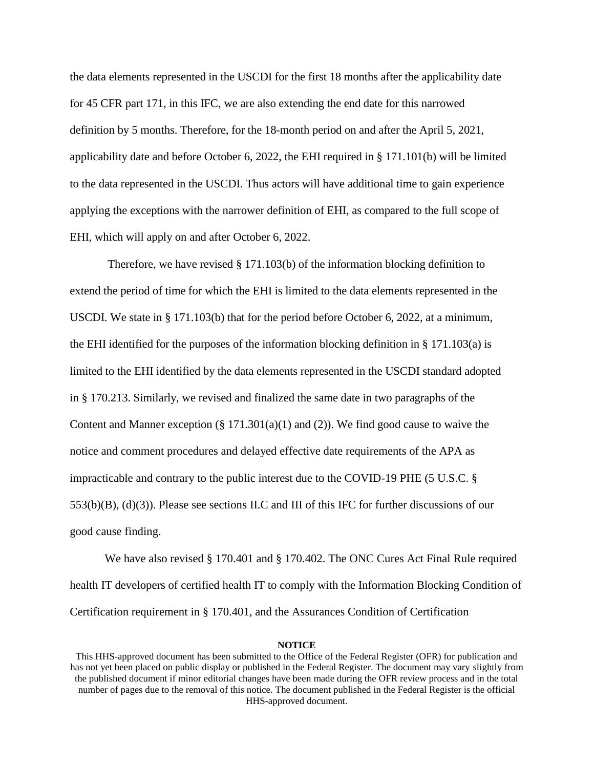the data elements represented in the USCDI for the first 18 months after the applicability date for 45 CFR part 171, in this IFC, we are also extending the end date for this narrowed definition by 5 months. Therefore, for the 18-month period on and after the April 5, 2021, applicability date and before October 6, 2022, the EHI required in § 171.101(b) will be limited to the data represented in the USCDI. Thus actors will have additional time to gain experience applying the exceptions with the narrower definition of EHI, as compared to the full scope of EHI, which will apply on and after October 6, 2022.

Therefore, we have revised § 171.103(b) of the information blocking definition to extend the period of time for which the EHI is limited to the data elements represented in the USCDI. We state in § 171.103(b) that for the period before October 6, 2022, at a minimum, the EHI identified for the purposes of the information blocking definition in § 171.103(a) is limited to the EHI identified by the data elements represented in the USCDI standard adopted in § 170.213. Similarly, we revised and finalized the same date in two paragraphs of the Content and Manner exception (§ 171.301(a)(1) and (2)). We find good cause to waive the notice and comment procedures and delayed effective date requirements of the APA as impracticable and contrary to the public interest due to the COVID-19 PHE (5 U.S.C. § 553(b)(B), (d)(3)). Please see sections II.C and III of this IFC for further discussions of our good cause finding.

We have also revised § 170.401 and § 170.402. The ONC Cures Act Final Rule required health IT developers of certified health IT to comply with the Information Blocking Condition of Certification requirement in § 170.401, and the Assurances Condition of Certification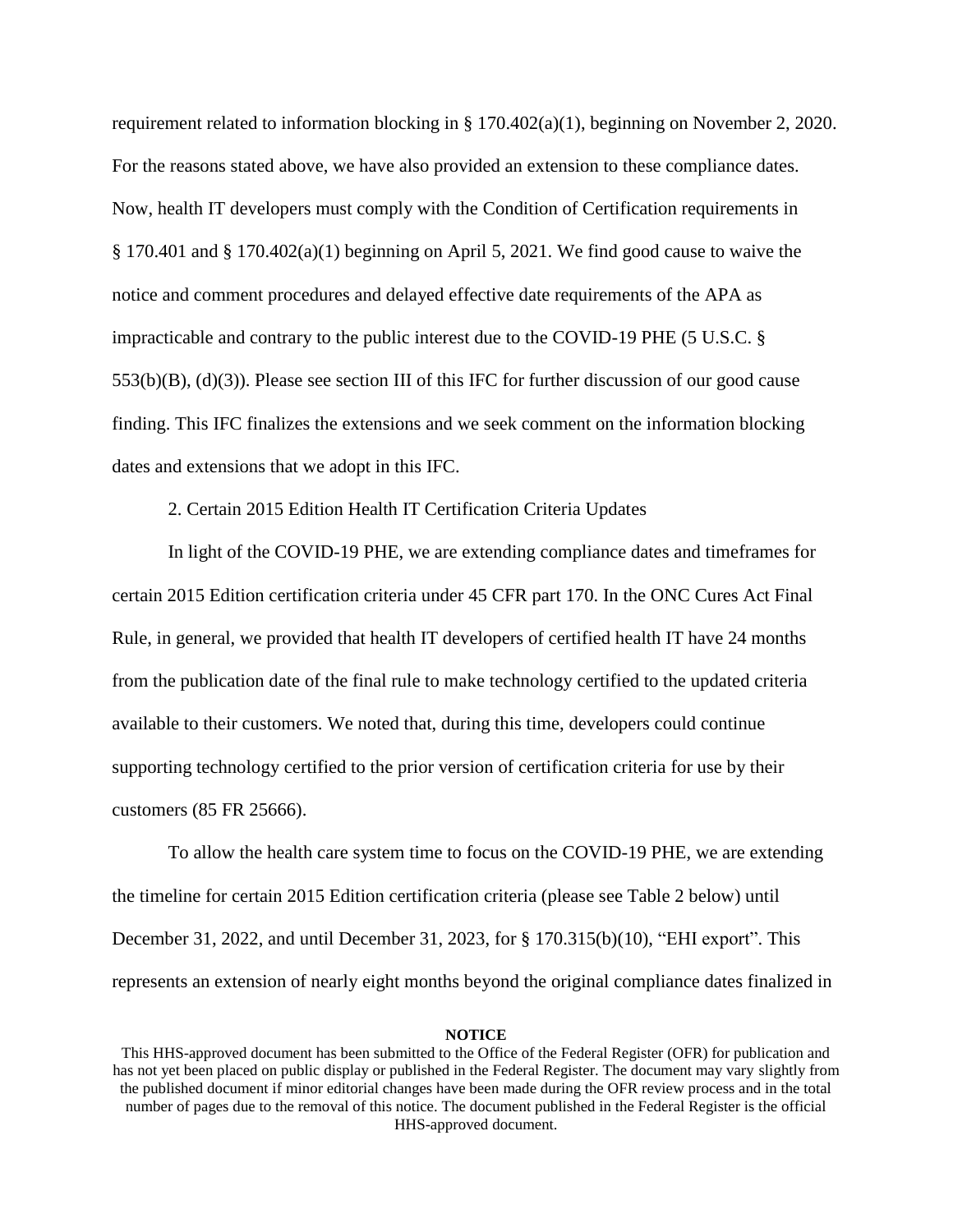requirement related to information blocking in § 170.402(a)(1), beginning on November 2, 2020. For the reasons stated above, we have also provided an extension to these compliance dates. Now, health IT developers must comply with the Condition of Certification requirements in § 170.401 and § 170.402(a)(1) beginning on April 5, 2021. We find good cause to waive the notice and comment procedures and delayed effective date requirements of the APA as impracticable and contrary to the public interest due to the COVID-19 PHE (5 U.S.C. § 553(b)(B), (d)(3)). Please see section III of this IFC for further discussion of our good cause finding. This IFC finalizes the extensions and we seek comment on the information blocking dates and extensions that we adopt in this IFC.

2. Certain 2015 Edition Health IT Certification Criteria Updates

In light of the COVID-19 PHE, we are extending compliance dates and timeframes for certain 2015 Edition certification criteria under 45 CFR part 170. In the ONC Cures Act Final Rule, in general, we provided that health IT developers of certified health IT have 24 months from the publication date of the final rule to make technology certified to the updated criteria available to their customers. We noted that, during this time, developers could continue supporting technology certified to the prior version of certification criteria for use by their customers (85 FR 25666).

To allow the health care system time to focus on the COVID-19 PHE, we are extending the timeline for certain 2015 Edition certification criteria (please see Table 2 below) until December 31, 2022, and until December 31, 2023, for § 170.315(b)(10), "EHI export". This represents an extension of nearly eight months beyond the original compliance dates finalized in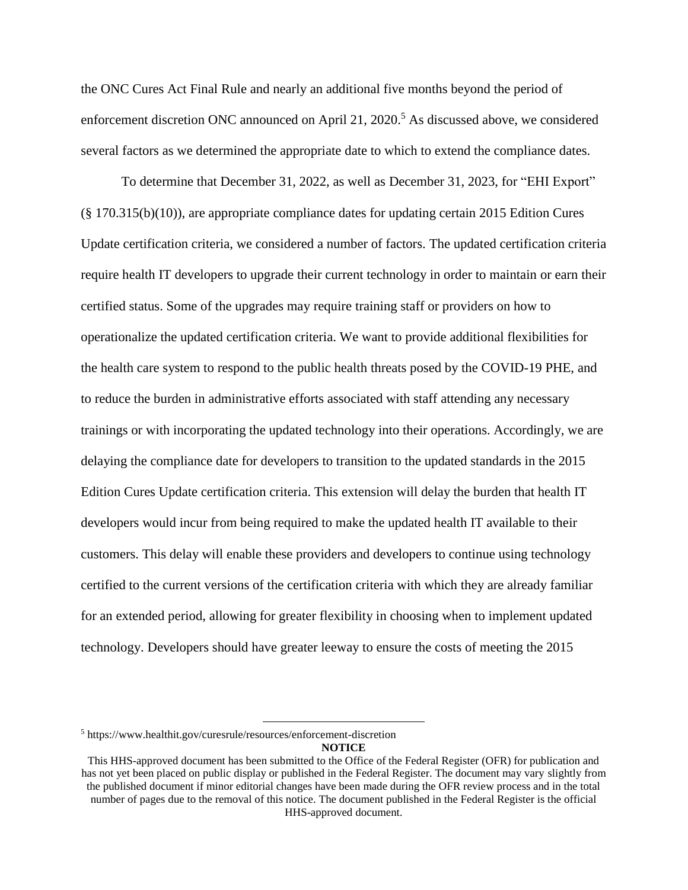the ONC Cures Act Final Rule and nearly an additional five months beyond the period of enforcement discretion ONC announced on April 21, 2020.[5] As discussed above, we considered several factors as we determined the appropriate date to which to extend the compliance dates.

To determine that December 31, 2022, as well as December 31, 2023, for "EHI Export" (§ 170.315(b)(10)), are appropriate compliance dates for updating certain 2015 Edition Cures Update certification criteria, we considered a number of factors. The updated certification criteria require health IT developers to upgrade their current technology in order to maintain or earn their certified status. Some of the upgrades may require training staff or providers on how to operationalize the updated certification criteria. We want to provide additional flexibilities for the health care system to respond to the public health threats posed by the COVID-19 PHE, and to reduce the burden in administrative efforts associated with staff attending any necessary trainings or with incorporating the updated technology into their operations. Accordingly, we are delaying the compliance date for developers to transition to the updated standards in the 2015 Edition Cures Update certification criteria. This extension will delay the burden that health IT developers would incur from being required to make the updated health IT available to their customers. This delay will enable these providers and developers to continue using technology certified to the current versions of the certification criteria with which they are already familiar for an extended period, allowing for greater flexibility in choosing when to implement updated technology. Developers should have greater leeway to ensure the costs of meeting the 2015

---

[5] https://www.healthit.gov/curesrule/resources/enforcement-discretion

**NOTICE**

This HHS-approved document has been submitted to the Office of the Federal Register (OFR) for publication and has not yet been placed on public display or published in the Federal Register. The document may vary slightly from the published document if minor editorial changes have been made during the OFR review process and in the total number of pages due to the removal of this notice. The document published in the Federal Register is the official HHS-approved document.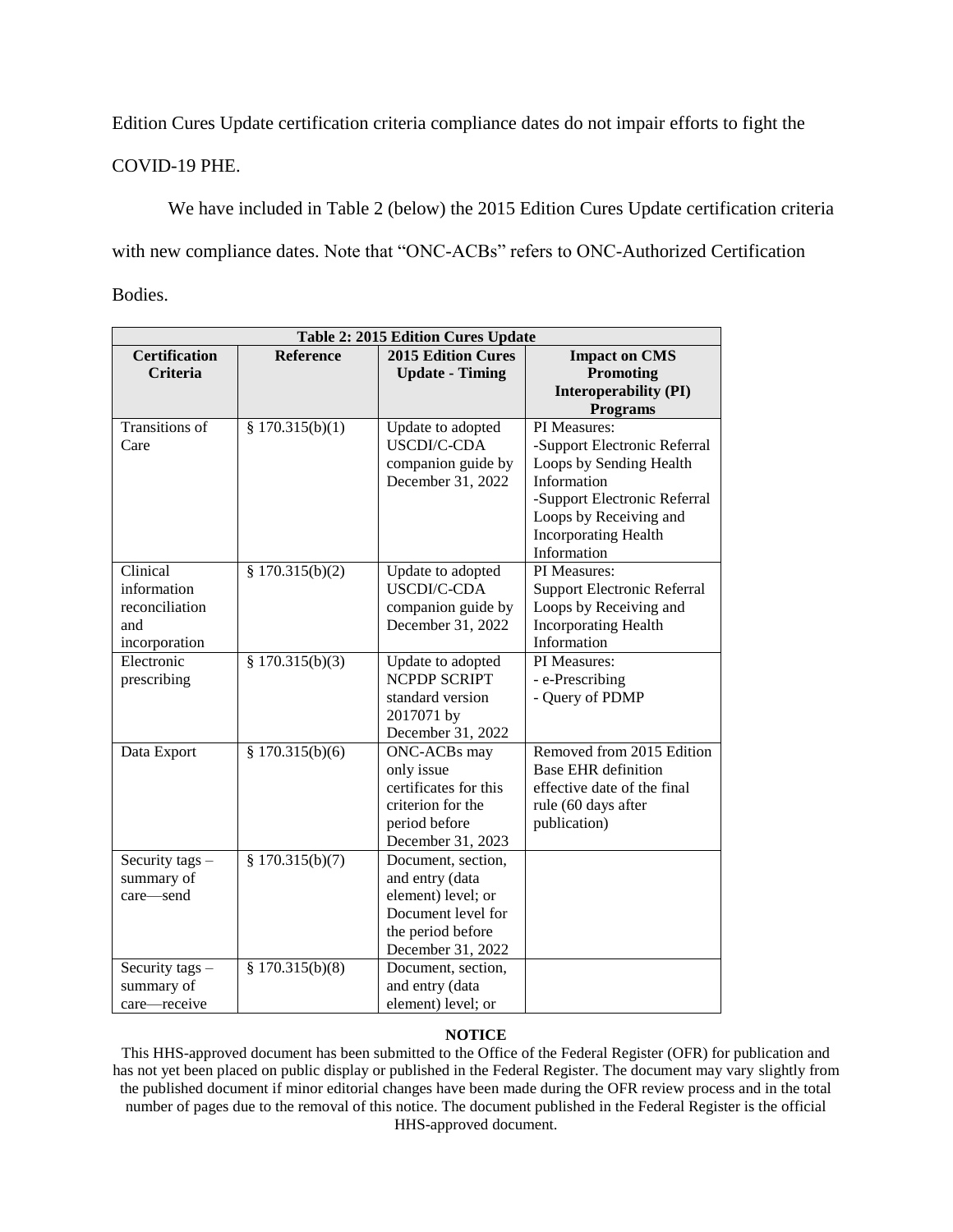Edition Cures Update certification criteria compliance dates do not impair efforts to fight the COVID-19 PHE.

We have included in Table 2 (below) the 2015 Edition Cures Update certification criteria with new compliance dates. Note that "ONC-ACBs" refers to ONC-Authorized Certification Bodies.

| Table 2: 2015 Edition Cures Update | | | |
|---|---|---|---|
| **Certification Criteria** | **Reference** | **2015 Edition Cures Update - Timing** | **Impact on CMS Promoting Interoperability (PI) Programs** |
| Transitions of Care | § 170.315(b)(1) | Update to adopted USCDI/C-CDA companion guide by December 31, 2022 | PI Measures:<br>-Support Electronic Referral Loops by Sending Health Information<br>-Support Electronic Referral Loops by Receiving and Incorporating Health Information |
| Clinical information reconciliation and incorporation | § 170.315(b)(2) | Update to adopted USCDI/C-CDA companion guide by December 31, 2022 | PI Measures:<br>Support Electronic Referral Loops by Receiving and Incorporating Health Information |
| Electronic prescribing | § 170.315(b)(3) | Update to adopted NCPDP SCRIPT standard version 2017071 by December 31, 2022 | PI Measures:<br>- e-Prescribing<br>- Query of PDMP |
| Data Export | § 170.315(b)(6) | ONC-ACBs may only issue certificates for this criterion for the period before December 31, 2023 | Removed from 2015 Edition Base EHR definition effective date of the final rule (60 days after publication) |
| Security tags – summary of care—send | § 170.315(b)(7) | Document, section, and entry (data element) level; or Document level for the period before December 31, 2022 | |
| Security tags – summary of care—receive | § 170.315(b)(8) | Document, section, and entry (data element) level; or | |

**NOTICE**

This HHS-approved document has been submitted to the Office of the Federal Register (OFR) for publication and has not yet been placed on public display or published in the Federal Register. The document may vary slightly from the published document if minor editorial changes have been made during the OFR review process and in the total number of pages due to the removal of this notice. The document published in the Federal Register is the official HHS-approved document.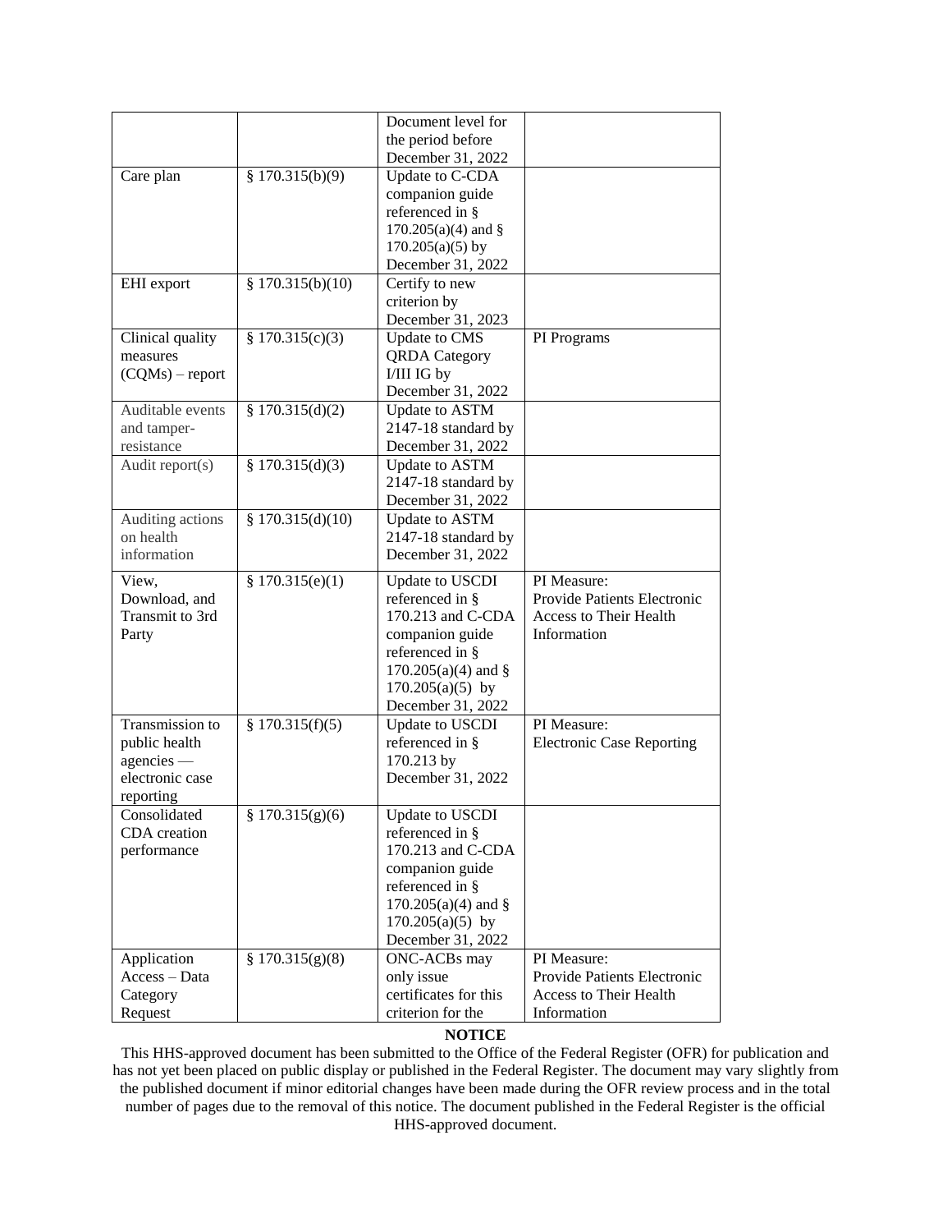| | | Document level for the period before December 31, 2022 | |
|---|---|---|---|
| Care plan | § 170.315(b)(9) | Update to C-CDA companion guide referenced in § 170.205(a)(4) and § 170.205(a)(5) by December 31, 2022 | |
| EHI export | § 170.315(b)(10) | Certify to new criterion by December 31, 2023 | |
| Clinical quality measures (CQMs) – report | § 170.315(c)(3) | Update to CMS QRDA Category I/III IG by December 31, 2022 | PI Programs |
| Auditable events and tamper-resistance | § 170.315(d)(2) | Update to ASTM 2147-18 standard by December 31, 2022 | |
| Audit report(s) | § 170.315(d)(3) | Update to ASTM 2147-18 standard by December 31, 2022 | |
| Auditing actions on health information | § 170.315(d)(10) | Update to ASTM 2147-18 standard by December 31, 2022 | |
| View, Download, and Transmit to 3rd Party | § 170.315(e)(1) | Update to USCDI referenced in § 170.213 and C-CDA companion guide referenced in § 170.205(a)(4) and § 170.205(a)(5) by December 31, 2022 | PI Measure: Provide Patients Electronic Access to Their Health Information |
| Transmission to public health agencies — electronic case reporting | § 170.315(f)(5) | Update to USCDI referenced in § 170.213 by December 31, 2022 | PI Measure: Electronic Case Reporting |
| Consolidated CDA creation performance | § 170.315(g)(6) | Update to USCDI referenced in § 170.213 and C-CDA companion guide referenced in § 170.205(a)(4) and § 170.205(a)(5) by December 31, 2022 | |
| Application Access – Data Category Request | § 170.315(g)(8) | ONC-ACBs may only issue certificates for this criterion for the | PI Measure: Provide Patients Electronic Access to Their Health Information |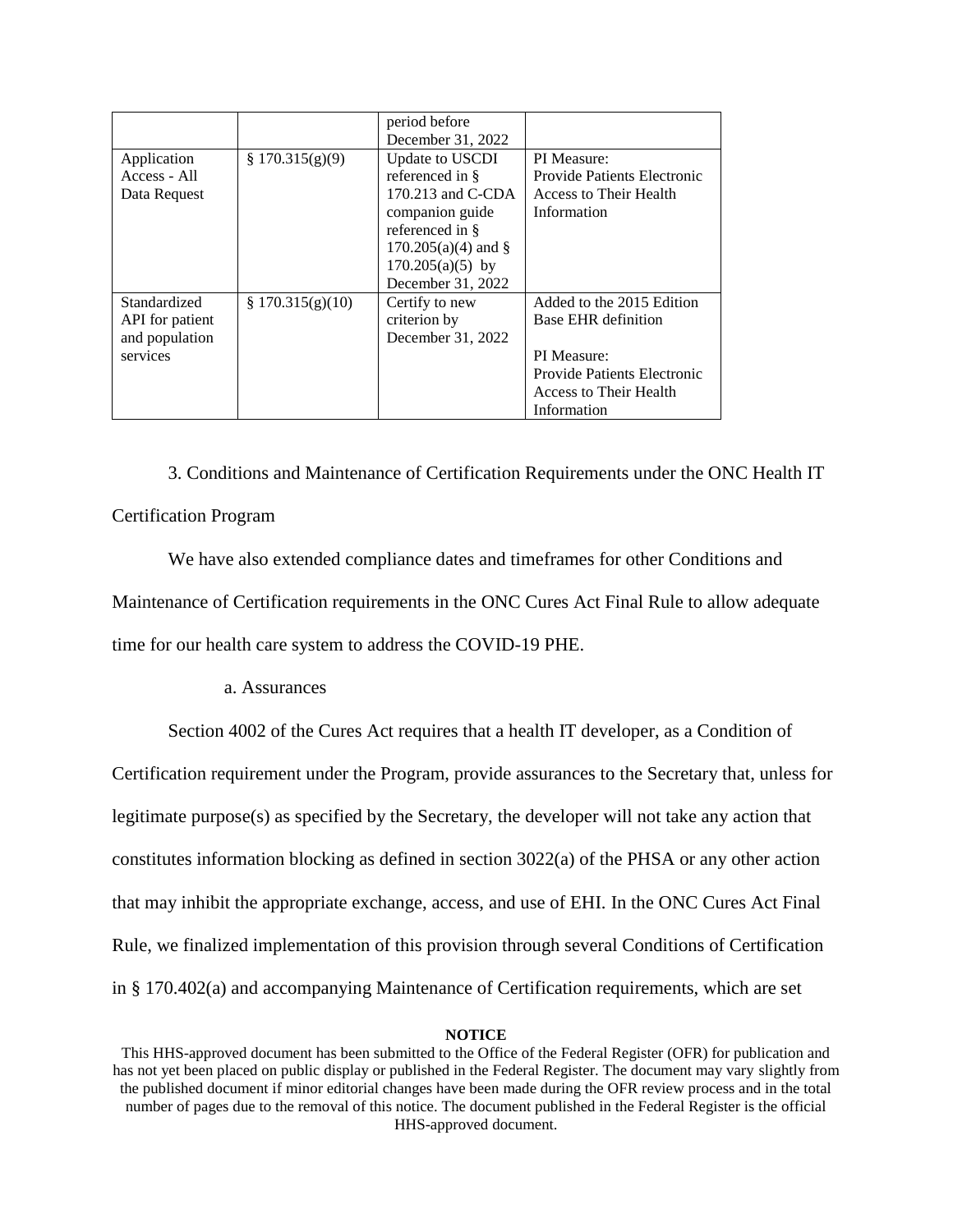|  |  | period before December 31, 2022 |  |
| --- | --- | --- | --- |
| Application Access - All Data Request | § 170.315(g)(9) | Update to USCDI referenced in § 170.213 and C-CDA companion guide referenced in § 170.205(a)(4) and § 170.205(a)(5) by December 31, 2022 | PI Measure: Provide Patients Electronic Access to Their Health Information |
| Standardized API for patient and population services | § 170.315(g)(10) | Certify to new criterion by December 31, 2022 | Added to the 2015 Edition Base EHR definition<br><br>PI Measure: Provide Patients Electronic Access to Their Health Information |

3. Conditions and Maintenance of Certification Requirements under the ONC Health IT Certification Program

We have also extended compliance dates and timeframes for other Conditions and Maintenance of Certification requirements in the ONC Cures Act Final Rule to allow adequate time for our health care system to address the COVID-19 PHE.

a. Assurances

Section 4002 of the Cures Act requires that a health IT developer, as a Condition of Certification requirement under the Program, provide assurances to the Secretary that, unless for legitimate purpose(s) as specified by the Secretary, the developer will not take any action that constitutes information blocking as defined in section 3022(a) of the PHSA or any other action that may inhibit the appropriate exchange, access, and use of EHI. In the ONC Cures Act Final Rule, we finalized implementation of this provision through several Conditions of Certification in § 170.402(a) and accompanying Maintenance of Certification requirements, which are set

**NOTICE**

This HHS-approved document has been submitted to the Office of the Federal Register (OFR) for publication and has not yet been placed on public display or published in the Federal Register. The document may vary slightly from the published document if minor editorial changes have been made during the OFR review process and in the total number of pages due to the removal of this notice. The document published in the Federal Register is the official HHS-approved document.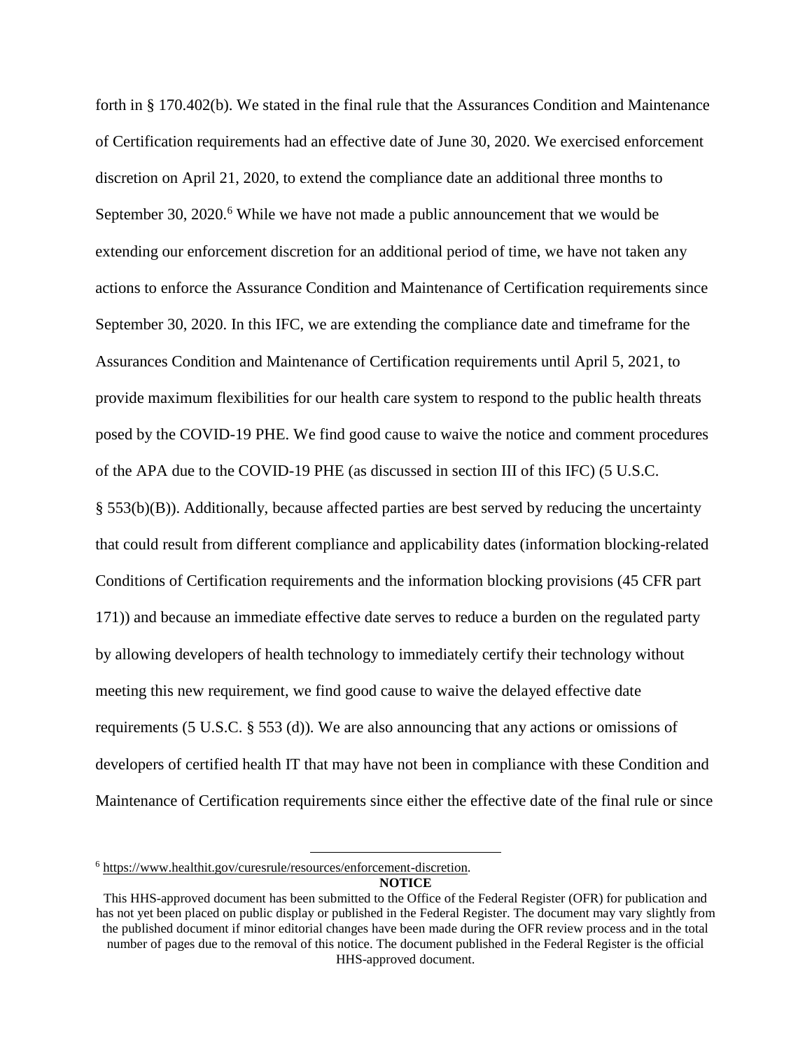forth in § 170.402(b). We stated in the final rule that the Assurances Condition and Maintenance of Certification requirements had an effective date of June 30, 2020. We exercised enforcement discretion on April 21, 2020, to extend the compliance date an additional three months to September 30, 2020.[6] While we have not made a public announcement that we would be extending our enforcement discretion for an additional period of time, we have not taken any actions to enforce the Assurance Condition and Maintenance of Certification requirements since September 30, 2020. In this IFC, we are extending the compliance date and timeframe for the Assurances Condition and Maintenance of Certification requirements until April 5, 2021, to provide maximum flexibilities for our health care system to respond to the public health threats posed by the COVID-19 PHE. We find good cause to waive the notice and comment procedures of the APA due to the COVID-19 PHE (as discussed in section III of this IFC) (5 U.S.C. § 553(b)(B)). Additionally, because affected parties are best served by reducing the uncertainty that could result from different compliance and applicability dates (information blocking-related Conditions of Certification requirements and the information blocking provisions (45 CFR part 171)) and because an immediate effective date serves to reduce a burden on the regulated party by allowing developers of health technology to immediately certify their technology without meeting this new requirement, we find good cause to waive the delayed effective date requirements (5 U.S.C. § 553 (d)). We are also announcing that any actions or omissions of developers of certified health IT that may have not been in compliance with these Condition and Maintenance of Certification requirements since either the effective date of the final rule or since

[6] https://www.healthit.gov/curesrule/resources/enforcement-discretion.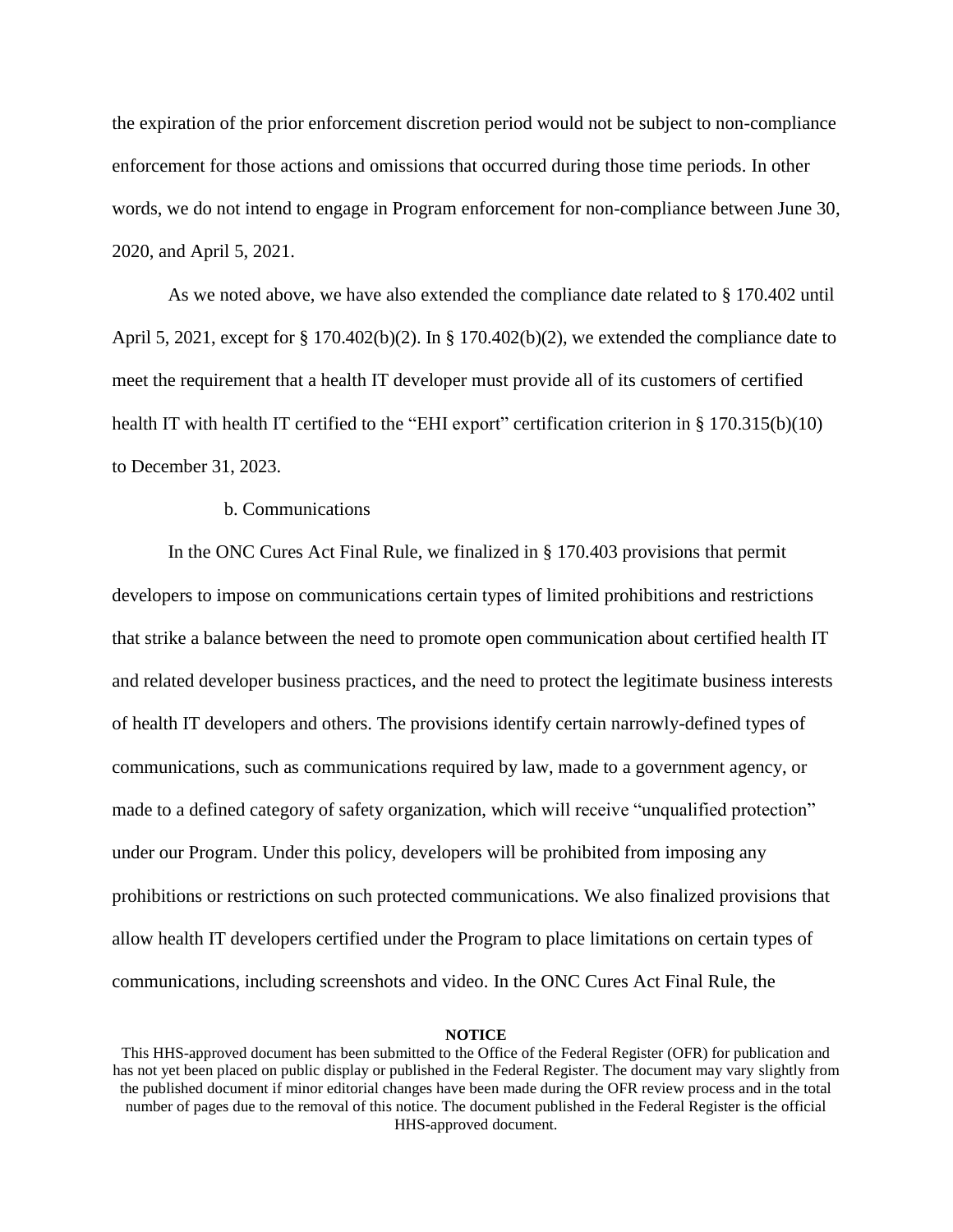the expiration of the prior enforcement discretion period would not be subject to non-compliance enforcement for those actions and omissions that occurred during those time periods. In other words, we do not intend to engage in Program enforcement for non-compliance between June 30, 2020, and April 5, 2021.

As we noted above, we have also extended the compliance date related to § 170.402 until April 5, 2021, except for § 170.402(b)(2). In § 170.402(b)(2), we extended the compliance date to meet the requirement that a health IT developer must provide all of its customers of certified health IT with health IT certified to the "EHI export" certification criterion in § 170.315(b)(10) to December 31, 2023.

b. Communications

In the ONC Cures Act Final Rule, we finalized in § 170.403 provisions that permit developers to impose on communications certain types of limited prohibitions and restrictions that strike a balance between the need to promote open communication about certified health IT and related developer business practices, and the need to protect the legitimate business interests of health IT developers and others. The provisions identify certain narrowly-defined types of communications, such as communications required by law, made to a government agency, or made to a defined category of safety organization, which will receive "unqualified protection" under our Program. Under this policy, developers will be prohibited from imposing any prohibitions or restrictions on such protected communications. We also finalized provisions that allow health IT developers certified under the Program to place limitations on certain types of communications, including screenshots and video. In the ONC Cures Act Final Rule, the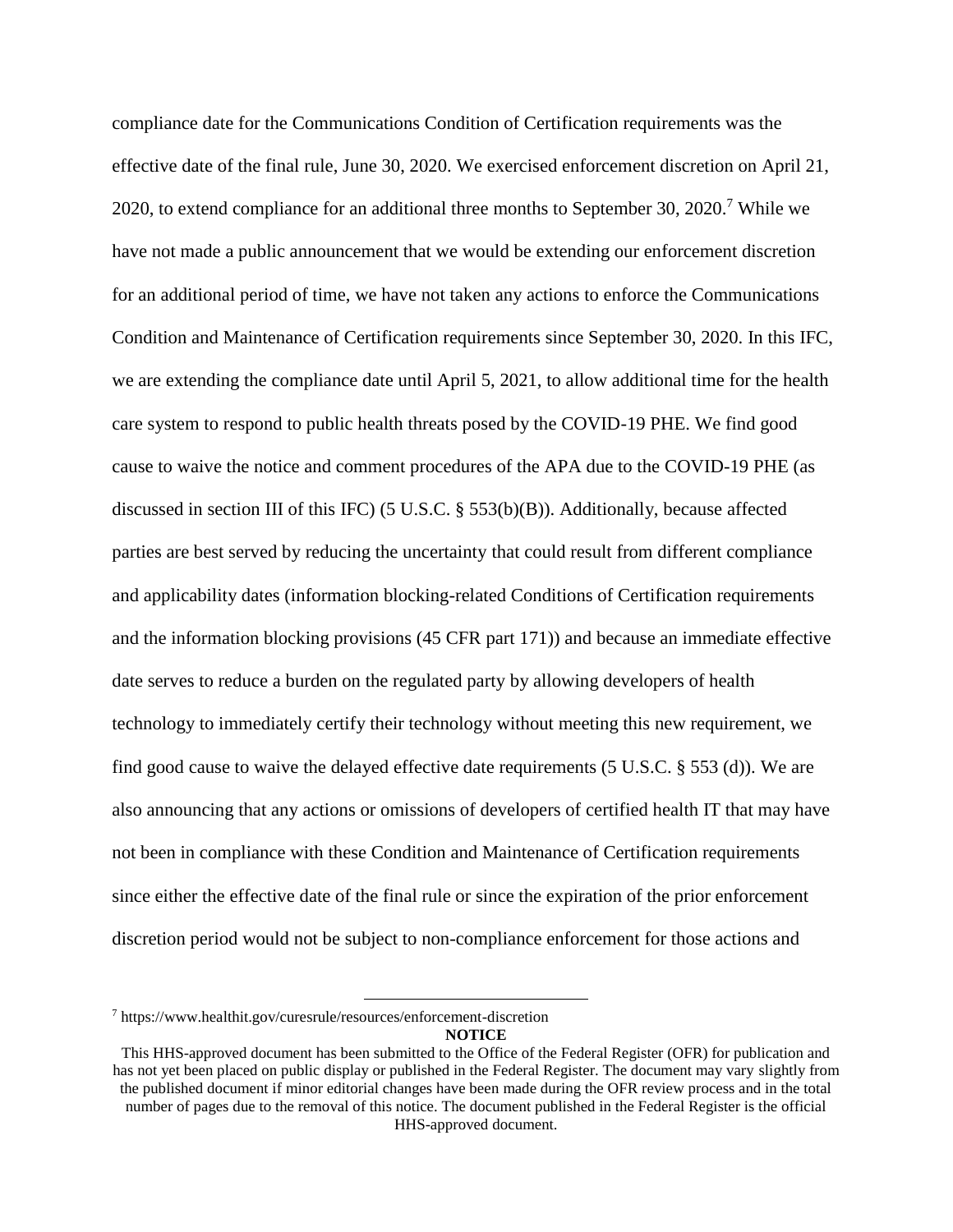compliance date for the Communications Condition of Certification requirements was the effective date of the final rule, June 30, 2020. We exercised enforcement discretion on April 21, 2020, to extend compliance for an additional three months to September 30, 2020.[7] While we have not made a public announcement that we would be extending our enforcement discretion for an additional period of time, we have not taken any actions to enforce the Communications Condition and Maintenance of Certification requirements since September 30, 2020. In this IFC, we are extending the compliance date until April 5, 2021, to allow additional time for the health care system to respond to public health threats posed by the COVID-19 PHE. We find good cause to waive the notice and comment procedures of the APA due to the COVID-19 PHE (as discussed in section III of this IFC) (5 U.S.C. § 553(b)(B)). Additionally, because affected parties are best served by reducing the uncertainty that could result from different compliance and applicability dates (information blocking-related Conditions of Certification requirements and the information blocking provisions (45 CFR part 171)) and because an immediate effective date serves to reduce a burden on the regulated party by allowing developers of health technology to immediately certify their technology without meeting this new requirement, we find good cause to waive the delayed effective date requirements (5 U.S.C. § 553 (d)). We are also announcing that any actions or omissions of developers of certified health IT that may have not been in compliance with these Condition and Maintenance of Certification requirements since either the effective date of the final rule or since the expiration of the prior enforcement discretion period would not be subject to non-compliance enforcement for those actions and

[7] https://www.healthit.gov/curesrule/resources/enforcement-discretion

**NOTICE**

This HHS-approved document has been submitted to the Office of the Federal Register (OFR) for publication and has not yet been placed on public display or published in the Federal Register. The document may vary slightly from the published document if minor editorial changes have been made during the OFR review process and in the total number of pages due to the removal of this notice. The document published in the Federal Register is the official HHS-approved document.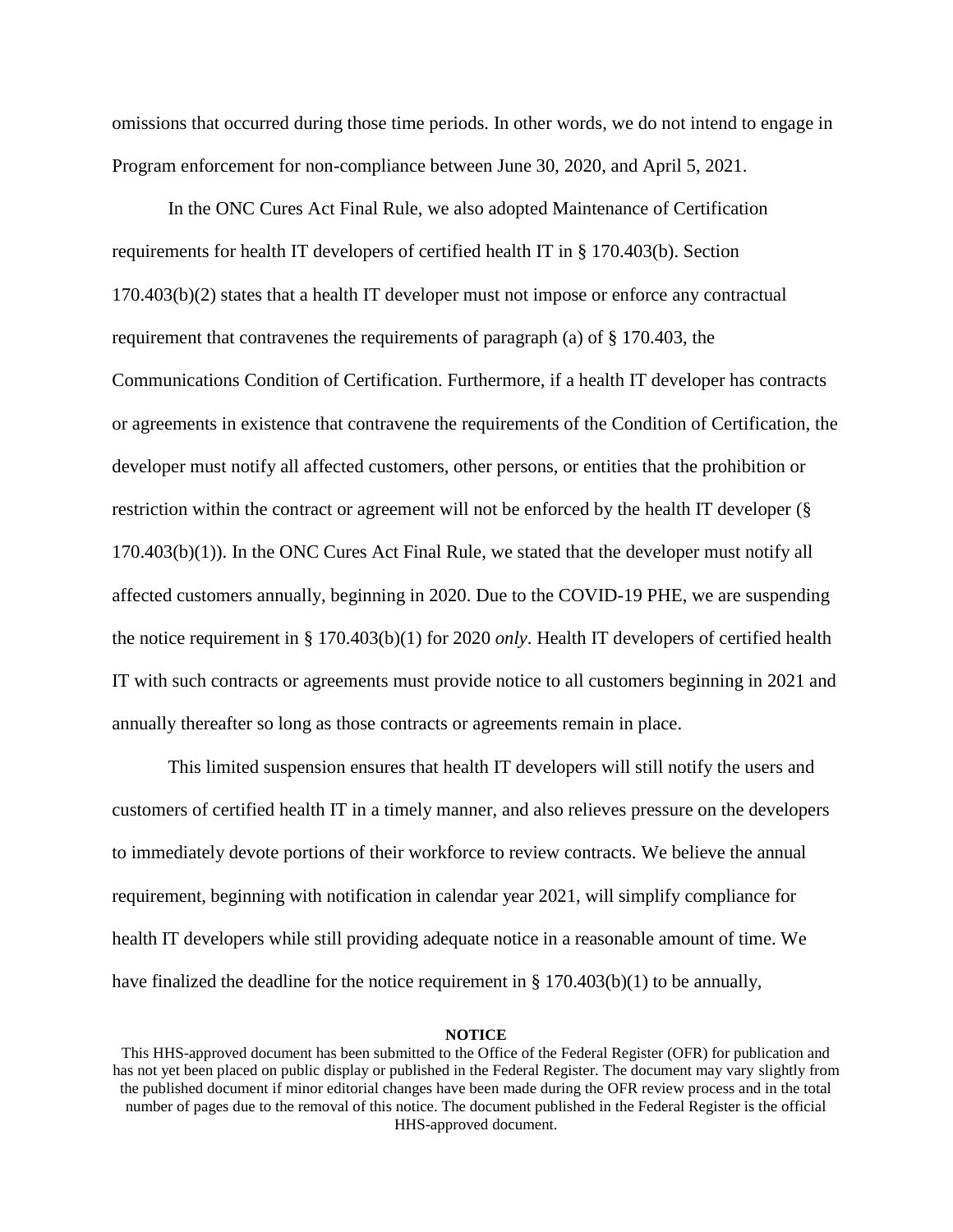omissions that occurred during those time periods. In other words, we do not intend to engage in Program enforcement for non-compliance between June 30, 2020, and April 5, 2021.

In the ONC Cures Act Final Rule, we also adopted Maintenance of Certification requirements for health IT developers of certified health IT in § 170.403(b). Section 170.403(b)(2) states that a health IT developer must not impose or enforce any contractual requirement that contravenes the requirements of paragraph (a) of § 170.403, the Communications Condition of Certification. Furthermore, if a health IT developer has contracts or agreements in existence that contravene the requirements of the Condition of Certification, the developer must notify all affected customers, other persons, or entities that the prohibition or restriction within the contract or agreement will not be enforced by the health IT developer (§ 170.403(b)(1)). In the ONC Cures Act Final Rule, we stated that the developer must notify all affected customers annually, beginning in 2020. Due to the COVID-19 PHE, we are suspending the notice requirement in § 170.403(b)(1) for 2020 *only*. Health IT developers of certified health IT with such contracts or agreements must provide notice to all customers beginning in 2021 and annually thereafter so long as those contracts or agreements remain in place.

This limited suspension ensures that health IT developers will still notify the users and customers of certified health IT in a timely manner, and also relieves pressure on the developers to immediately devote portions of their workforce to review contracts. We believe the annual requirement, beginning with notification in calendar year 2021, will simplify compliance for health IT developers while still providing adequate notice in a reasonable amount of time. We have finalized the deadline for the notice requirement in § 170.403(b)(1) to be annually,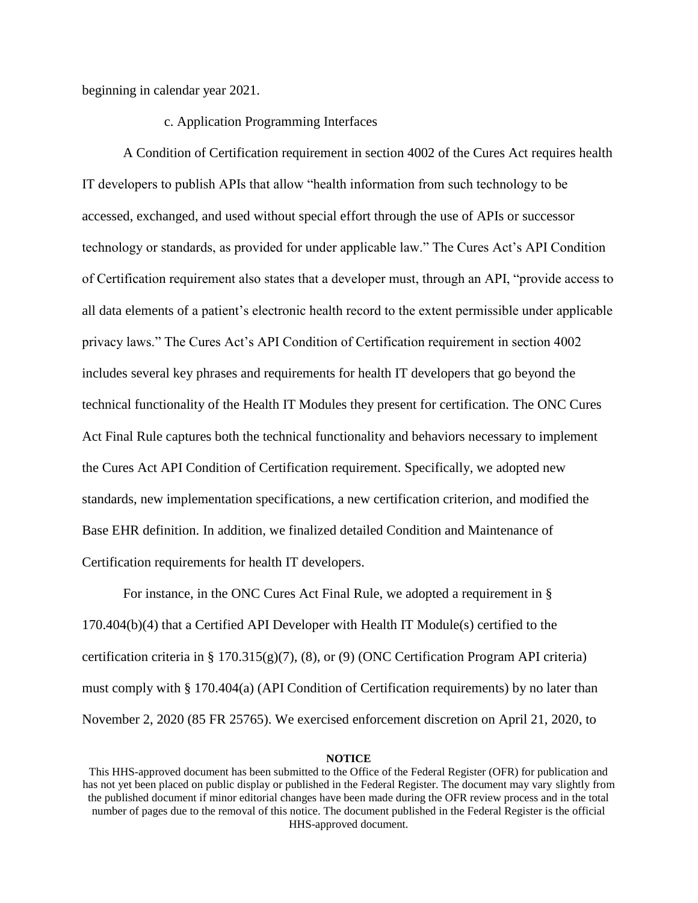beginning in calendar year 2021.

### c. Application Programming Interfaces

A Condition of Certification requirement in section 4002 of the Cures Act requires health IT developers to publish APIs that allow “health information from such technology to be accessed, exchanged, and used without special effort through the use of APIs or successor technology or standards, as provided for under applicable law.” The Cures Act’s API Condition of Certification requirement also states that a developer must, through an API, “provide access to all data elements of a patient’s electronic health record to the extent permissible under applicable privacy laws.” The Cures Act’s API Condition of Certification requirement in section 4002 includes several key phrases and requirements for health IT developers that go beyond the technical functionality of the Health IT Modules they present for certification. The ONC Cures Act Final Rule captures both the technical functionality and behaviors necessary to implement the Cures Act API Condition of Certification requirement. Specifically, we adopted new standards, new implementation specifications, a new certification criterion, and modified the Base EHR definition. In addition, we finalized detailed Condition and Maintenance of Certification requirements for health IT developers.

For instance, in the ONC Cures Act Final Rule, we adopted a requirement in § 170.404(b)(4) that a Certified API Developer with Health IT Module(s) certified to the certification criteria in § 170.315(g)(7), (8), or (9) (ONC Certification Program API criteria) must comply with § 170.404(a) (API Condition of Certification requirements) by no later than November 2, 2020 (85 FR 25765). We exercised enforcement discretion on April 21, 2020, to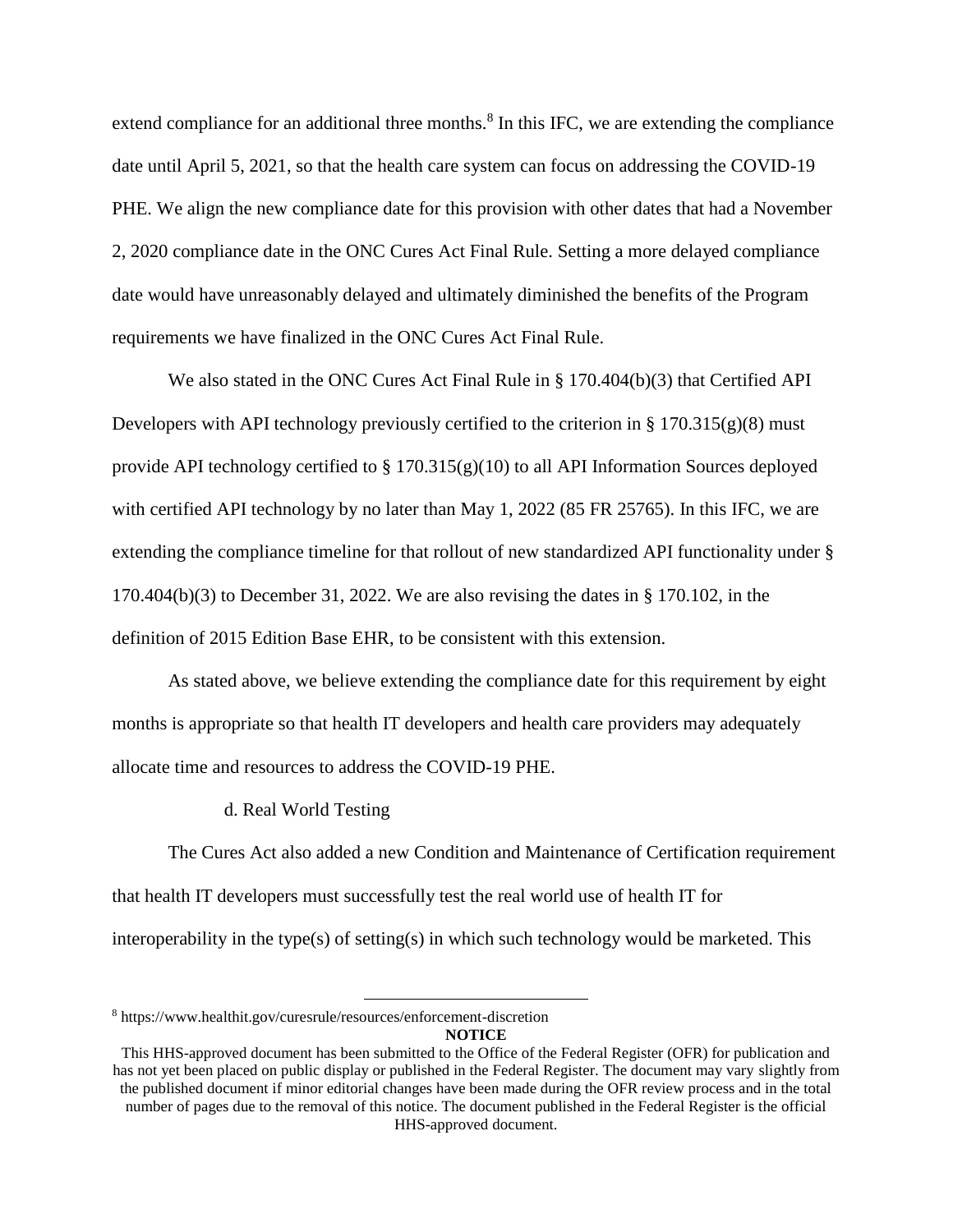extend compliance for an additional three months.[8] In this IFC, we are extending the compliance date until April 5, 2021, so that the health care system can focus on addressing the COVID-19 PHE. We align the new compliance date for this provision with other dates that had a November 2, 2020 compliance date in the ONC Cures Act Final Rule. Setting a more delayed compliance date would have unreasonably delayed and ultimately diminished the benefits of the Program requirements we have finalized in the ONC Cures Act Final Rule.

We also stated in the ONC Cures Act Final Rule in § 170.404(b)(3) that Certified API Developers with API technology previously certified to the criterion in § 170.315(g)(8) must provide API technology certified to § 170.315(g)(10) to all API Information Sources deployed with certified API technology by no later than May 1, 2022 (85 FR 25765). In this IFC, we are extending the compliance timeline for that rollout of new standardized API functionality under § 170.404(b)(3) to December 31, 2022. We are also revising the dates in § 170.102, in the definition of 2015 Edition Base EHR, to be consistent with this extension.

As stated above, we believe extending the compliance date for this requirement by eight months is appropriate so that health IT developers and health care providers may adequately allocate time and resources to address the COVID-19 PHE.

d. Real World Testing

The Cures Act also added a new Condition and Maintenance of Certification requirement that health IT developers must successfully test the real world use of health IT for interoperability in the type(s) of setting(s) in which such technology would be marketed. This

[8] https://www.healthit.gov/curesrule/resources/enforcement-discretion

**NOTICE**

This HHS-approved document has been submitted to the Office of the Federal Register (OFR) for publication and has not yet been placed on public display or published in the Federal Register. The document may vary slightly from the published document if minor editorial changes have been made during the OFR review process and in the total number of pages due to the removal of this notice. The document published in the Federal Register is the official HHS-approved document.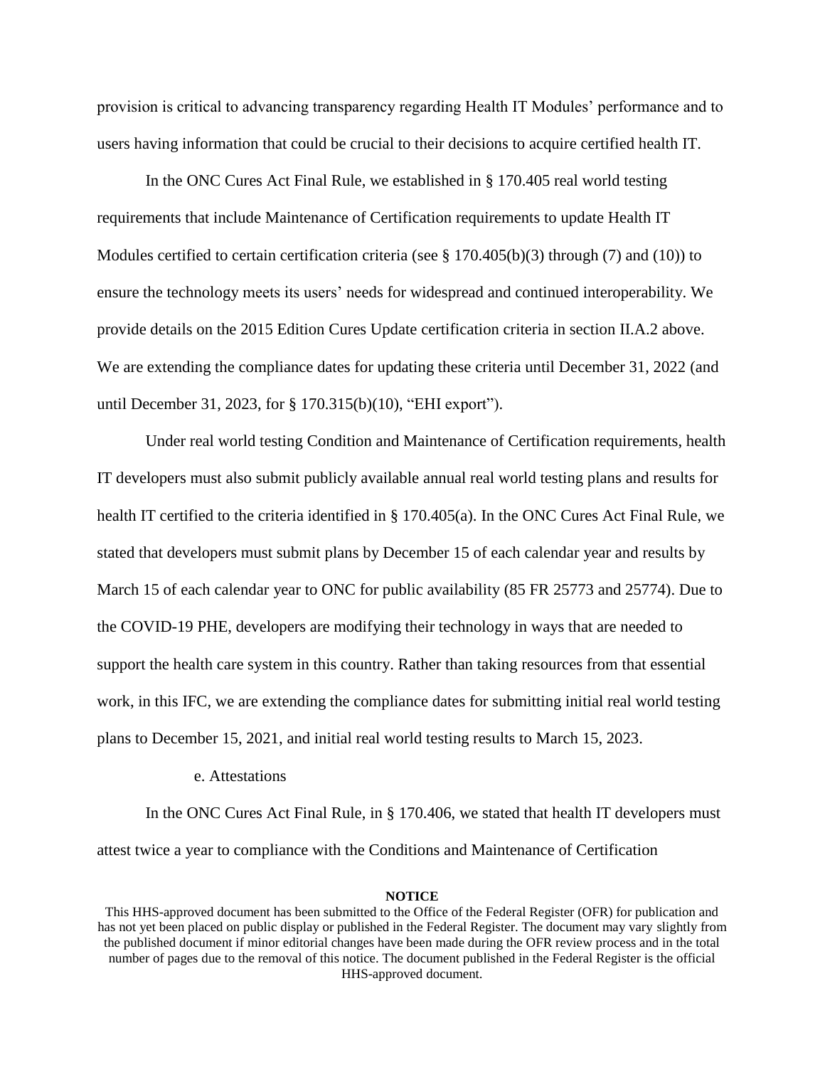provision is critical to advancing transparency regarding Health IT Modules' performance and to users having information that could be crucial to their decisions to acquire certified health IT.

In the ONC Cures Act Final Rule, we established in § 170.405 real world testing requirements that include Maintenance of Certification requirements to update Health IT Modules certified to certain certification criteria (see § 170.405(b)(3) through (7) and (10)) to ensure the technology meets its users' needs for widespread and continued interoperability. We provide details on the 2015 Edition Cures Update certification criteria in section II.A.2 above. We are extending the compliance dates for updating these criteria until December 31, 2022 (and until December 31, 2023, for § 170.315(b)(10), "EHI export").

Under real world testing Condition and Maintenance of Certification requirements, health IT developers must also submit publicly available annual real world testing plans and results for health IT certified to the criteria identified in § 170.405(a). In the ONC Cures Act Final Rule, we stated that developers must submit plans by December 15 of each calendar year and results by March 15 of each calendar year to ONC for public availability (85 FR 25773 and 25774). Due to the COVID-19 PHE, developers are modifying their technology in ways that are needed to support the health care system in this country. Rather than taking resources from that essential work, in this IFC, we are extending the compliance dates for submitting initial real world testing plans to December 15, 2021, and initial real world testing results to March 15, 2023.

e. Attestations

In the ONC Cures Act Final Rule, in § 170.406, we stated that health IT developers must attest twice a year to compliance with the Conditions and Maintenance of Certification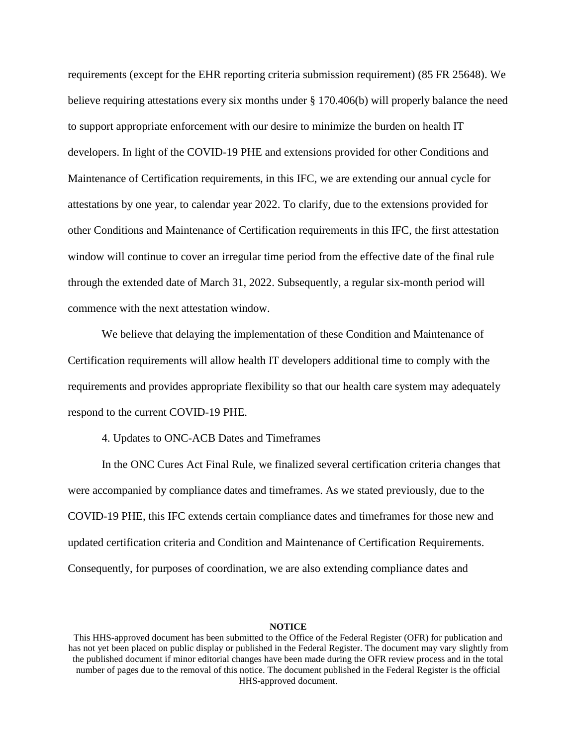requirements (except for the EHR reporting criteria submission requirement) (85 FR 25648). We believe requiring attestations every six months under § 170.406(b) will properly balance the need to support appropriate enforcement with our desire to minimize the burden on health IT developers. In light of the COVID-19 PHE and extensions provided for other Conditions and Maintenance of Certification requirements, in this IFC, we are extending our annual cycle for attestations by one year, to calendar year 2022. To clarify, due to the extensions provided for other Conditions and Maintenance of Certification requirements in this IFC, the first attestation window will continue to cover an irregular time period from the effective date of the final rule through the extended date of March 31, 2022. Subsequently, a regular six-month period will commence with the next attestation window.

We believe that delaying the implementation of these Condition and Maintenance of Certification requirements will allow health IT developers additional time to comply with the requirements and provides appropriate flexibility so that our health care system may adequately respond to the current COVID-19 PHE.

4. Updates to ONC-ACB Dates and Timeframes

In the ONC Cures Act Final Rule, we finalized several certification criteria changes that were accompanied by compliance dates and timeframes. As we stated previously, due to the COVID-19 PHE, this IFC extends certain compliance dates and timeframes for those new and updated certification criteria and Condition and Maintenance of Certification Requirements. Consequently, for purposes of coordination, we are also extending compliance dates and

**NOTICE**

This HHS-approved document has been submitted to the Office of the Federal Register (OFR) for publication and has not yet been placed on public display or published in the Federal Register. The document may vary slightly from the published document if minor editorial changes have been made during the OFR review process and in the total number of pages due to the removal of this notice. The document published in the Federal Register is the official HHS-approved document.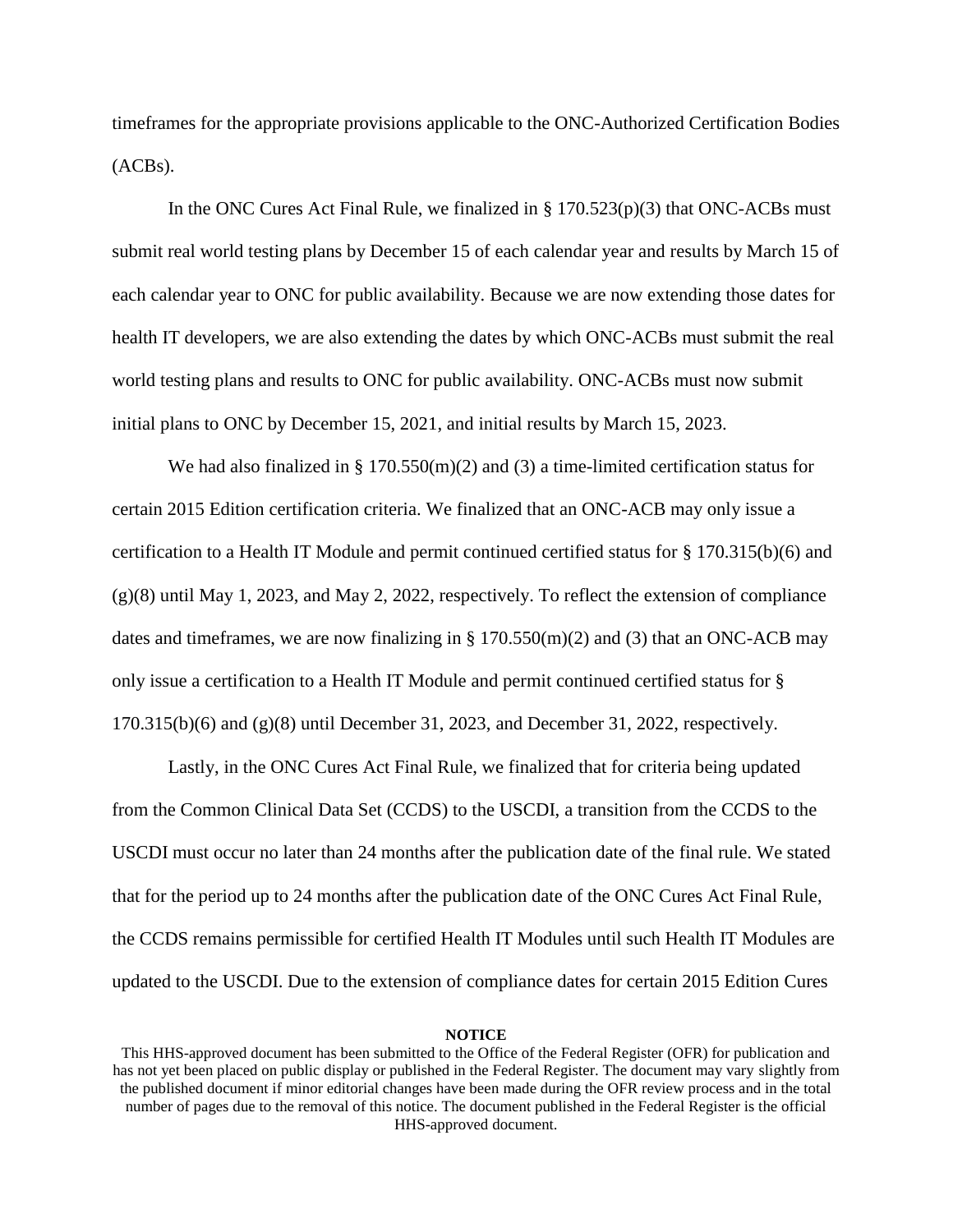timeframes for the appropriate provisions applicable to the ONC-Authorized Certification Bodies (ACBs).

In the ONC Cures Act Final Rule, we finalized in § 170.523(p)(3) that ONC-ACBs must submit real world testing plans by December 15 of each calendar year and results by March 15 of each calendar year to ONC for public availability. Because we are now extending those dates for health IT developers, we are also extending the dates by which ONC-ACBs must submit the real world testing plans and results to ONC for public availability. ONC-ACBs must now submit initial plans to ONC by December 15, 2021, and initial results by March 15, 2023.

We had also finalized in § 170.550(m)(2) and (3) a time-limited certification status for certain 2015 Edition certification criteria. We finalized that an ONC-ACB may only issue a certification to a Health IT Module and permit continued certified status for § 170.315(b)(6) and (g)(8) until May 1, 2023, and May 2, 2022, respectively. To reflect the extension of compliance dates and timeframes, we are now finalizing in § 170.550(m)(2) and (3) that an ONC-ACB may only issue a certification to a Health IT Module and permit continued certified status for § 170.315(b)(6) and (g)(8) until December 31, 2023, and December 31, 2022, respectively.

Lastly, in the ONC Cures Act Final Rule, we finalized that for criteria being updated from the Common Clinical Data Set (CCDS) to the USCDI, a transition from the CCDS to the USCDI must occur no later than 24 months after the publication date of the final rule. We stated that for the period up to 24 months after the publication date of the ONC Cures Act Final Rule, the CCDS remains permissible for certified Health IT Modules until such Health IT Modules are updated to the USCDI. Due to the extension of compliance dates for certain 2015 Edition Cures

**NOTICE**

This HHS-approved document has been submitted to the Office of the Federal Register (OFR) for publication and has not yet been placed on public display or published in the Federal Register. The document may vary slightly from the published document if minor editorial changes have been made during the OFR review process and in the total number of pages due to the removal of this notice. The document published in the Federal Register is the official HHS-approved document.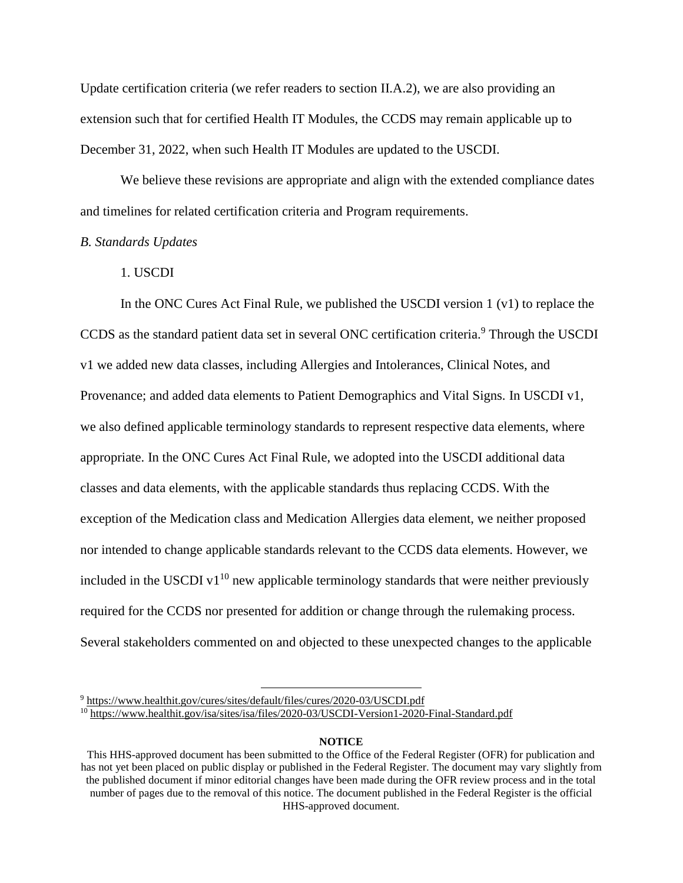Update certification criteria (we refer readers to section II.A.2), we are also providing an extension such that for certified Health IT Modules, the CCDS may remain applicable up to December 31, 2022, when such Health IT Modules are updated to the USCDI.

We believe these revisions are appropriate and align with the extended compliance dates and timelines for related certification criteria and Program requirements.

*B. Standards Updates*

1. USCDI

In the ONC Cures Act Final Rule, we published the USCDI version 1 (v1) to replace the CCDS as the standard patient data set in several ONC certification criteria.[9] Through the USCDI v1 we added new data classes, including Allergies and Intolerances, Clinical Notes, and Provenance; and added data elements to Patient Demographics and Vital Signs. In USCDI v1, we also defined applicable terminology standards to represent respective data elements, where appropriate. In the ONC Cures Act Final Rule, we adopted into the USCDI additional data classes and data elements, with the applicable standards thus replacing CCDS. With the exception of the Medication class and Medication Allergies data element, we neither proposed nor intended to change applicable standards relevant to the CCDS data elements. However, we included in the USCDI v1[10] new applicable terminology standards that were neither previously required for the CCDS nor presented for addition or change through the rulemaking process. Several stakeholders commented on and objected to these unexpected changes to the applicable

---

[9] https://www.healthit.gov/cures/sites/default/files/cures/2020-03/USCDI.pdf

[10] https://www.healthit.gov/isa/sites/isa/files/2020-03/USCDI-Version1-2020-Final-Standard.pdf

**NOTICE**

This HHS-approved document has been submitted to the Office of the Federal Register (OFR) for publication and has not yet been placed on public display or published in the Federal Register. The document may vary slightly from the published document if minor editorial changes have been made during the OFR review process and in the total number of pages due to the removal of this notice. The document published in the Federal Register is the official HHS-approved document.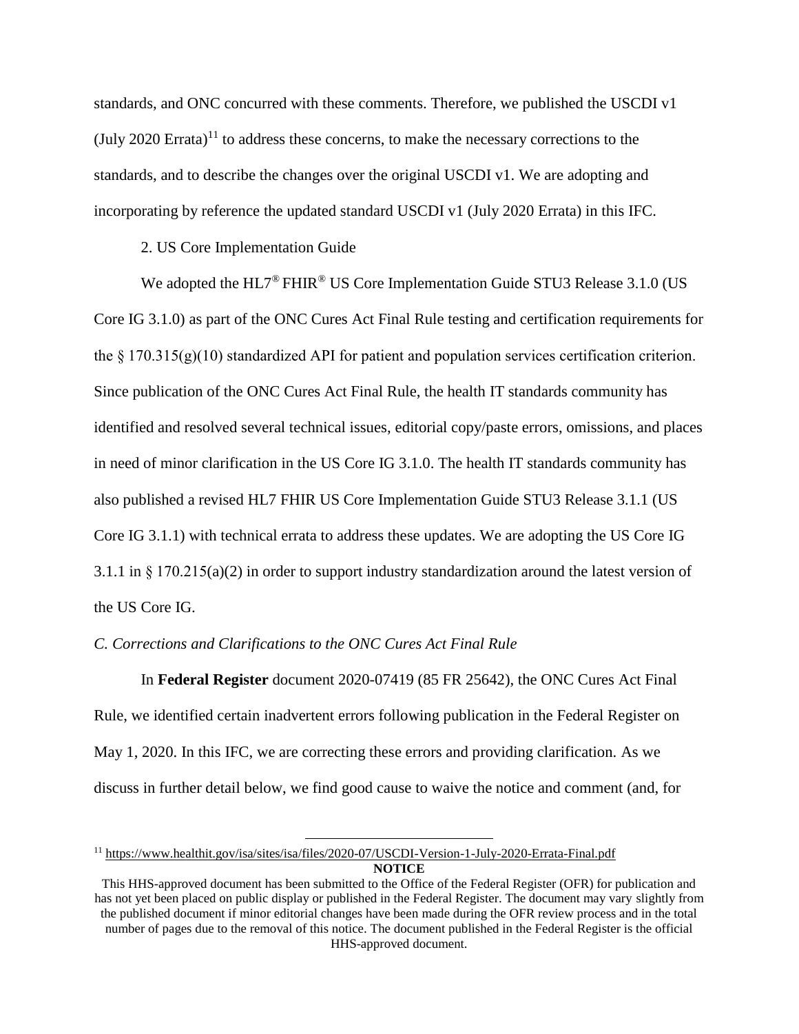standards, and ONC concurred with these comments. Therefore, we published the USCDI v1 (July 2020 Errata)[11] to address these concerns, to make the necessary corrections to the standards, and to describe the changes over the original USCDI v1. We are adopting and incorporating by reference the updated standard USCDI v1 (July 2020 Errata) in this IFC.

2. US Core Implementation Guide

We adopted the HL7® FHIR® US Core Implementation Guide STU3 Release 3.1.0 (US Core IG 3.1.0) as part of the ONC Cures Act Final Rule testing and certification requirements for the § 170.315(g)(10) standardized API for patient and population services certification criterion. Since publication of the ONC Cures Act Final Rule, the health IT standards community has identified and resolved several technical issues, editorial copy/paste errors, omissions, and places in need of minor clarification in the US Core IG 3.1.0. The health IT standards community has also published a revised HL7 FHIR US Core Implementation Guide STU3 Release 3.1.1 (US Core IG 3.1.1) with technical errata to address these updates. We are adopting the US Core IG 3.1.1 in § 170.215(a)(2) in order to support industry standardization around the latest version of the US Core IG.

*C. Corrections and Clarifications to the ONC Cures Act Final Rule*

In **Federal Register** document 2020-07419 (85 FR 25642), the ONC Cures Act Final Rule, we identified certain inadvertent errors following publication in the Federal Register on May 1, 2020. In this IFC, we are correcting these errors and providing clarification. As we discuss in further detail below, we find good cause to waive the notice and comment (and, for

[11] https://www.healthit.gov/isa/sites/isa/files/2020-07/USCDI-Version-1-July-2020-Errata-Final.pdf

**NOTICE**

This HHS-approved document has been submitted to the Office of the Federal Register (OFR) for publication and has not yet been placed on public display or published in the Federal Register. The document may vary slightly from the published document if minor editorial changes have been made during the OFR review process and in the total number of pages due to the removal of this notice. The document published in the Federal Register is the official HHS-approved document.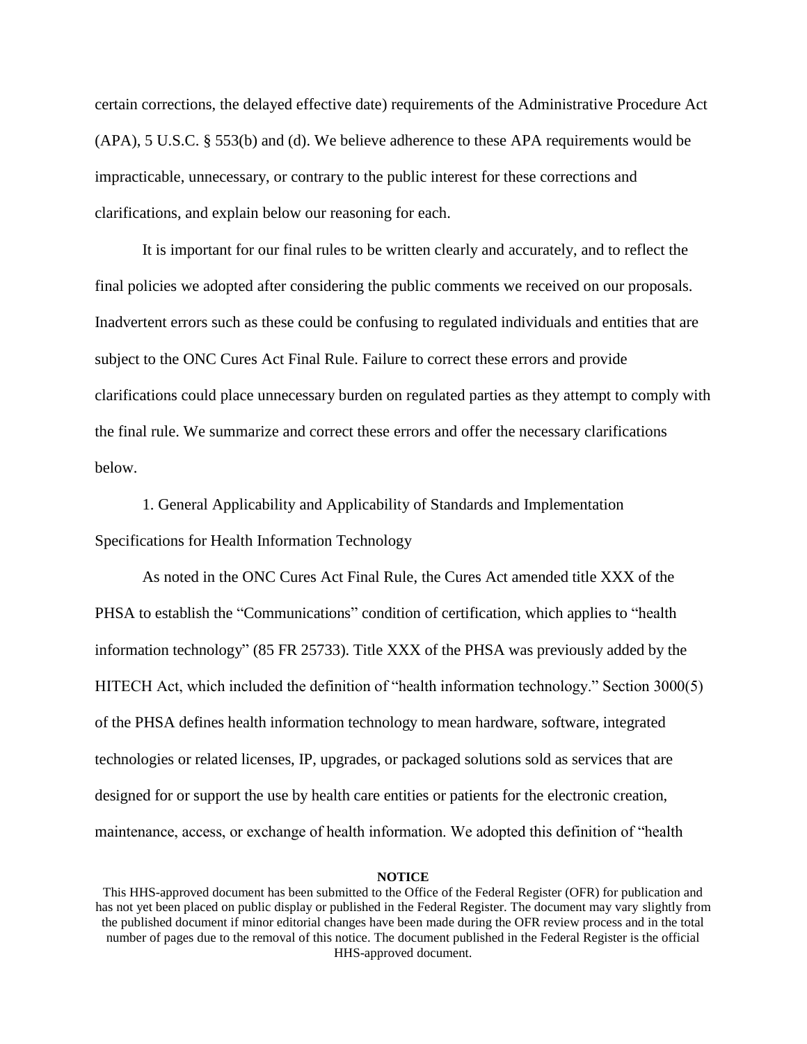certain corrections, the delayed effective date) requirements of the Administrative Procedure Act (APA), 5 U.S.C. § 553(b) and (d). We believe adherence to these APA requirements would be impracticable, unnecessary, or contrary to the public interest for these corrections and clarifications, and explain below our reasoning for each.

It is important for our final rules to be written clearly and accurately, and to reflect the final policies we adopted after considering the public comments we received on our proposals. Inadvertent errors such as these could be confusing to regulated individuals and entities that are subject to the ONC Cures Act Final Rule. Failure to correct these errors and provide clarifications could place unnecessary burden on regulated parties as they attempt to comply with the final rule. We summarize and correct these errors and offer the necessary clarifications below.

1. General Applicability and Applicability of Standards and Implementation Specifications for Health Information Technology

As noted in the ONC Cures Act Final Rule, the Cures Act amended title XXX of the PHSA to establish the "Communications" condition of certification, which applies to "health information technology" (85 FR 25733). Title XXX of the PHSA was previously added by the HITECH Act, which included the definition of "health information technology." Section 3000(5) of the PHSA defines health information technology to mean hardware, software, integrated technologies or related licenses, IP, upgrades, or packaged solutions sold as services that are designed for or support the use by health care entities or patients for the electronic creation, maintenance, access, or exchange of health information. We adopted this definition of "health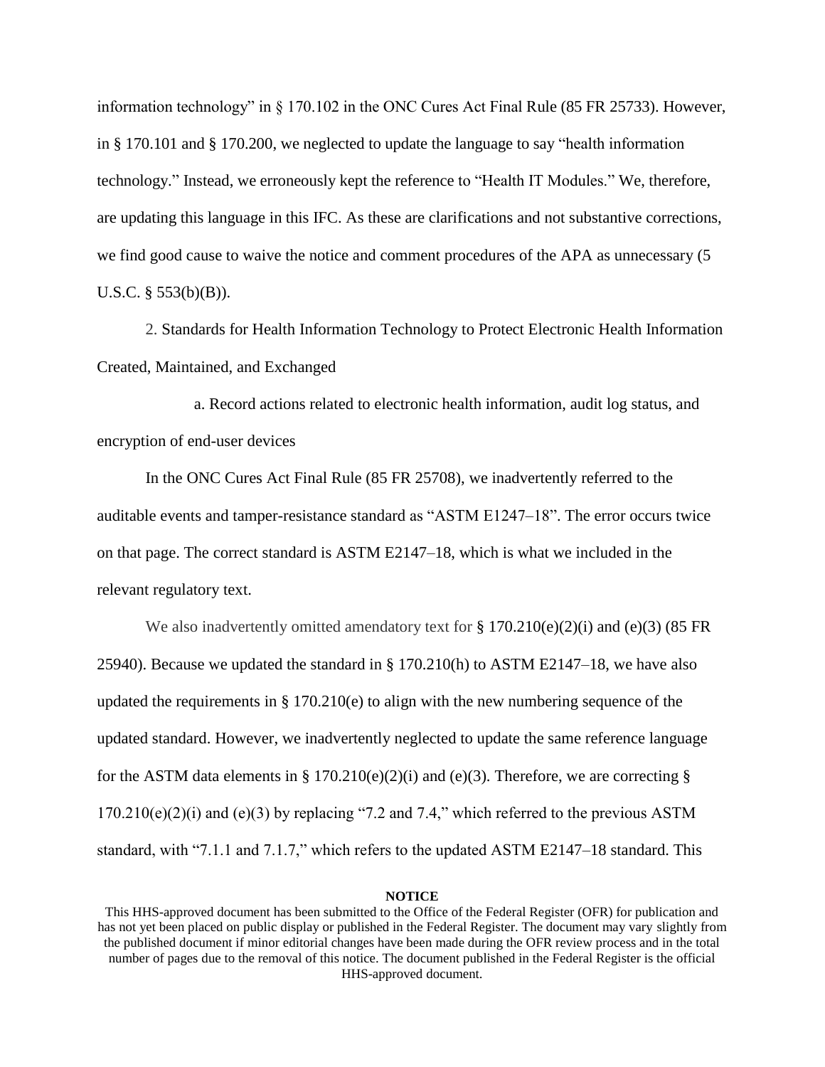information technology” in § 170.102 in the ONC Cures Act Final Rule (85 FR 25733). However, in § 170.101 and § 170.200, we neglected to update the language to say “health information technology.” Instead, we erroneously kept the reference to “Health IT Modules.” We, therefore, are updating this language in this IFC. As these are clarifications and not substantive corrections, we find good cause to waive the notice and comment procedures of the APA as unnecessary (5 U.S.C. § 553(b)(B)).

2. Standards for Health Information Technology to Protect Electronic Health Information Created, Maintained, and Exchanged

a. Record actions related to electronic health information, audit log status, and encryption of end-user devices

In the ONC Cures Act Final Rule (85 FR 25708), we inadvertently referred to the auditable events and tamper-resistance standard as “ASTM E1247–18”. The error occurs twice on that page. The correct standard is ASTM E2147–18, which is what we included in the relevant regulatory text.

We also inadvertently omitted amendatory text for § 170.210(e)(2)(i) and (e)(3) (85 FR 25940). Because we updated the standard in § 170.210(h) to ASTM E2147–18, we have also updated the requirements in § 170.210(e) to align with the new numbering sequence of the updated standard. However, we inadvertently neglected to update the same reference language for the ASTM data elements in § 170.210(e)(2)(i) and (e)(3). Therefore, we are correcting § 170.210(e)(2)(i) and (e)(3) by replacing “7.2 and 7.4,” which referred to the previous ASTM standard, with “7.1.1 and 7.1.7,” which refers to the updated ASTM E2147–18 standard. This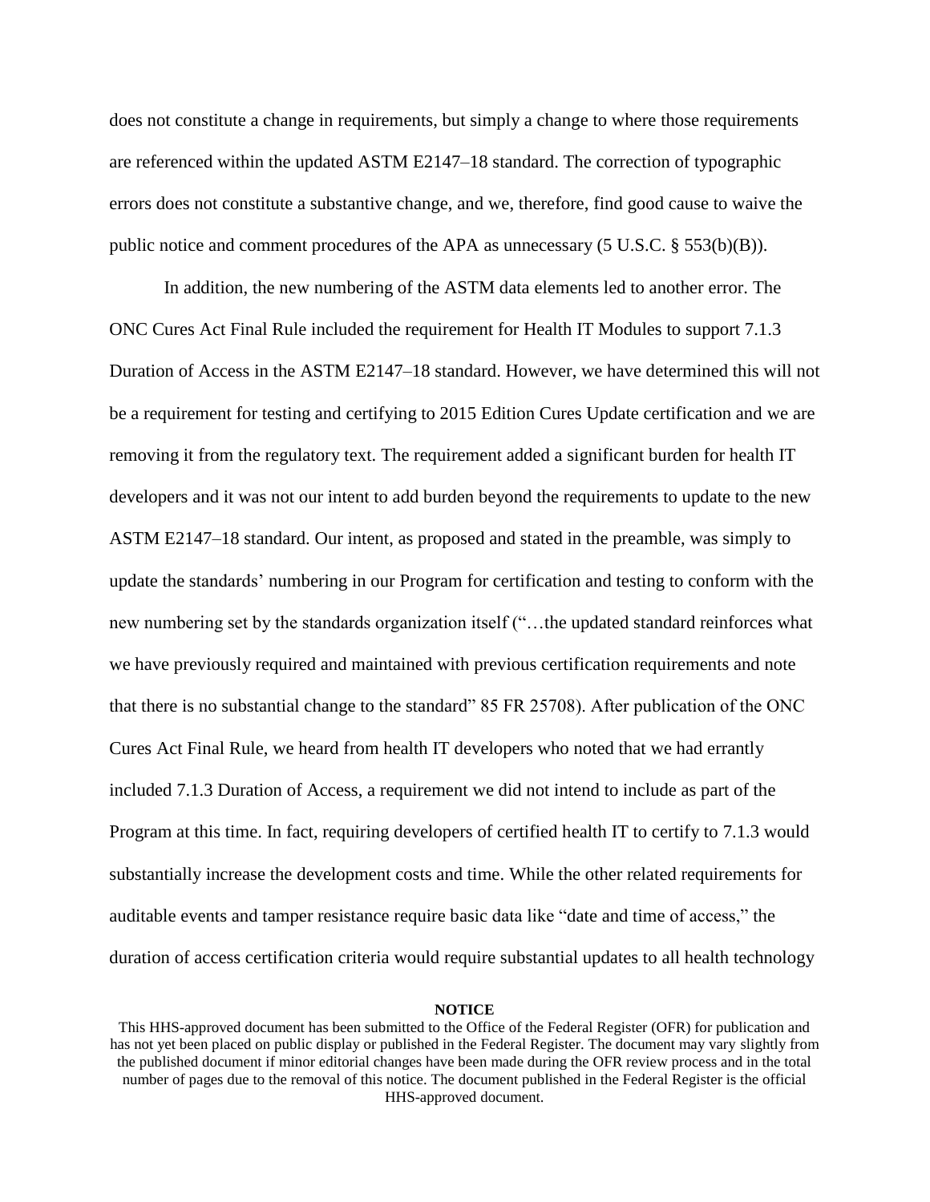does not constitute a change in requirements, but simply a change to where those requirements are referenced within the updated ASTM E2147–18 standard. The correction of typographic errors does not constitute a substantive change, and we, therefore, find good cause to waive the public notice and comment procedures of the APA as unnecessary (5 U.S.C. § 553(b)(B)).

In addition, the new numbering of the ASTM data elements led to another error. The ONC Cures Act Final Rule included the requirement for Health IT Modules to support 7.1.3 Duration of Access in the ASTM E2147–18 standard. However, we have determined this will not be a requirement for testing and certifying to 2015 Edition Cures Update certification and we are removing it from the regulatory text. The requirement added a significant burden for health IT developers and it was not our intent to add burden beyond the requirements to update to the new ASTM E2147–18 standard. Our intent, as proposed and stated in the preamble, was simply to update the standards' numbering in our Program for certification and testing to conform with the new numbering set by the standards organization itself ("…the updated standard reinforces what we have previously required and maintained with previous certification requirements and note that there is no substantial change to the standard" 85 FR 25708). After publication of the ONC Cures Act Final Rule, we heard from health IT developers who noted that we had errantly included 7.1.3 Duration of Access, a requirement we did not intend to include as part of the Program at this time. In fact, requiring developers of certified health IT to certify to 7.1.3 would substantially increase the development costs and time. While the other related requirements for auditable events and tamper resistance require basic data like "date and time of access," the duration of access certification criteria would require substantial updates to all health technology

**NOTICE**

This HHS-approved document has been submitted to the Office of the Federal Register (OFR) for publication and has not yet been placed on public display or published in the Federal Register. The document may vary slightly from the published document if minor editorial changes have been made during the OFR review process and in the total number of pages due to the removal of this notice. The document published in the Federal Register is the official HHS-approved document.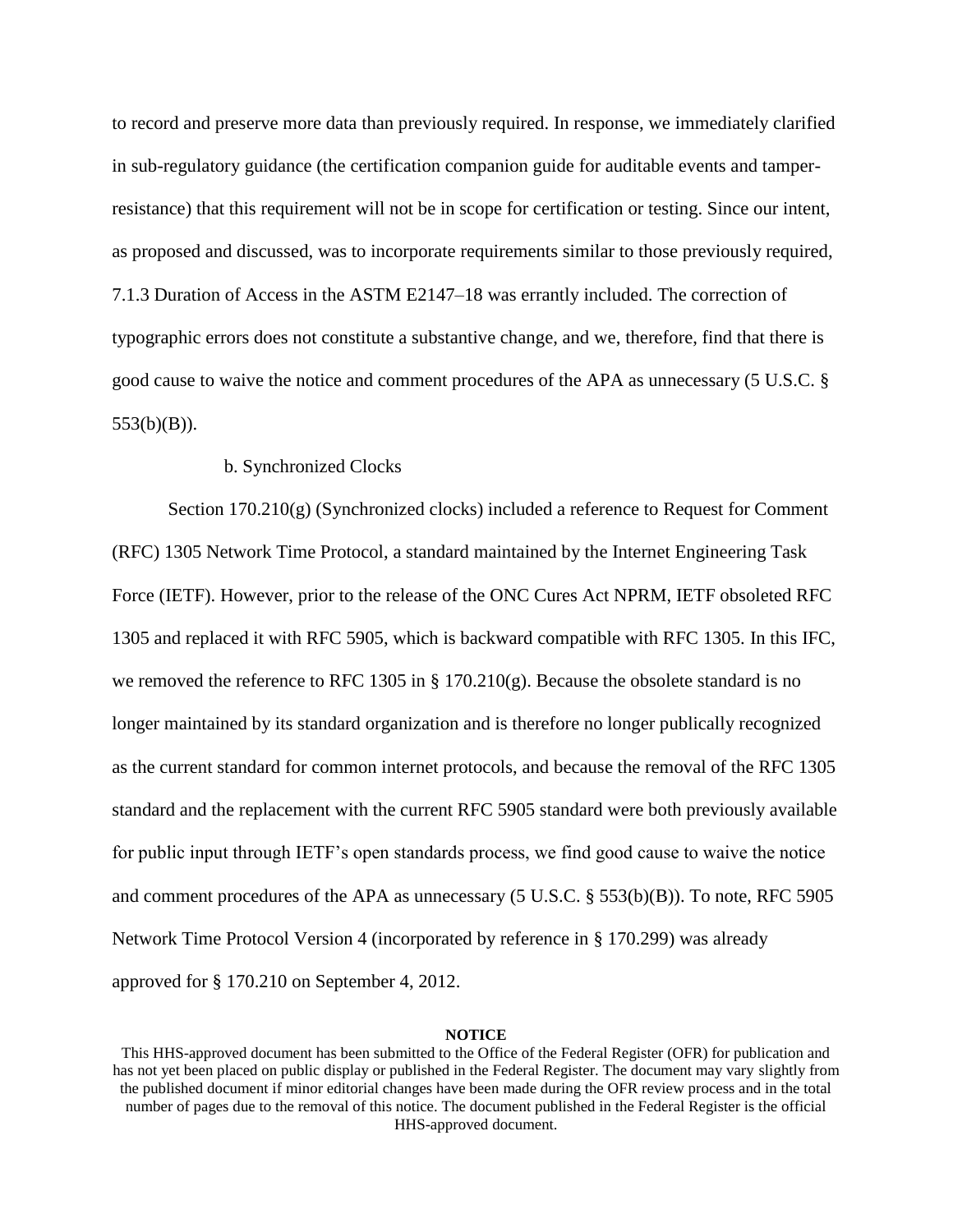to record and preserve more data than previously required. In response, we immediately clarified in sub-regulatory guidance (the certification companion guide for auditable events and tamper-resistance) that this requirement will not be in scope for certification or testing. Since our intent, as proposed and discussed, was to incorporate requirements similar to those previously required, 7.1.3 Duration of Access in the ASTM E2147–18 was errantly included. The correction of typographic errors does not constitute a substantive change, and we, therefore, find that there is good cause to waive the notice and comment procedures of the APA as unnecessary (5 U.S.C. § 553(b)(B)).

b. Synchronized Clocks

Section 170.210(g) (Synchronized clocks) included a reference to Request for Comment (RFC) 1305 Network Time Protocol, a standard maintained by the Internet Engineering Task Force (IETF). However, prior to the release of the ONC Cures Act NPRM, IETF obsoleted RFC 1305 and replaced it with RFC 5905, which is backward compatible with RFC 1305. In this IFC, we removed the reference to RFC 1305 in § 170.210(g). Because the obsolete standard is no longer maintained by its standard organization and is therefore no longer publically recognized as the current standard for common internet protocols, and because the removal of the RFC 1305 standard and the replacement with the current RFC 5905 standard were both previously available for public input through IETF's open standards process, we find good cause to waive the notice and comment procedures of the APA as unnecessary (5 U.S.C. § 553(b)(B)). To note, RFC 5905 Network Time Protocol Version 4 (incorporated by reference in § 170.299) was already approved for § 170.210 on September 4, 2012.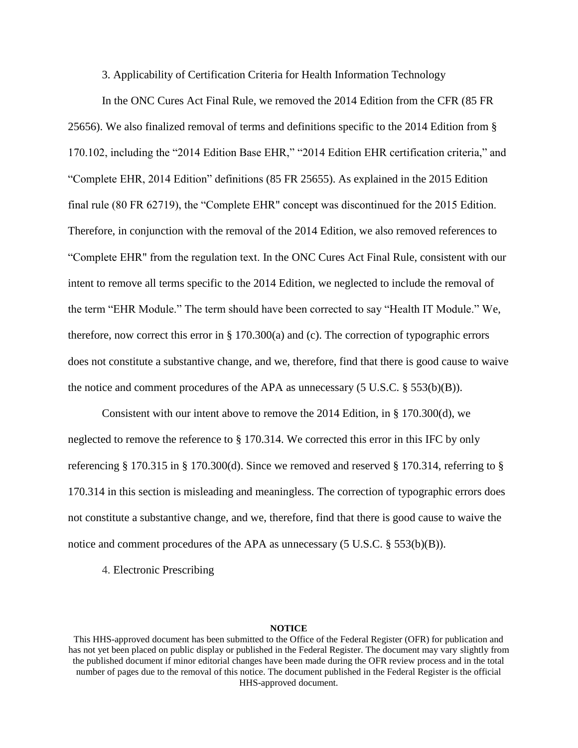3. Applicability of Certification Criteria for Health Information Technology

In the ONC Cures Act Final Rule, we removed the 2014 Edition from the CFR (85 FR 25656). We also finalized removal of terms and definitions specific to the 2014 Edition from § 170.102, including the "2014 Edition Base EHR," "2014 Edition EHR certification criteria," and "Complete EHR, 2014 Edition" definitions (85 FR 25655). As explained in the 2015 Edition final rule (80 FR 62719), the "Complete EHR" concept was discontinued for the 2015 Edition. Therefore, in conjunction with the removal of the 2014 Edition, we also removed references to "Complete EHR" from the regulation text. In the ONC Cures Act Final Rule, consistent with our intent to remove all terms specific to the 2014 Edition, we neglected to include the removal of the term "EHR Module." The term should have been corrected to say "Health IT Module." We, therefore, now correct this error in § 170.300(a) and (c). The correction of typographic errors does not constitute a substantive change, and we, therefore, find that there is good cause to waive the notice and comment procedures of the APA as unnecessary (5 U.S.C. § 553(b)(B)).

Consistent with our intent above to remove the 2014 Edition, in § 170.300(d), we neglected to remove the reference to § 170.314. We corrected this error in this IFC by only referencing § 170.315 in § 170.300(d). Since we removed and reserved § 170.314, referring to § 170.314 in this section is misleading and meaningless. The correction of typographic errors does not constitute a substantive change, and we, therefore, find that there is good cause to waive the notice and comment procedures of the APA as unnecessary (5 U.S.C. § 553(b)(B)).

4. Electronic Prescribing

**NOTICE**

This HHS-approved document has been submitted to the Office of the Federal Register (OFR) for publication and has not yet been placed on public display or published in the Federal Register. The document may vary slightly from the published document if minor editorial changes have been made during the OFR review process and in the total number of pages due to the removal of this notice. The document published in the Federal Register is the official HHS-approved document.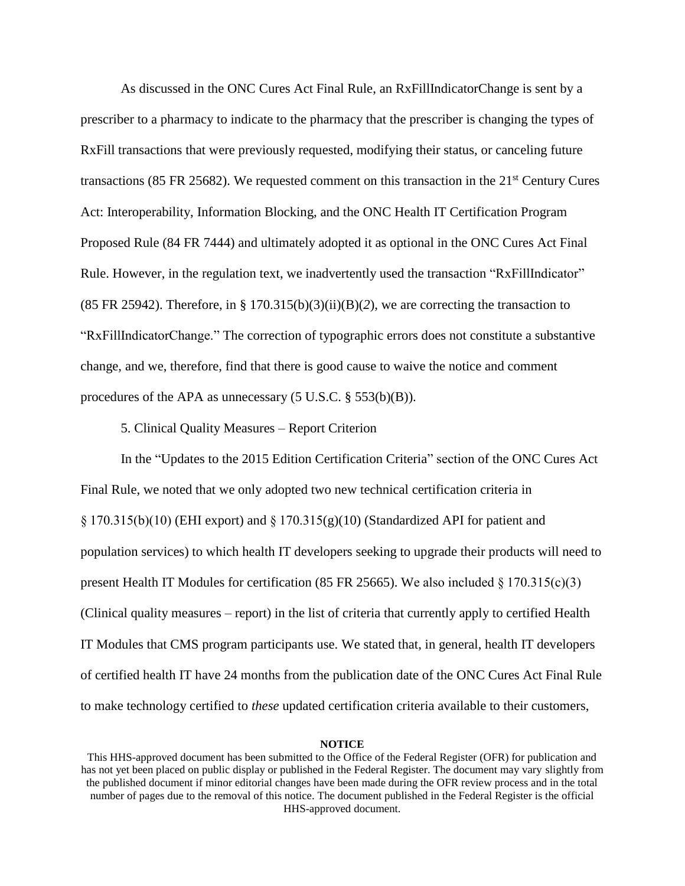As discussed in the ONC Cures Act Final Rule, an RxFillIndicatorChange is sent by a prescriber to a pharmacy to indicate to the pharmacy that the prescriber is changing the types of RxFill transactions that were previously requested, modifying their status, or canceling future transactions (85 FR 25682). We requested comment on this transaction in the 21st Century Cures Act: Interoperability, Information Blocking, and the ONC Health IT Certification Program Proposed Rule (84 FR 7444) and ultimately adopted it as optional in the ONC Cures Act Final Rule. However, in the regulation text, we inadvertently used the transaction "RxFillIndicator" (85 FR 25942). Therefore, in § 170.315(b)(3)(ii)(B)(*2*), we are correcting the transaction to "RxFillIndicatorChange." The correction of typographic errors does not constitute a substantive change, and we, therefore, find that there is good cause to waive the notice and comment procedures of the APA as unnecessary (5 U.S.C. § 553(b)(B)).

5. Clinical Quality Measures – Report Criterion

In the "Updates to the 2015 Edition Certification Criteria" section of the ONC Cures Act Final Rule, we noted that we only adopted two new technical certification criteria in § 170.315(b)(10) (EHI export) and § 170.315(g)(10) (Standardized API for patient and population services) to which health IT developers seeking to upgrade their products will need to present Health IT Modules for certification (85 FR 25665). We also included § 170.315(c)(3) (Clinical quality measures – report) in the list of criteria that currently apply to certified Health IT Modules that CMS program participants use. We stated that, in general, health IT developers of certified health IT have 24 months from the publication date of the ONC Cures Act Final Rule to make technology certified to *these* updated certification criteria available to their customers,

**NOTICE**

This HHS-approved document has been submitted to the Office of the Federal Register (OFR) for publication and has not yet been placed on public display or published in the Federal Register. The document may vary slightly from the published document if minor editorial changes have been made during the OFR review process and in the total number of pages due to the removal of this notice. The document published in the Federal Register is the official HHS-approved document.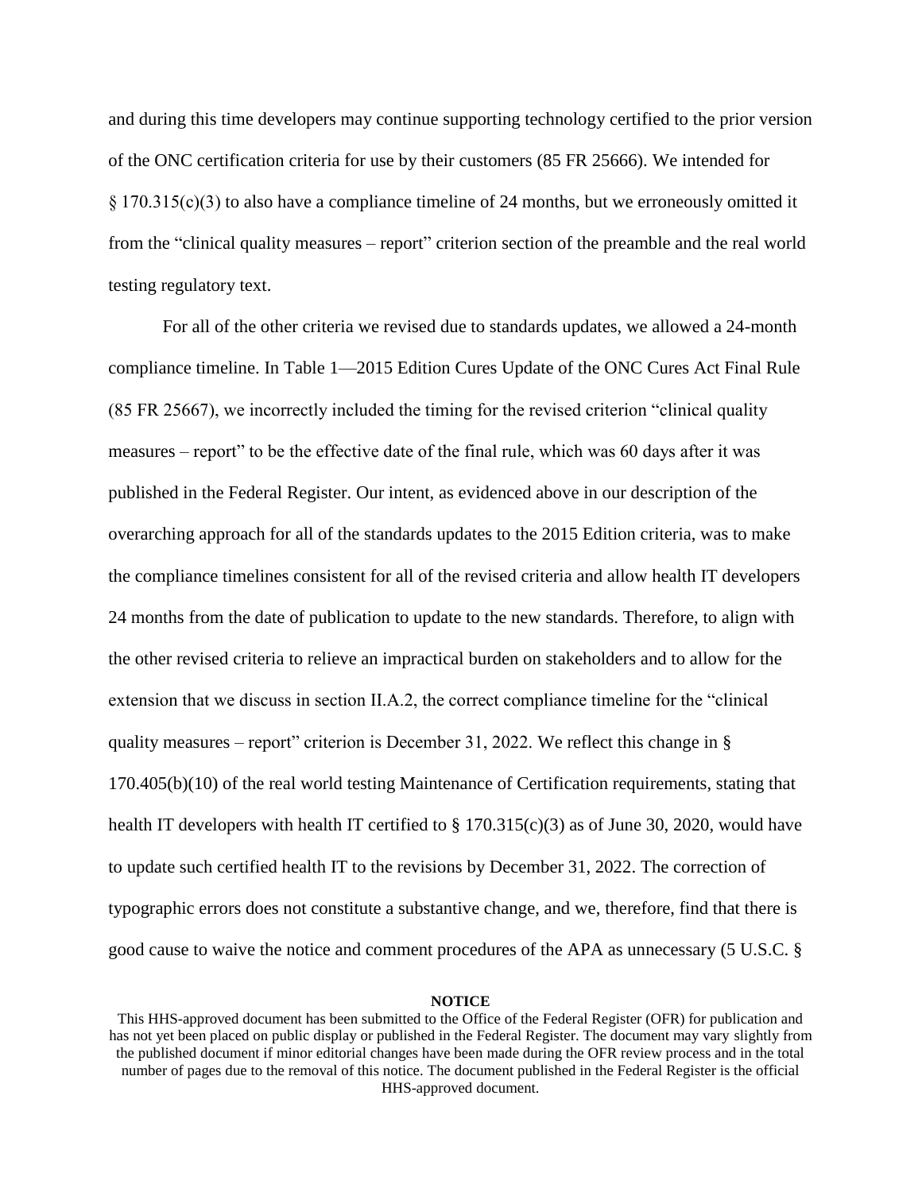and during this time developers may continue supporting technology certified to the prior version of the ONC certification criteria for use by their customers (85 FR 25666). We intended for § 170.315(c)(3) to also have a compliance timeline of 24 months, but we erroneously omitted it from the "clinical quality measures – report" criterion section of the preamble and the real world testing regulatory text.

For all of the other criteria we revised due to standards updates, we allowed a 24-month compliance timeline. In Table 1—2015 Edition Cures Update of the ONC Cures Act Final Rule (85 FR 25667), we incorrectly included the timing for the revised criterion "clinical quality measures – report" to be the effective date of the final rule, which was 60 days after it was published in the Federal Register. Our intent, as evidenced above in our description of the overarching approach for all of the standards updates to the 2015 Edition criteria, was to make the compliance timelines consistent for all of the revised criteria and allow health IT developers 24 months from the date of publication to update to the new standards. Therefore, to align with the other revised criteria to relieve an impractical burden on stakeholders and to allow for the extension that we discuss in section II.A.2, the correct compliance timeline for the "clinical quality measures – report" criterion is December 31, 2022. We reflect this change in § 170.405(b)(10) of the real world testing Maintenance of Certification requirements, stating that health IT developers with health IT certified to § 170.315(c)(3) as of June 30, 2020, would have to update such certified health IT to the revisions by December 31, 2022. The correction of typographic errors does not constitute a substantive change, and we, therefore, find that there is good cause to waive the notice and comment procedures of the APA as unnecessary (5 U.S.C. §

**NOTICE**

This HHS-approved document has been submitted to the Office of the Federal Register (OFR) for publication and has not yet been placed on public display or published in the Federal Register. The document may vary slightly from the published document if minor editorial changes have been made during the OFR review process and in the total number of pages due to the removal of this notice. The document published in the Federal Register is the official HHS-approved document.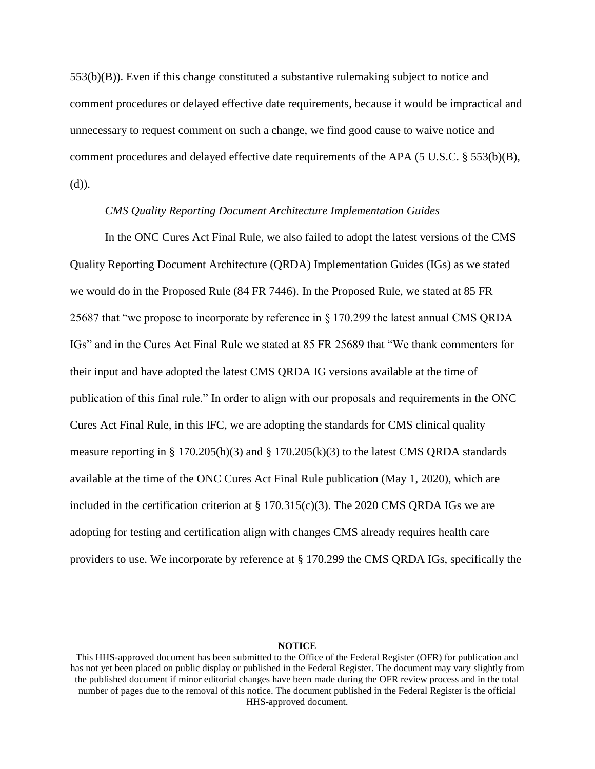553(b)(B)). Even if this change constituted a substantive rulemaking subject to notice and comment procedures or delayed effective date requirements, because it would be impractical and unnecessary to request comment on such a change, we find good cause to waive notice and comment procedures and delayed effective date requirements of the APA (5 U.S.C. § 553(b)(B), (d)).

*CMS Quality Reporting Document Architecture Implementation Guides*

In the ONC Cures Act Final Rule, we also failed to adopt the latest versions of the CMS Quality Reporting Document Architecture (QRDA) Implementation Guides (IGs) as we stated we would do in the Proposed Rule (84 FR 7446). In the Proposed Rule, we stated at 85 FR 25687 that "we propose to incorporate by reference in § 170.299 the latest annual CMS QRDA IGs" and in the Cures Act Final Rule we stated at 85 FR 25689 that "We thank commenters for their input and have adopted the latest CMS QRDA IG versions available at the time of publication of this final rule." In order to align with our proposals and requirements in the ONC Cures Act Final Rule, in this IFC, we are adopting the standards for CMS clinical quality measure reporting in § 170.205(h)(3) and § 170.205(k)(3) to the latest CMS QRDA standards available at the time of the ONC Cures Act Final Rule publication (May 1, 2020), which are included in the certification criterion at § 170.315(c)(3). The 2020 CMS QRDA IGs we are adopting for testing and certification align with changes CMS already requires health care providers to use. We incorporate by reference at § 170.299 the CMS QRDA IGs, specifically the

**NOTICE**

This HHS-approved document has been submitted to the Office of the Federal Register (OFR) for publication and has not yet been placed on public display or published in the Federal Register. The document may vary slightly from the published document if minor editorial changes have been made during the OFR review process and in the total number of pages due to the removal of this notice. The document published in the Federal Register is the official HHS-approved document.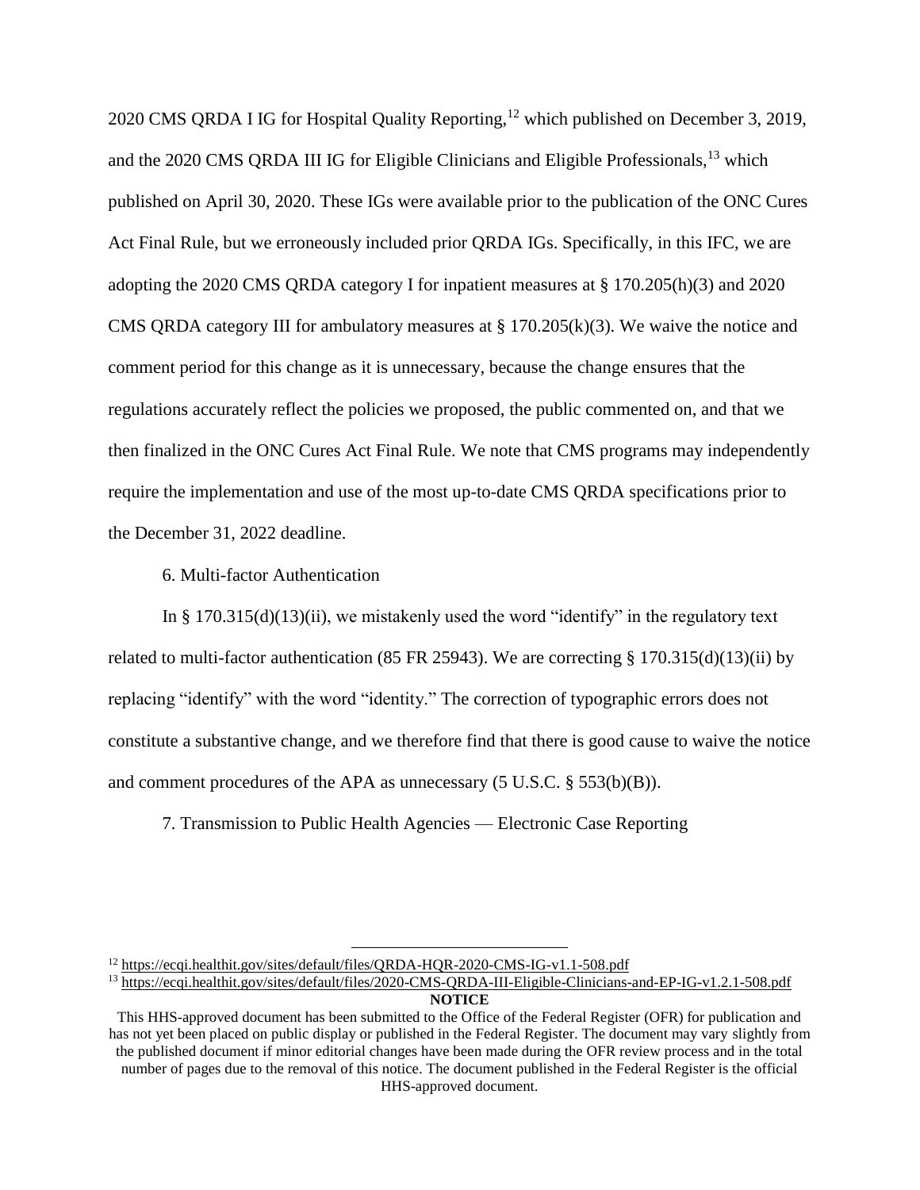2020 CMS QRDA I IG for Hospital Quality Reporting,[12] which published on December 3, 2019, and the 2020 CMS QRDA III IG for Eligible Clinicians and Eligible Professionals,[13] which published on April 30, 2020. These IGs were available prior to the publication of the ONC Cures Act Final Rule, but we erroneously included prior QRDA IGs. Specifically, in this IFC, we are adopting the 2020 CMS QRDA category I for inpatient measures at § 170.205(h)(3) and 2020 CMS QRDA category III for ambulatory measures at § 170.205(k)(3). We waive the notice and comment period for this change as it is unnecessary, because the change ensures that the regulations accurately reflect the policies we proposed, the public commented on, and that we then finalized in the ONC Cures Act Final Rule. We note that CMS programs may independently require the implementation and use of the most up-to-date CMS QRDA specifications prior to the December 31, 2022 deadline.

6. Multi-factor Authentication

In § 170.315(d)(13)(ii), we mistakenly used the word "identify" in the regulatory text related to multi-factor authentication (85 FR 25943). We are correcting § 170.315(d)(13)(ii) by replacing "identify" with the word "identity." The correction of typographic errors does not constitute a substantive change, and we therefore find that there is good cause to waive the notice and comment procedures of the APA as unnecessary (5 U.S.C. § 553(b)(B)).

7. Transmission to Public Health Agencies — Electronic Case Reporting

[12] https://ecqi.healthit.gov/sites/default/files/QRDA-HQR-2020-CMS-IG-v1.1-508.pdf

[13] https://ecqi.healthit.gov/sites/default/files/2020-CMS-QRDA-III-Eligible-Clinicians-and-EP-IG-v1.2.1-508.pdf

**NOTICE**

This HHS-approved document has been submitted to the Office of the Federal Register (OFR) for publication and has not yet been placed on public display or published in the Federal Register. The document may vary slightly from the published document if minor editorial changes have been made during the OFR review process and in the total number of pages due to the removal of this notice. The document published in the Federal Register is the official HHS-approved document.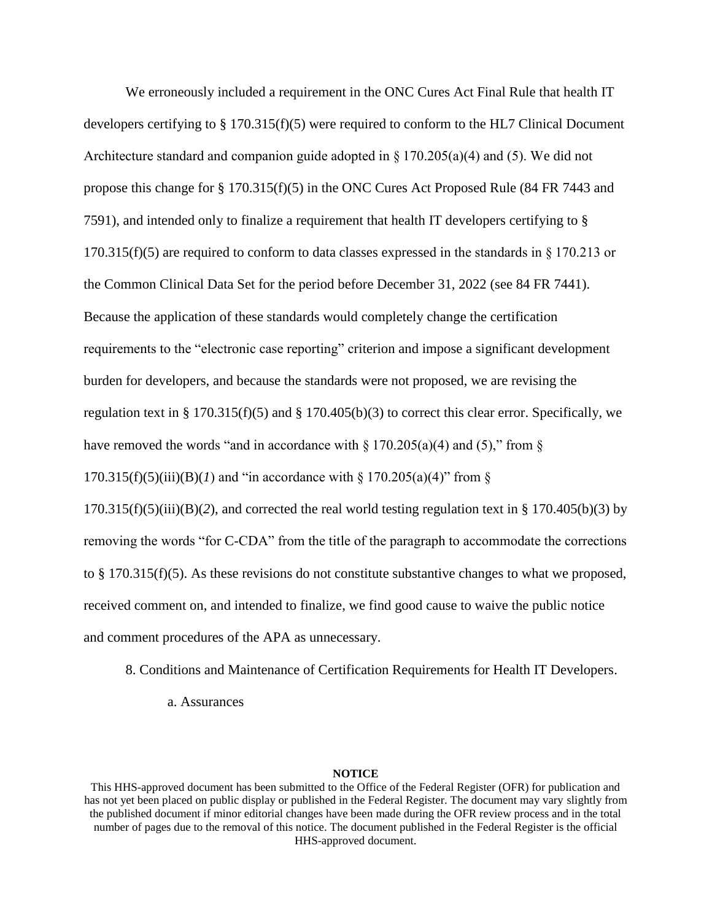We erroneously included a requirement in the ONC Cures Act Final Rule that health IT developers certifying to § 170.315(f)(5) were required to conform to the HL7 Clinical Document Architecture standard and companion guide adopted in § 170.205(a)(4) and (5). We did not propose this change for § 170.315(f)(5) in the ONC Cures Act Proposed Rule (84 FR 7443 and 7591), and intended only to finalize a requirement that health IT developers certifying to § 170.315(f)(5) are required to conform to data classes expressed in the standards in § 170.213 or the Common Clinical Data Set for the period before December 31, 2022 (see 84 FR 7441). Because the application of these standards would completely change the certification requirements to the "electronic case reporting" criterion and impose a significant development burden for developers, and because the standards were not proposed, we are revising the regulation text in § 170.315(f)(5) and § 170.405(b)(3) to correct this clear error. Specifically, we have removed the words "and in accordance with § 170.205(a)(4) and (5)," from § 170.315(f)(5)(iii)(B)(*1*) and "in accordance with § 170.205(a)(4)" from § 170.315(f)(5)(iii)(B)(*2*), and corrected the real world testing regulation text in § 170.405(b)(3) by removing the words "for C-CDA" from the title of the paragraph to accommodate the corrections to § 170.315(f)(5). As these revisions do not constitute substantive changes to what we proposed, received comment on, and intended to finalize, we find good cause to waive the public notice and comment procedures of the APA as unnecessary.

8. Conditions and Maintenance of Certification Requirements for Health IT Developers.

a. Assurances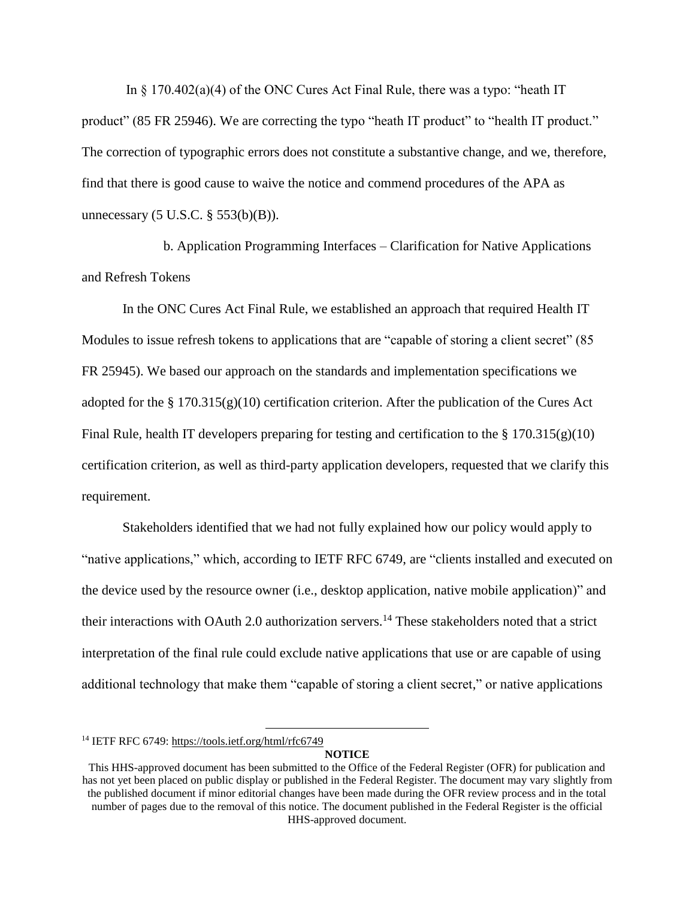In § 170.402(a)(4) of the ONC Cures Act Final Rule, there was a typo: "heath IT product" (85 FR 25946). We are correcting the typo "heath IT product" to "health IT product." The correction of typographic errors does not constitute a substantive change, and we, therefore, find that there is good cause to waive the notice and commend procedures of the APA as unnecessary (5 U.S.C. § 553(b)(B)).

b. Application Programming Interfaces – Clarification for Native Applications and Refresh Tokens

In the ONC Cures Act Final Rule, we established an approach that required Health IT Modules to issue refresh tokens to applications that are "capable of storing a client secret" (85 FR 25945). We based our approach on the standards and implementation specifications we adopted for the § 170.315(g)(10) certification criterion. After the publication of the Cures Act Final Rule, health IT developers preparing for testing and certification to the § 170.315(g)(10) certification criterion, as well as third-party application developers, requested that we clarify this requirement.

Stakeholders identified that we had not fully explained how our policy would apply to "native applications," which, according to IETF RFC 6749, are "clients installed and executed on the device used by the resource owner (i.e., desktop application, native mobile application)" and their interactions with OAuth 2.0 authorization servers.[14] These stakeholders noted that a strict interpretation of the final rule could exclude native applications that use or are capable of using additional technology that make them "capable of storing a client secret," or native applications

[14] IETF RFC 6749: https://tools.ietf.org/html/rfc6749

**NOTICE**

This HHS-approved document has been submitted to the Office of the Federal Register (OFR) for publication and has not yet been placed on public display or published in the Federal Register. The document may vary slightly from the published document if minor editorial changes have been made during the OFR review process and in the total number of pages due to the removal of this notice. The document published in the Federal Register is the official HHS-approved document.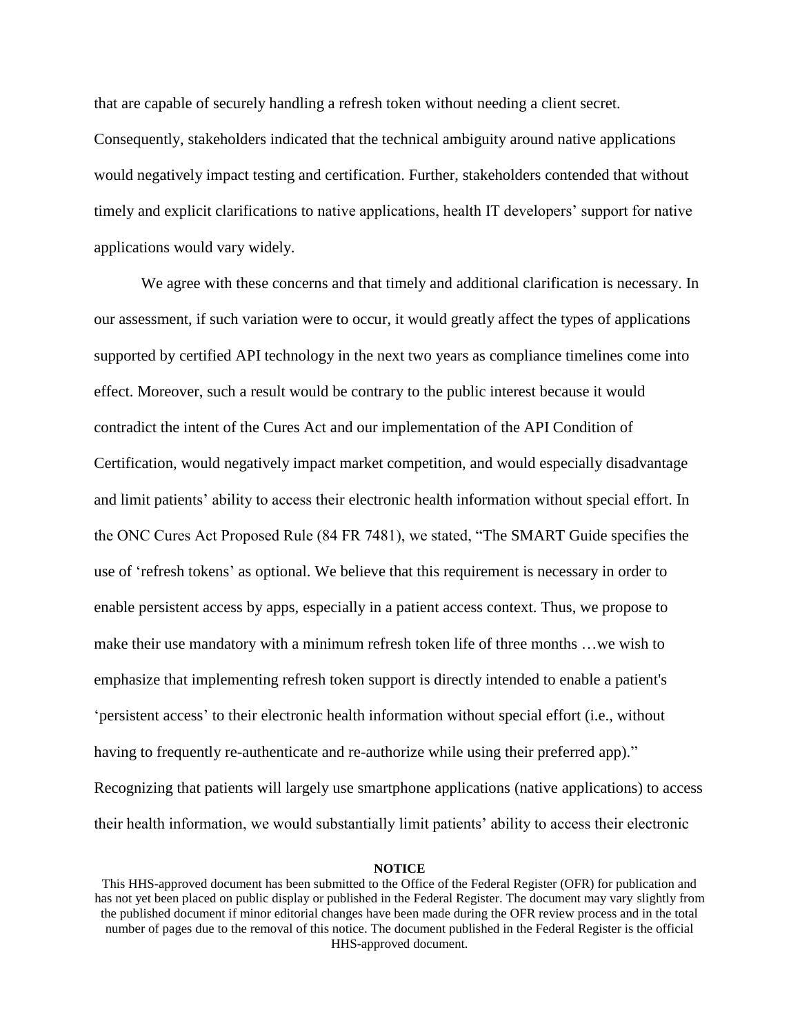that are capable of securely handling a refresh token without needing a client secret. Consequently, stakeholders indicated that the technical ambiguity around native applications would negatively impact testing and certification. Further, stakeholders contended that without timely and explicit clarifications to native applications, health IT developers' support for native applications would vary widely.

We agree with these concerns and that timely and additional clarification is necessary. In our assessment, if such variation were to occur, it would greatly affect the types of applications supported by certified API technology in the next two years as compliance timelines come into effect. Moreover, such a result would be contrary to the public interest because it would contradict the intent of the Cures Act and our implementation of the API Condition of Certification, would negatively impact market competition, and would especially disadvantage and limit patients' ability to access their electronic health information without special effort. In the ONC Cures Act Proposed Rule (84 FR 7481), we stated, "The SMART Guide specifies the use of 'refresh tokens' as optional. We believe that this requirement is necessary in order to enable persistent access by apps, especially in a patient access context. Thus, we propose to make their use mandatory with a minimum refresh token life of three months …we wish to emphasize that implementing refresh token support is directly intended to enable a patient's 'persistent access' to their electronic health information without special effort (i.e., without having to frequently re-authenticate and re-authorize while using their preferred app)." Recognizing that patients will largely use smartphone applications (native applications) to access their health information, we would substantially limit patients' ability to access their electronic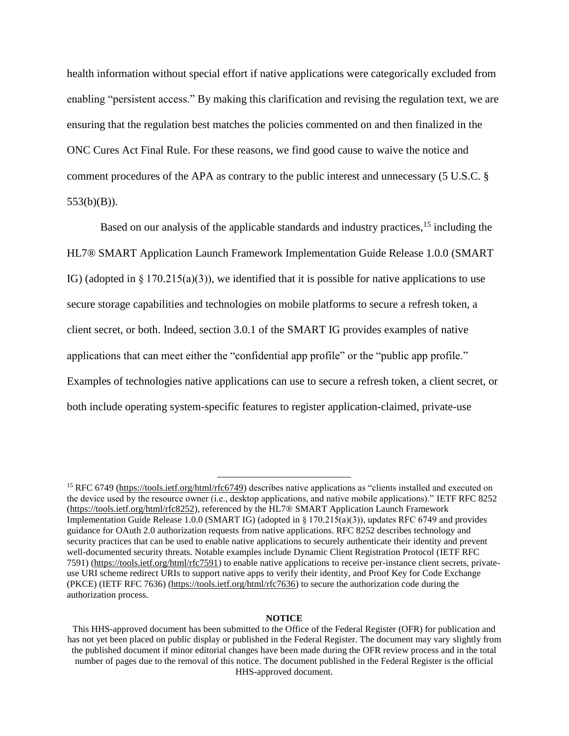health information without special effort if native applications were categorically excluded from enabling "persistent access." By making this clarification and revising the regulation text, we are ensuring that the regulation best matches the policies commented on and then finalized in the ONC Cures Act Final Rule. For these reasons, we find good cause to waive the notice and comment procedures of the APA as contrary to the public interest and unnecessary (5 U.S.C. § 553(b)(B)).

Based on our analysis of the applicable standards and industry practices,[15] including the HL7® SMART Application Launch Framework Implementation Guide Release 1.0.0 (SMART IG) (adopted in § 170.215(a)(3)), we identified that it is possible for native applications to use secure storage capabilities and technologies on mobile platforms to secure a refresh token, a client secret, or both. Indeed, section 3.0.1 of the SMART IG provides examples of native applications that can meet either the "confidential app profile" or the "public app profile." Examples of technologies native applications can use to secure a refresh token, a client secret, or both include operating system-specific features to register application-claimed, private-use

---

[15] RFC 6749 (https://tools.ietf.org/html/rfc6749) describes native applications as "clients installed and executed on the device used by the resource owner (i.e., desktop applications, and native mobile applications)." IETF RFC 8252 (https://tools.ietf.org/html/rfc8252), referenced by the HL7® SMART Application Launch Framework Implementation Guide Release 1.0.0 (SMART IG) (adopted in § 170.215(a)(3)), updates RFC 6749 and provides guidance for OAuth 2.0 authorization requests from native applications. RFC 8252 describes technology and security practices that can be used to enable native applications to securely authenticate their identity and prevent well-documented security threats. Notable examples include Dynamic Client Registration Protocol (IETF RFC 7591) (https://tools.ietf.org/html/rfc7591) to enable native applications to receive per-instance client secrets, private-use URI scheme redirect URIs to support native apps to verify their identity, and Proof Key for Code Exchange (PKCE) (IETF RFC 7636) (https://tools.ietf.org/html/rfc7636) to secure the authorization code during the authorization process.

**NOTICE**

This HHS-approved document has been submitted to the Office of the Federal Register (OFR) for publication and has not yet been placed on public display or published in the Federal Register. The document may vary slightly from the published document if minor editorial changes have been made during the OFR review process and in the total number of pages due to the removal of this notice. The document published in the Federal Register is the official HHS-approved document.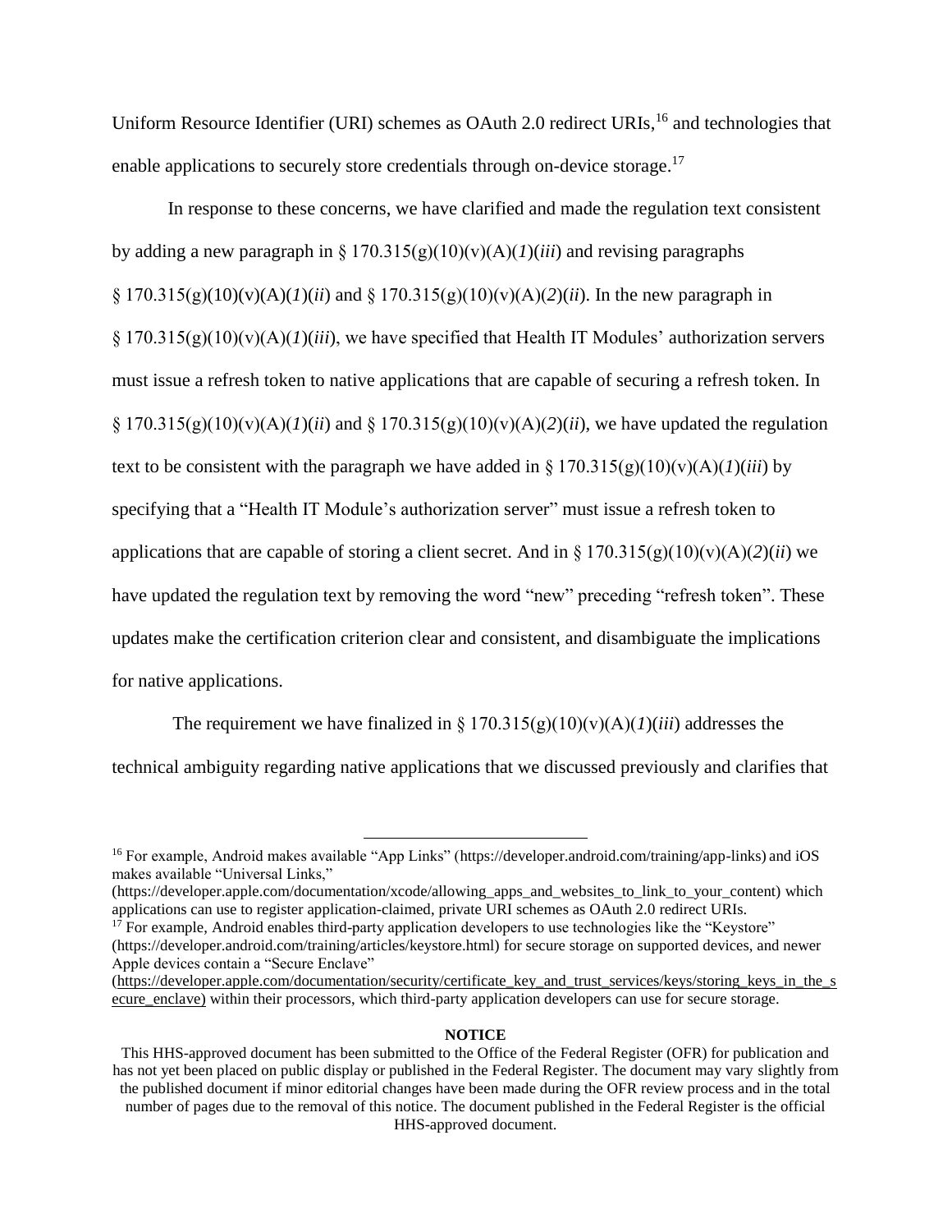Uniform Resource Identifier (URI) schemes as OAuth 2.0 redirect URIs,[16] and technologies that enable applications to securely store credentials through on-device storage.[17]

In response to these concerns, we have clarified and made the regulation text consistent by adding a new paragraph in § 170.315(g)(10)(v)(A)(*1*)(*iii*) and revising paragraphs § 170.315(g)(10)(v)(A)(*1*)(*ii*) and § 170.315(g)(10)(v)(A)(*2*)(*ii*). In the new paragraph in § 170.315(g)(10)(v)(A)(*1*)(*iii*), we have specified that Health IT Modules' authorization servers must issue a refresh token to native applications that are capable of securing a refresh token. In § 170.315(g)(10)(v)(A)(*1*)(*ii*) and § 170.315(g)(10)(v)(A)(*2*)(*ii*), we have updated the regulation text to be consistent with the paragraph we have added in § 170.315(g)(10)(v)(A)(*1*)(*iii*) by specifying that a "Health IT Module's authorization server" must issue a refresh token to applications that are capable of storing a client secret. And in § 170.315(g)(10)(v)(A)(*2*)(*ii*) we have updated the regulation text by removing the word "new" preceding "refresh token". These updates make the certification criterion clear and consistent, and disambiguate the implications for native applications.

The requirement we have finalized in § 170.315(g)(10)(v)(A)(*1*)(*iii*) addresses the technical ambiguity regarding native applications that we discussed previously and clarifies that

---

[16] For example, Android makes available "App Links" (https://developer.android.com/training/app-links) and iOS makes available "Universal Links," (https://developer.apple.com/documentation/xcode/allowing_apps_and_websites_to_link_to_your_content) which applications can use to register application-claimed, private URI schemes as OAuth 2.0 redirect URIs.

[17] For example, Android enables third-party application developers to use technologies like the "Keystore" (https://developer.android.com/training/articles/keystore.html) for secure storage on supported devices, and newer Apple devices contain a "Secure Enclave" (https://developer.apple.com/documentation/security/certificate_key_and_trust_services/keys/storing_keys_in_the_secure_enclave) within their processors, which third-party application developers can use for secure storage.

**NOTICE**

This HHS-approved document has been submitted to the Office of the Federal Register (OFR) for publication and has not yet been placed on public display or published in the Federal Register. The document may vary slightly from the published document if minor editorial changes have been made during the OFR review process and in the total number of pages due to the removal of this notice. The document published in the Federal Register is the official HHS-approved document.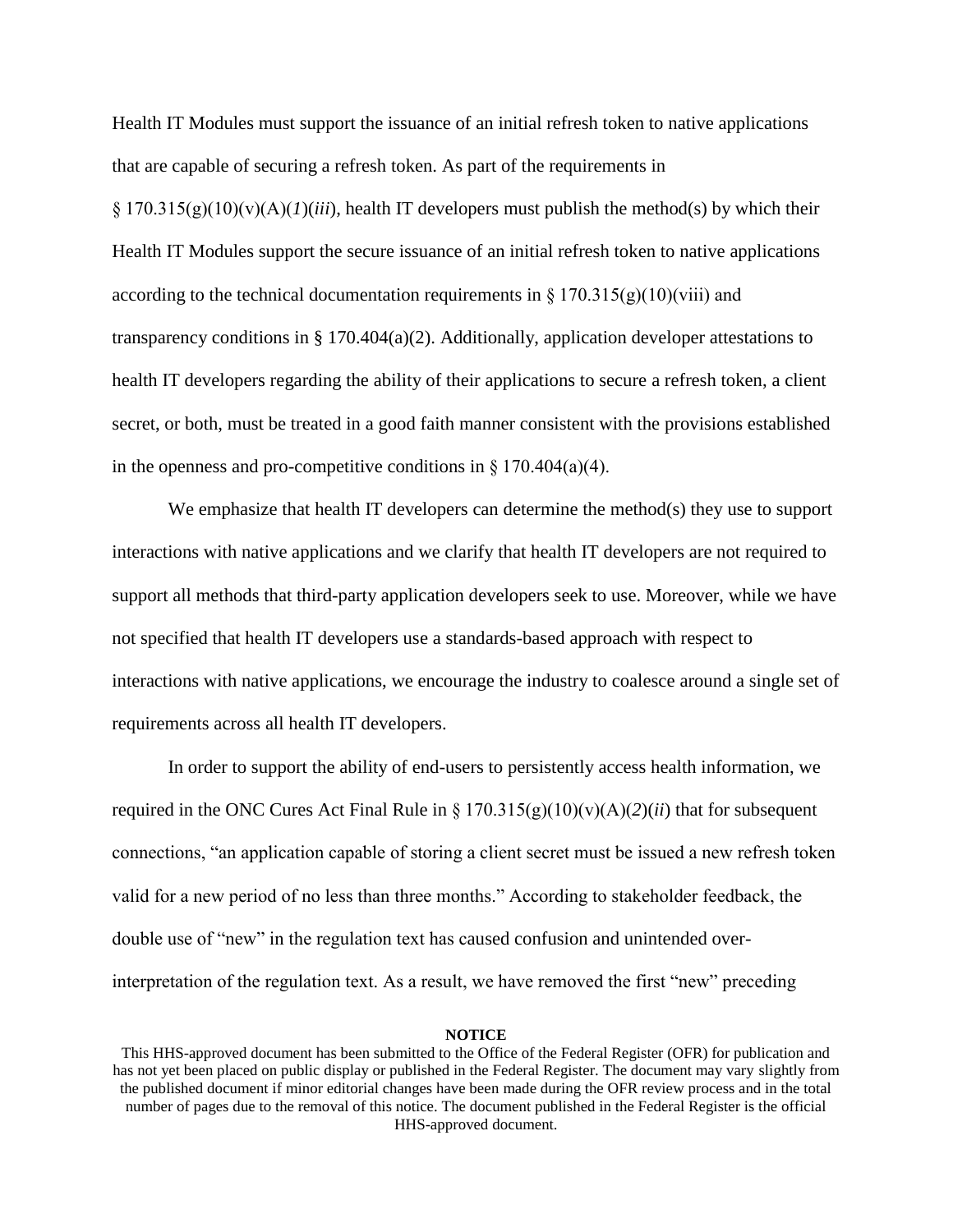Health IT Modules must support the issuance of an initial refresh token to native applications that are capable of securing a refresh token. As part of the requirements in § 170.315(g)(10)(v)(A)(*1*)(*iii*), health IT developers must publish the method(s) by which their Health IT Modules support the secure issuance of an initial refresh token to native applications according to the technical documentation requirements in § 170.315(g)(10)(viii) and transparency conditions in § 170.404(a)(2). Additionally, application developer attestations to health IT developers regarding the ability of their applications to secure a refresh token, a client secret, or both, must be treated in a good faith manner consistent with the provisions established in the openness and pro-competitive conditions in § 170.404(a)(4).

We emphasize that health IT developers can determine the method(s) they use to support interactions with native applications and we clarify that health IT developers are not required to support all methods that third-party application developers seek to use. Moreover, while we have not specified that health IT developers use a standards-based approach with respect to interactions with native applications, we encourage the industry to coalesce around a single set of requirements across all health IT developers.

In order to support the ability of end-users to persistently access health information, we required in the ONC Cures Act Final Rule in § 170.315(g)(10)(v)(A)(*2*)(*ii*) that for subsequent connections, "an application capable of storing a client secret must be issued a new refresh token valid for a new period of no less than three months." According to stakeholder feedback, the double use of "new" in the regulation text has caused confusion and unintended over-interpretation of the regulation text. As a result, we have removed the first "new" preceding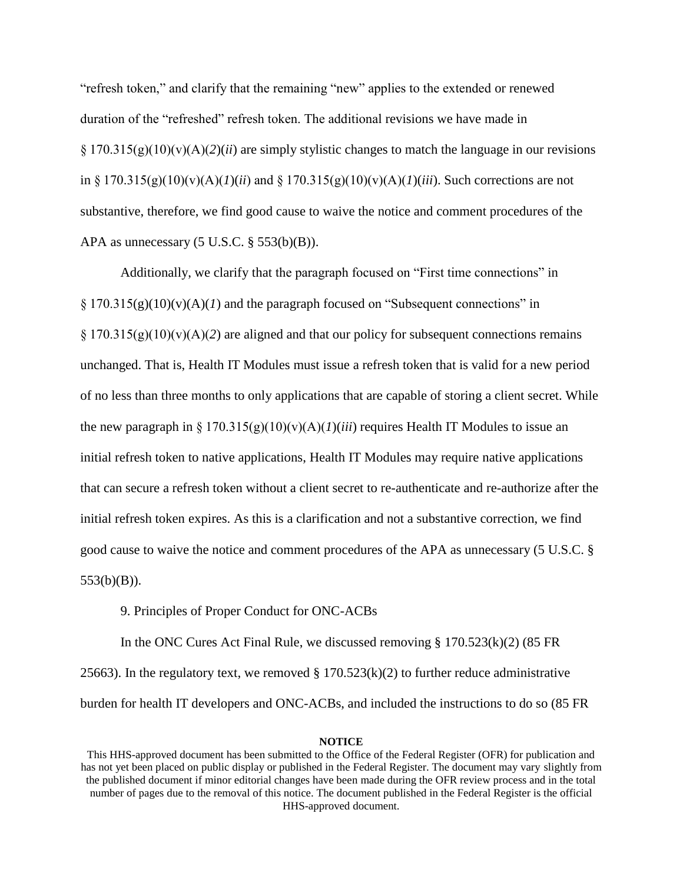"refresh token," and clarify that the remaining "new" applies to the extended or renewed duration of the "refreshed" refresh token. The additional revisions we have made in § 170.315(g)(10)(v)(A)(*2*)(*ii*) are simply stylistic changes to match the language in our revisions in § 170.315(g)(10)(v)(A)(*1*)(*ii*) and § 170.315(g)(10)(v)(A)(*1*)(*iii*). Such corrections are not substantive, therefore, we find good cause to waive the notice and comment procedures of the APA as unnecessary (5 U.S.C. § 553(b)(B)).

Additionally, we clarify that the paragraph focused on "First time connections" in § 170.315(g)(10)(v)(A)(*1*) and the paragraph focused on "Subsequent connections" in § 170.315(g)(10)(v)(A)(*2*) are aligned and that our policy for subsequent connections remains unchanged. That is, Health IT Modules must issue a refresh token that is valid for a new period of no less than three months to only applications that are capable of storing a client secret. While the new paragraph in § 170.315(g)(10)(v)(A)(*1*)(*iii*) requires Health IT Modules to issue an initial refresh token to native applications, Health IT Modules may require native applications that can secure a refresh token without a client secret to re-authenticate and re-authorize after the initial refresh token expires. As this is a clarification and not a substantive correction, we find good cause to waive the notice and comment procedures of the APA as unnecessary (5 U.S.C. § 553(b)(B)).

9. Principles of Proper Conduct for ONC-ACBs

In the ONC Cures Act Final Rule, we discussed removing § 170.523(k)(2) (85 FR 25663). In the regulatory text, we removed § 170.523(k)(2) to further reduce administrative burden for health IT developers and ONC-ACBs, and included the instructions to do so (85 FR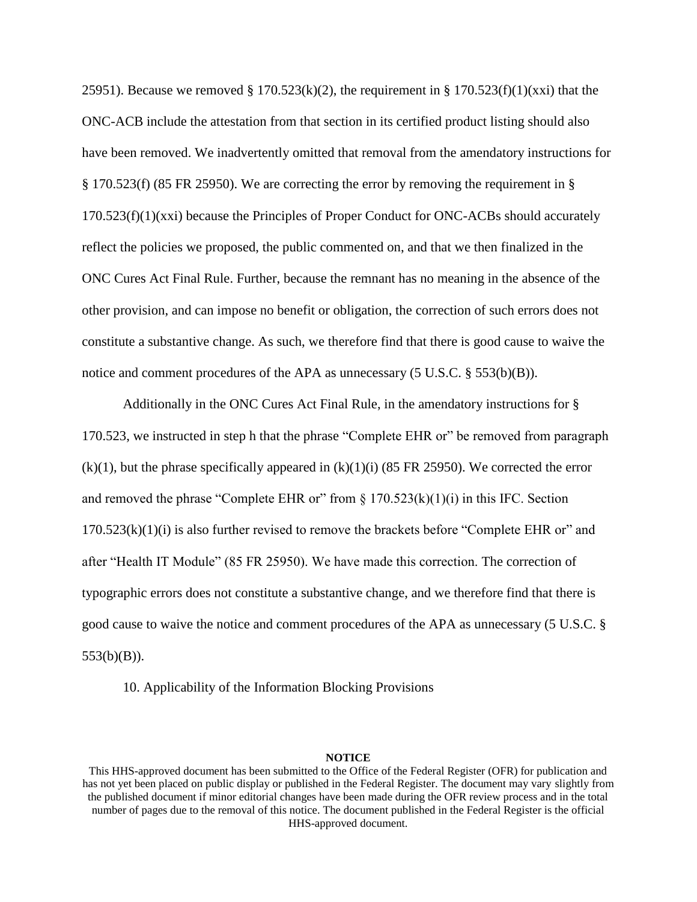25951). Because we removed § 170.523(k)(2), the requirement in § 170.523(f)(1)(xxi) that the ONC-ACB include the attestation from that section in its certified product listing should also have been removed. We inadvertently omitted that removal from the amendatory instructions for § 170.523(f) (85 FR 25950). We are correcting the error by removing the requirement in § 170.523(f)(1)(xxi) because the Principles of Proper Conduct for ONC-ACBs should accurately reflect the policies we proposed, the public commented on, and that we then finalized in the ONC Cures Act Final Rule. Further, because the remnant has no meaning in the absence of the other provision, and can impose no benefit or obligation, the correction of such errors does not constitute a substantive change. As such, we therefore find that there is good cause to waive the notice and comment procedures of the APA as unnecessary (5 U.S.C. § 553(b)(B)).

Additionally in the ONC Cures Act Final Rule, in the amendatory instructions for § 170.523, we instructed in step h that the phrase "Complete EHR or" be removed from paragraph (k)(1), but the phrase specifically appeared in (k)(1)(i) (85 FR 25950). We corrected the error and removed the phrase "Complete EHR or" from § 170.523(k)(1)(i) in this IFC. Section 170.523(k)(1)(i) is also further revised to remove the brackets before "Complete EHR or" and after "Health IT Module" (85 FR 25950). We have made this correction. The correction of typographic errors does not constitute a substantive change, and we therefore find that there is good cause to waive the notice and comment procedures of the APA as unnecessary (5 U.S.C. § 553(b)(B)).

10. Applicability of the Information Blocking Provisions

**NOTICE**

This HHS-approved document has been submitted to the Office of the Federal Register (OFR) for publication and has not yet been placed on public display or published in the Federal Register. The document may vary slightly from the published document if minor editorial changes have been made during the OFR review process and in the total number of pages due to the removal of this notice. The document published in the Federal Register is the official HHS-approved document.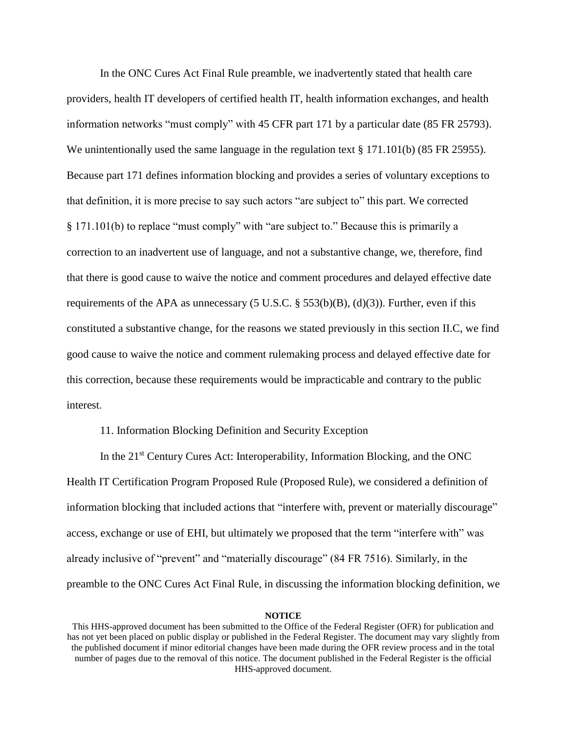In the ONC Cures Act Final Rule preamble, we inadvertently stated that health care providers, health IT developers of certified health IT, health information exchanges, and health information networks "must comply" with 45 CFR part 171 by a particular date (85 FR 25793). We unintentionally used the same language in the regulation text § 171.101(b) (85 FR 25955). Because part 171 defines information blocking and provides a series of voluntary exceptions to that definition, it is more precise to say such actors "are subject to" this part. We corrected § 171.101(b) to replace "must comply" with "are subject to." Because this is primarily a correction to an inadvertent use of language, and not a substantive change, we, therefore, find that there is good cause to waive the notice and comment procedures and delayed effective date requirements of the APA as unnecessary (5 U.S.C. § 553(b)(B), (d)(3)). Further, even if this constituted a substantive change, for the reasons we stated previously in this section II.C, we find good cause to waive the notice and comment rulemaking process and delayed effective date for this correction, because these requirements would be impracticable and contrary to the public interest.

11. Information Blocking Definition and Security Exception

In the 21st Century Cures Act: Interoperability, Information Blocking, and the ONC Health IT Certification Program Proposed Rule (Proposed Rule), we considered a definition of information blocking that included actions that "interfere with, prevent or materially discourage" access, exchange or use of EHI, but ultimately we proposed that the term "interfere with" was already inclusive of "prevent" and "materially discourage" (84 FR 7516). Similarly, in the preamble to the ONC Cures Act Final Rule, in discussing the information blocking definition, we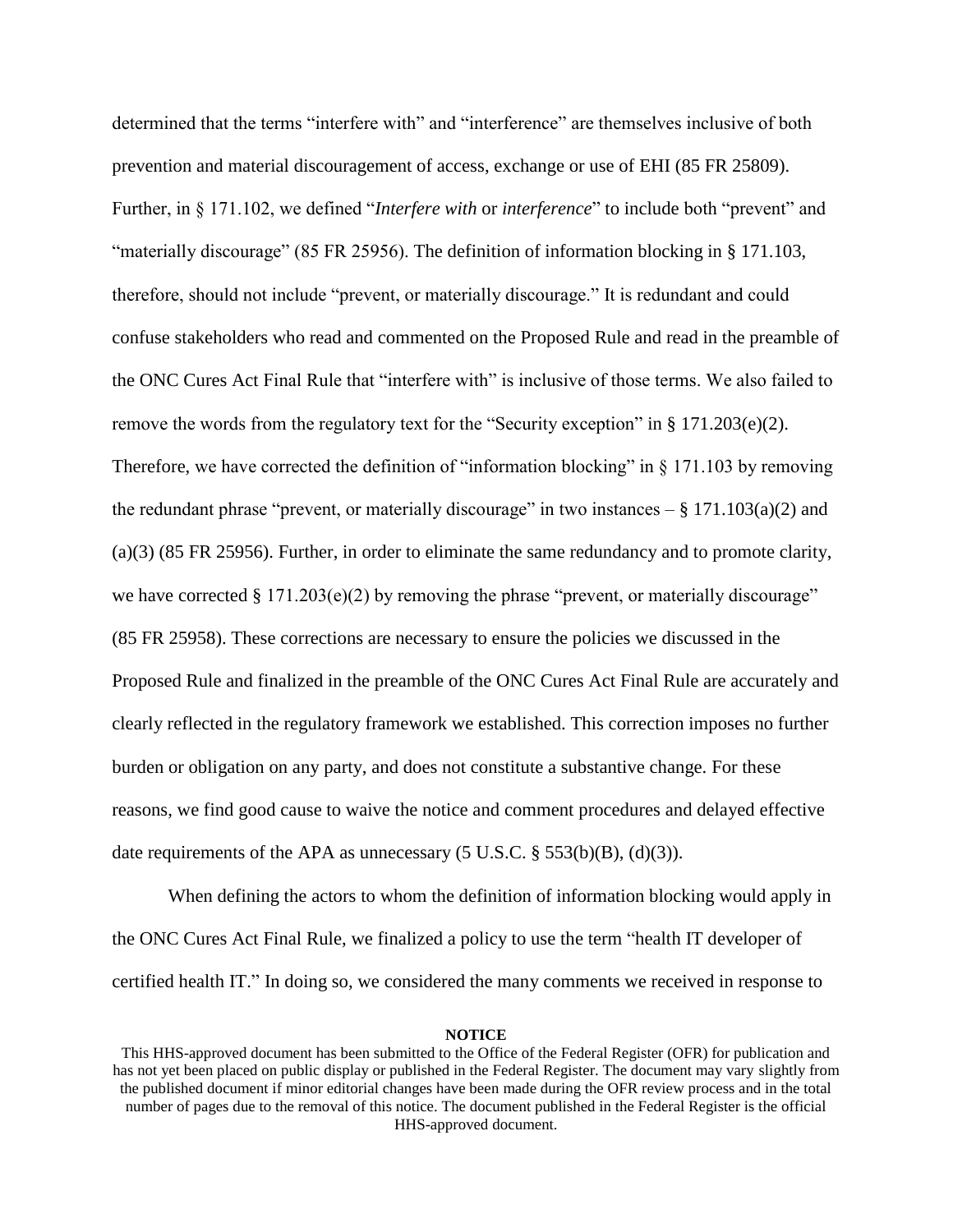determined that the terms “interfere with” and “interference” are themselves inclusive of both prevention and material discouragement of access, exchange or use of EHI (85 FR 25809). Further, in § 171.102, we defined “*Interfere with* or *interference*” to include both “prevent” and “materially discourage” (85 FR 25956). The definition of information blocking in § 171.103, therefore, should not include “prevent, or materially discourage.” It is redundant and could confuse stakeholders who read and commented on the Proposed Rule and read in the preamble of the ONC Cures Act Final Rule that “interfere with” is inclusive of those terms. We also failed to remove the words from the regulatory text for the “Security exception” in § 171.203(e)(2). Therefore, we have corrected the definition of “information blocking” in § 171.103 by removing the redundant phrase “prevent, or materially discourage” in two instances – § 171.103(a)(2) and (a)(3) (85 FR 25956). Further, in order to eliminate the same redundancy and to promote clarity, we have corrected § 171.203(e)(2) by removing the phrase “prevent, or materially discourage” (85 FR 25958). These corrections are necessary to ensure the policies we discussed in the Proposed Rule and finalized in the preamble of the ONC Cures Act Final Rule are accurately and clearly reflected in the regulatory framework we established. This correction imposes no further burden or obligation on any party, and does not constitute a substantive change. For these reasons, we find good cause to waive the notice and comment procedures and delayed effective date requirements of the APA as unnecessary (5 U.S.C. § 553(b)(B), (d)(3)).

When defining the actors to whom the definition of information blocking would apply in the ONC Cures Act Final Rule, we finalized a policy to use the term “health IT developer of certified health IT.” In doing so, we considered the many comments we received in response to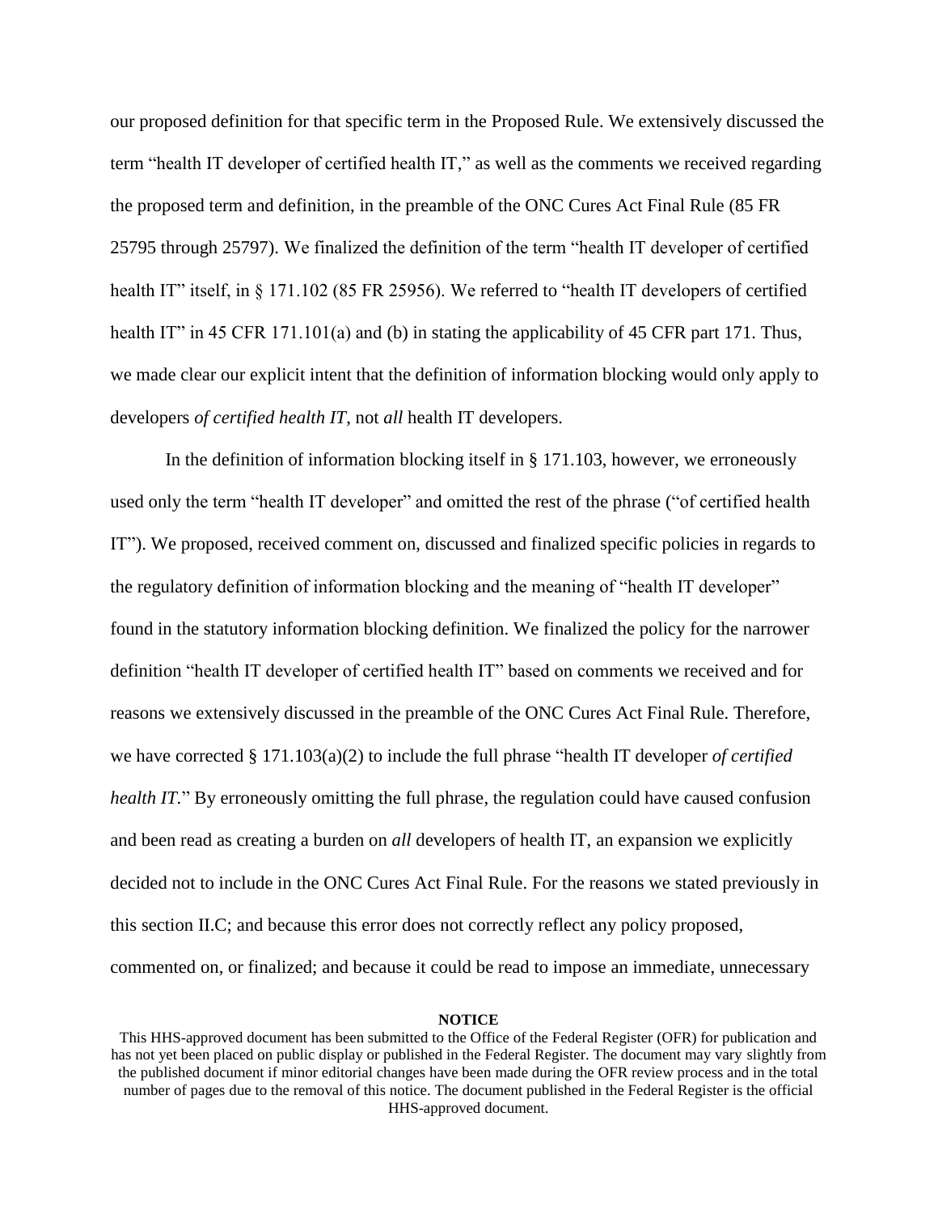our proposed definition for that specific term in the Proposed Rule. We extensively discussed the term "health IT developer of certified health IT," as well as the comments we received regarding the proposed term and definition, in the preamble of the ONC Cures Act Final Rule (85 FR 25795 through 25797). We finalized the definition of the term "health IT developer of certified health IT" itself, in § 171.102 (85 FR 25956). We referred to "health IT developers of certified health IT" in 45 CFR 171.101(a) and (b) in stating the applicability of 45 CFR part 171. Thus, we made clear our explicit intent that the definition of information blocking would only apply to developers *of certified health IT*, not *all* health IT developers.

In the definition of information blocking itself in § 171.103, however, we erroneously used only the term "health IT developer" and omitted the rest of the phrase ("of certified health IT"). We proposed, received comment on, discussed and finalized specific policies in regards to the regulatory definition of information blocking and the meaning of "health IT developer" found in the statutory information blocking definition. We finalized the policy for the narrower definition "health IT developer of certified health IT" based on comments we received and for reasons we extensively discussed in the preamble of the ONC Cures Act Final Rule. Therefore, we have corrected § 171.103(a)(2) to include the full phrase "health IT developer *of certified health IT*." By erroneously omitting the full phrase, the regulation could have caused confusion and been read as creating a burden on *all* developers of health IT, an expansion we explicitly decided not to include in the ONC Cures Act Final Rule. For the reasons we stated previously in this section II.C; and because this error does not correctly reflect any policy proposed, commented on, or finalized; and because it could be read to impose an immediate, unnecessary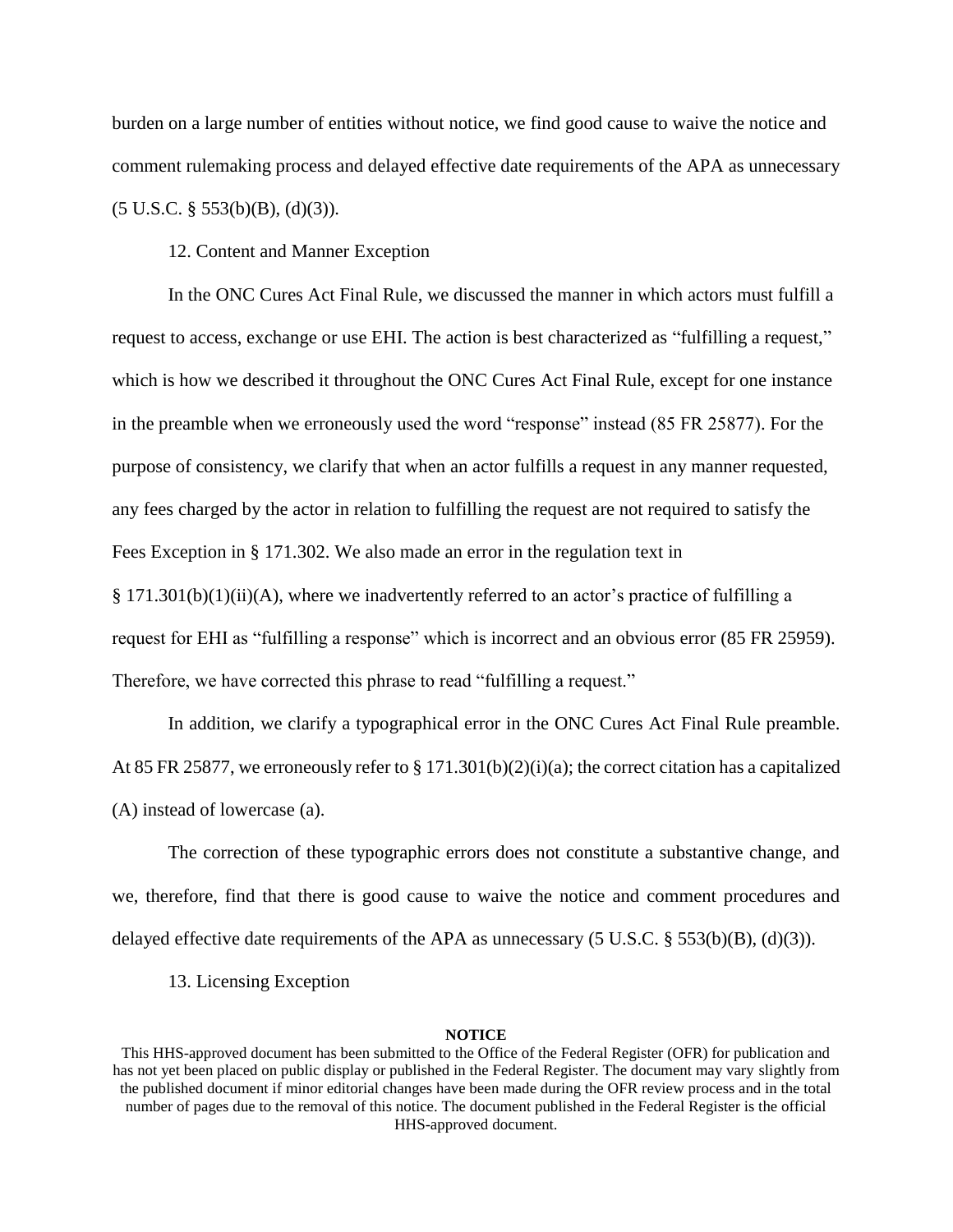burden on a large number of entities without notice, we find good cause to waive the notice and comment rulemaking process and delayed effective date requirements of the APA as unnecessary (5 U.S.C. § 553(b)(B), (d)(3)).

12. Content and Manner Exception

In the ONC Cures Act Final Rule, we discussed the manner in which actors must fulfill a request to access, exchange or use EHI. The action is best characterized as "fulfilling a request," which is how we described it throughout the ONC Cures Act Final Rule, except for one instance in the preamble when we erroneously used the word "response" instead (85 FR 25877). For the purpose of consistency, we clarify that when an actor fulfills a request in any manner requested, any fees charged by the actor in relation to fulfilling the request are not required to satisfy the Fees Exception in § 171.302. We also made an error in the regulation text in § 171.301(b)(1)(ii)(A), where we inadvertently referred to an actor's practice of fulfilling a request for EHI as "fulfilling a response" which is incorrect and an obvious error (85 FR 25959). Therefore, we have corrected this phrase to read "fulfilling a request."

In addition, we clarify a typographical error in the ONC Cures Act Final Rule preamble. At 85 FR 25877, we erroneously refer to § 171.301(b)(2)(i)(a); the correct citation has a capitalized (A) instead of lowercase (a).

The correction of these typographic errors does not constitute a substantive change, and we, therefore, find that there is good cause to waive the notice and comment procedures and delayed effective date requirements of the APA as unnecessary (5 U.S.C. § 553(b)(B), (d)(3)).

13. Licensing Exception

**NOTICE**

This HHS-approved document has been submitted to the Office of the Federal Register (OFR) for publication and has not yet been placed on public display or published in the Federal Register. The document may vary slightly from the published document if minor editorial changes have been made during the OFR review process and in the total number of pages due to the removal of this notice. The document published in the Federal Register is the official HHS-approved document.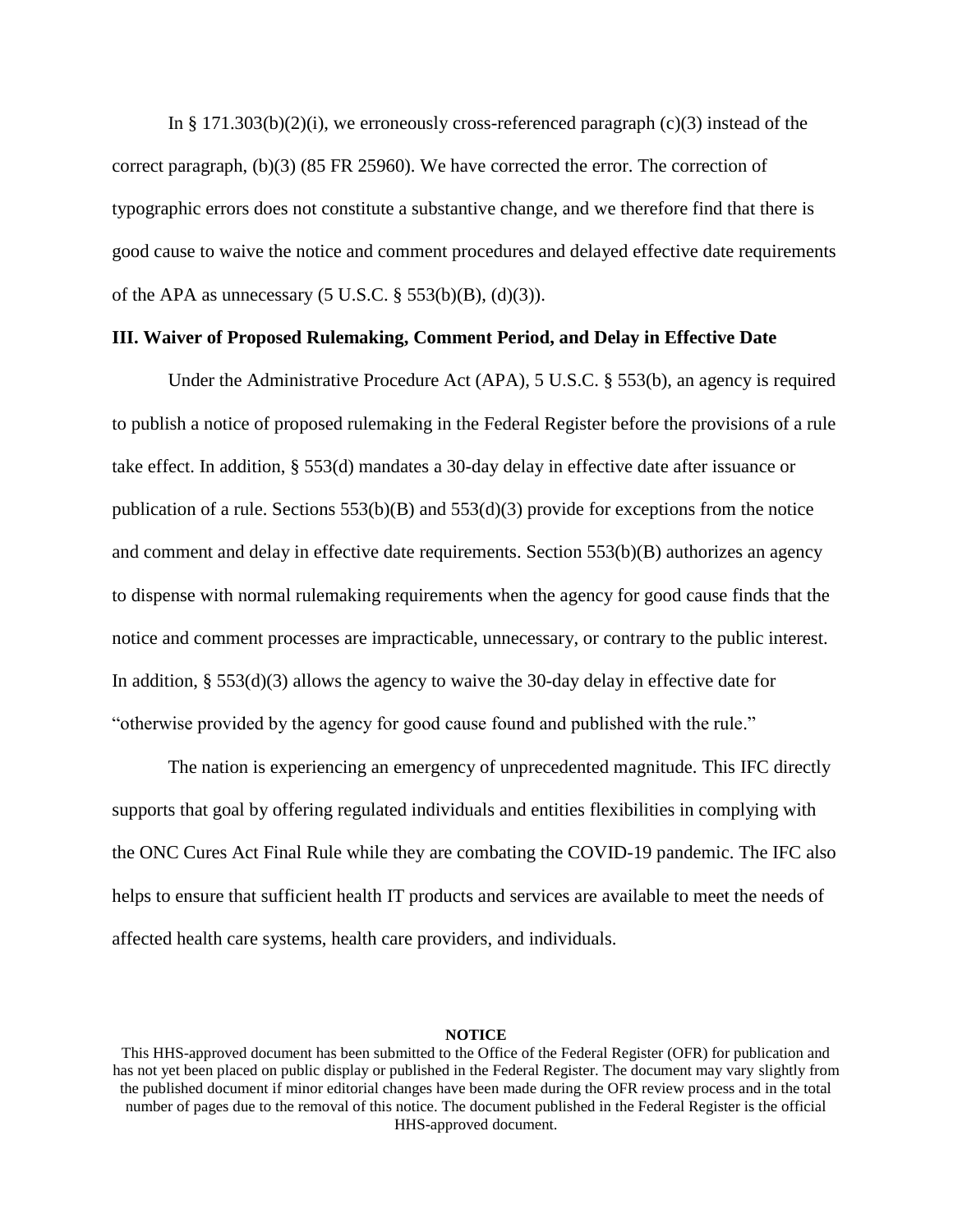In § 171.303(b)(2)(i), we erroneously cross-referenced paragraph (c)(3) instead of the correct paragraph, (b)(3) (85 FR 25960). We have corrected the error. The correction of typographic errors does not constitute a substantive change, and we therefore find that there is good cause to waive the notice and comment procedures and delayed effective date requirements of the APA as unnecessary (5 U.S.C. § 553(b)(B), (d)(3)).

### III. Waiver of Proposed Rulemaking, Comment Period, and Delay in Effective Date

Under the Administrative Procedure Act (APA), 5 U.S.C. § 553(b), an agency is required to publish a notice of proposed rulemaking in the Federal Register before the provisions of a rule take effect. In addition, § 553(d) mandates a 30-day delay in effective date after issuance or publication of a rule. Sections 553(b)(B) and 553(d)(3) provide for exceptions from the notice and comment and delay in effective date requirements. Section 553(b)(B) authorizes an agency to dispense with normal rulemaking requirements when the agency for good cause finds that the notice and comment processes are impracticable, unnecessary, or contrary to the public interest. In addition, § 553(d)(3) allows the agency to waive the 30-day delay in effective date for "otherwise provided by the agency for good cause found and published with the rule."

The nation is experiencing an emergency of unprecedented magnitude. This IFC directly supports that goal by offering regulated individuals and entities flexibilities in complying with the ONC Cures Act Final Rule while they are combating the COVID-19 pandemic. The IFC also helps to ensure that sufficient health IT products and services are available to meet the needs of affected health care systems, health care providers, and individuals.

**NOTICE**

This HHS-approved document has been submitted to the Office of the Federal Register (OFR) for publication and has not yet been placed on public display or published in the Federal Register. The document may vary slightly from the published document if minor editorial changes have been made during the OFR review process and in the total number of pages due to the removal of this notice. The document published in the Federal Register is the official HHS-approved document.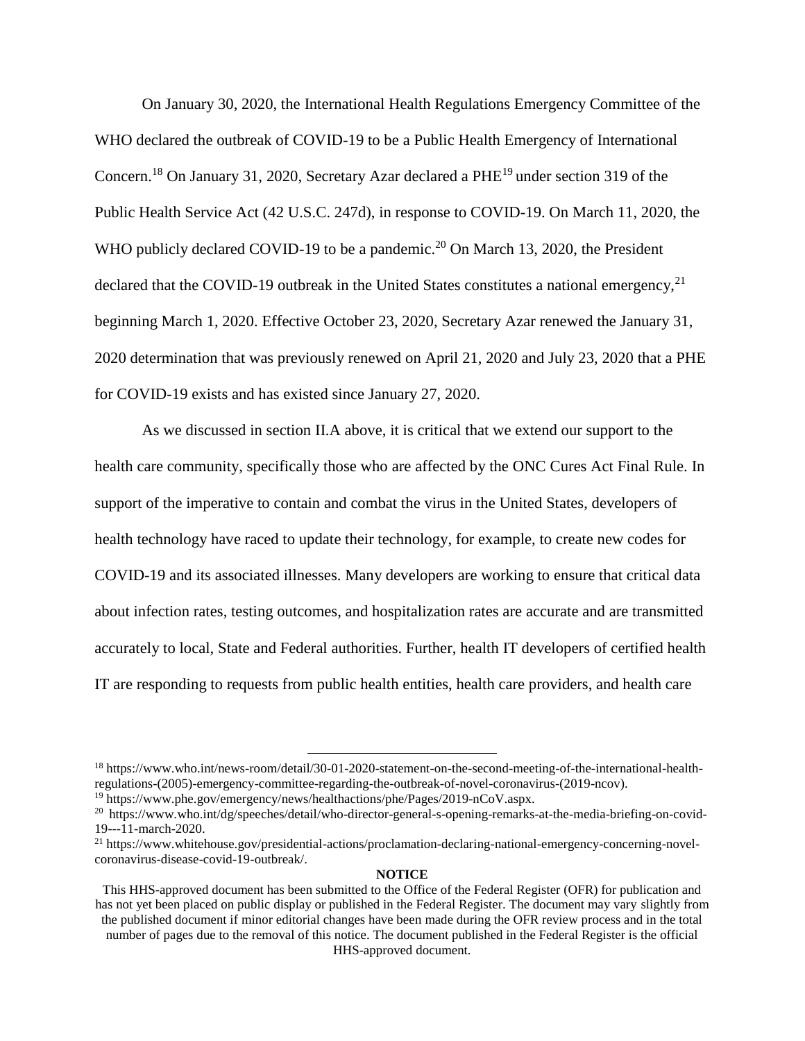On January 30, 2020, the International Health Regulations Emergency Committee of the WHO declared the outbreak of COVID-19 to be a Public Health Emergency of International Concern.[18] On January 31, 2020, Secretary Azar declared a PHE[19] under section 319 of the Public Health Service Act (42 U.S.C. 247d), in response to COVID-19. On March 11, 2020, the WHO publicly declared COVID-19 to be a pandemic.[20] On March 13, 2020, the President declared that the COVID-19 outbreak in the United States constitutes a national emergency,[21] beginning March 1, 2020. Effective October 23, 2020, Secretary Azar renewed the January 31, 2020 determination that was previously renewed on April 21, 2020 and July 23, 2020 that a PHE for COVID-19 exists and has existed since January 27, 2020.

As we discussed in section II.A above, it is critical that we extend our support to the health care community, specifically those who are affected by the ONC Cures Act Final Rule. In support of the imperative to contain and combat the virus in the United States, developers of health technology have raced to update their technology, for example, to create new codes for COVID-19 and its associated illnesses. Many developers are working to ensure that critical data about infection rates, testing outcomes, and hospitalization rates are accurate and are transmitted accurately to local, State and Federal authorities. Further, health IT developers of certified health IT are responding to requests from public health entities, health care providers, and health care

[18] https://www.who.int/news-room/detail/30-01-2020-statement-on-the-second-meeting-of-the-international-health-regulations-(2005)-emergency-committee-regarding-the-outbreak-of-novel-coronavirus-(2019-ncov).

[19] https://www.phe.gov/emergency/news/healthactions/phe/Pages/2019-nCoV.aspx.

[20] https://www.who.int/dg/speeches/detail/who-director-general-s-opening-remarks-at-the-media-briefing-on-covid-19---11-march-2020.

[21] https://www.whitehouse.gov/presidential-actions/proclamation-declaring-national-emergency-concerning-novel-coronavirus-disease-covid-19-outbreak/.

**NOTICE**

This HHS-approved document has been submitted to the Office of the Federal Register (OFR) for publication and has not yet been placed on public display or published in the Federal Register. The document may vary slightly from the published document if minor editorial changes have been made during the OFR review process and in the total number of pages due to the removal of this notice. The document published in the Federal Register is the official HHS-approved document.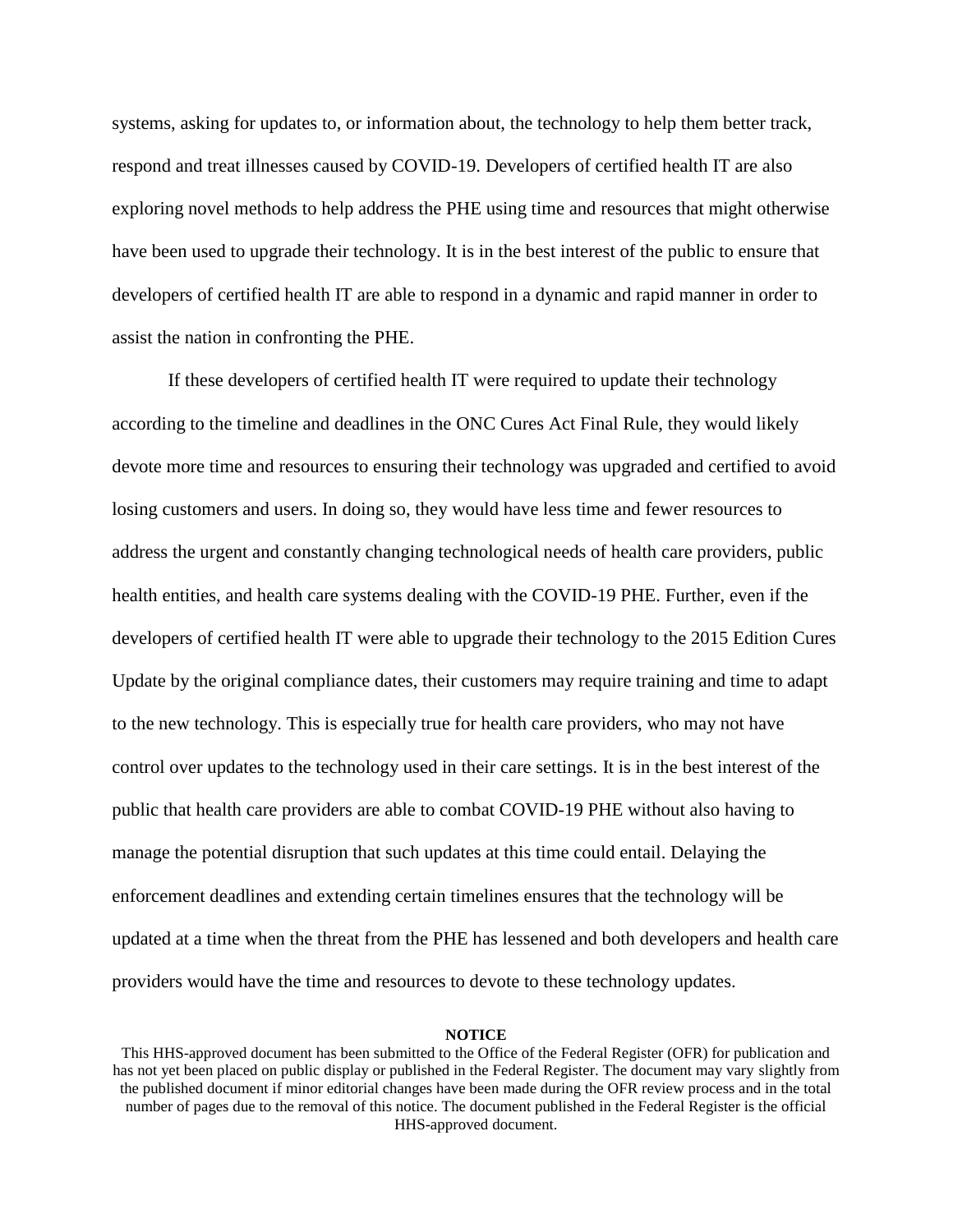systems, asking for updates to, or information about, the technology to help them better track, respond and treat illnesses caused by COVID-19. Developers of certified health IT are also exploring novel methods to help address the PHE using time and resources that might otherwise have been used to upgrade their technology. It is in the best interest of the public to ensure that developers of certified health IT are able to respond in a dynamic and rapid manner in order to assist the nation in confronting the PHE.

If these developers of certified health IT were required to update their technology according to the timeline and deadlines in the ONC Cures Act Final Rule, they would likely devote more time and resources to ensuring their technology was upgraded and certified to avoid losing customers and users. In doing so, they would have less time and fewer resources to address the urgent and constantly changing technological needs of health care providers, public health entities, and health care systems dealing with the COVID-19 PHE. Further, even if the developers of certified health IT were able to upgrade their technology to the 2015 Edition Cures Update by the original compliance dates, their customers may require training and time to adapt to the new technology. This is especially true for health care providers, who may not have control over updates to the technology used in their care settings. It is in the best interest of the public that health care providers are able to combat COVID-19 PHE without also having to manage the potential disruption that such updates at this time could entail. Delaying the enforcement deadlines and extending certain timelines ensures that the technology will be updated at a time when the threat from the PHE has lessened and both developers and health care providers would have the time and resources to devote to these technology updates.

**NOTICE**

This HHS-approved document has been submitted to the Office of the Federal Register (OFR) for publication and has not yet been placed on public display or published in the Federal Register. The document may vary slightly from the published document if minor editorial changes have been made during the OFR review process and in the total number of pages due to the removal of this notice. The document published in the Federal Register is the official HHS-approved document.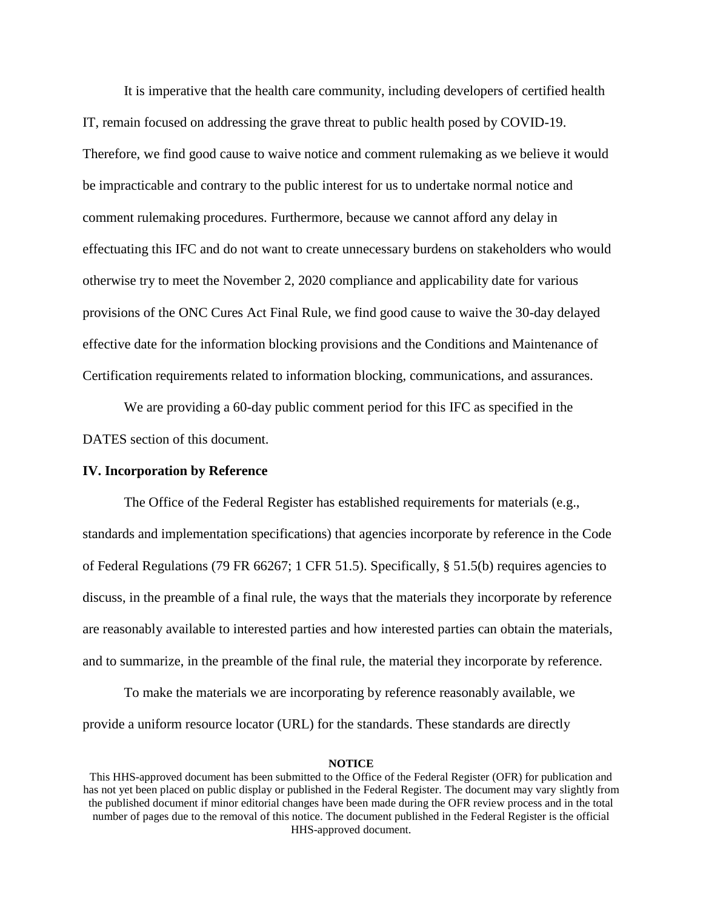It is imperative that the health care community, including developers of certified health IT, remain focused on addressing the grave threat to public health posed by COVID-19. Therefore, we find good cause to waive notice and comment rulemaking as we believe it would be impracticable and contrary to the public interest for us to undertake normal notice and comment rulemaking procedures. Furthermore, because we cannot afford any delay in effectuating this IFC and do not want to create unnecessary burdens on stakeholders who would otherwise try to meet the November 2, 2020 compliance and applicability date for various provisions of the ONC Cures Act Final Rule, we find good cause to waive the 30-day delayed effective date for the information blocking provisions and the Conditions and Maintenance of Certification requirements related to information blocking, communications, and assurances.

We are providing a 60-day public comment period for this IFC as specified in the DATES section of this document.

**IV. Incorporation by Reference**

The Office of the Federal Register has established requirements for materials (e.g., standards and implementation specifications) that agencies incorporate by reference in the Code of Federal Regulations (79 FR 66267; 1 CFR 51.5). Specifically, § 51.5(b) requires agencies to discuss, in the preamble of a final rule, the ways that the materials they incorporate by reference are reasonably available to interested parties and how interested parties can obtain the materials, and to summarize, in the preamble of the final rule, the material they incorporate by reference.

To make the materials we are incorporating by reference reasonably available, we provide a uniform resource locator (URL) for the standards. These standards are directly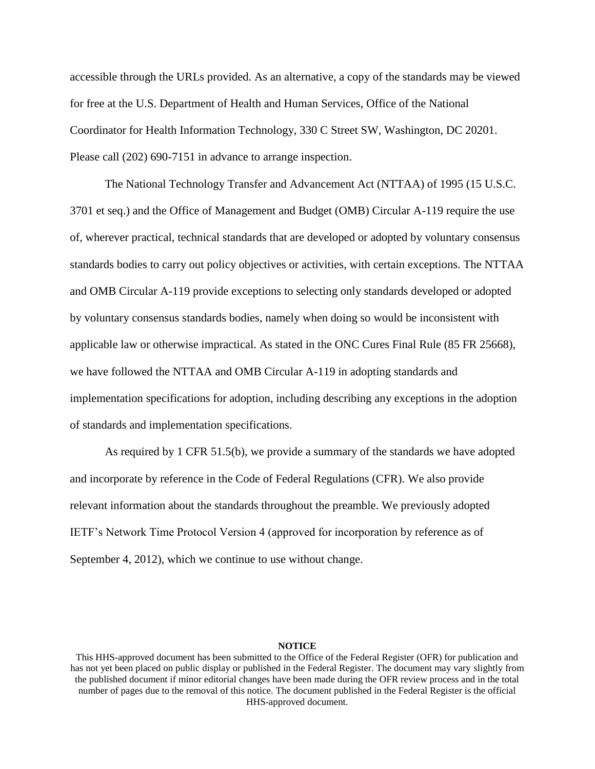accessible through the URLs provided. As an alternative, a copy of the standards may be viewed for free at the U.S. Department of Health and Human Services, Office of the National Coordinator for Health Information Technology, 330 C Street SW, Washington, DC 20201. Please call (202) 690-7151 in advance to arrange inspection.

The National Technology Transfer and Advancement Act (NTTAA) of 1995 (15 U.S.C. 3701 et seq.) and the Office of Management and Budget (OMB) Circular A-119 require the use of, wherever practical, technical standards that are developed or adopted by voluntary consensus standards bodies to carry out policy objectives or activities, with certain exceptions. The NTTAA and OMB Circular A-119 provide exceptions to selecting only standards developed or adopted by voluntary consensus standards bodies, namely when doing so would be inconsistent with applicable law or otherwise impractical. As stated in the ONC Cures Final Rule (85 FR 25668), we have followed the NTTAA and OMB Circular A-119 in adopting standards and implementation specifications for adoption, including describing any exceptions in the adoption of standards and implementation specifications.

As required by 1 CFR 51.5(b), we provide a summary of the standards we have adopted and incorporate by reference in the Code of Federal Regulations (CFR). We also provide relevant information about the standards throughout the preamble. We previously adopted IETF's Network Time Protocol Version 4 (approved for incorporation by reference as of September 4, 2012), which we continue to use without change.

**NOTICE**

This HHS-approved document has been submitted to the Office of the Federal Register (OFR) for publication and has not yet been placed on public display or published in the Federal Register. The document may vary slightly from the published document if minor editorial changes have been made during the OFR review process and in the total number of pages due to the removal of this notice. The document published in the Federal Register is the official HHS-approved document.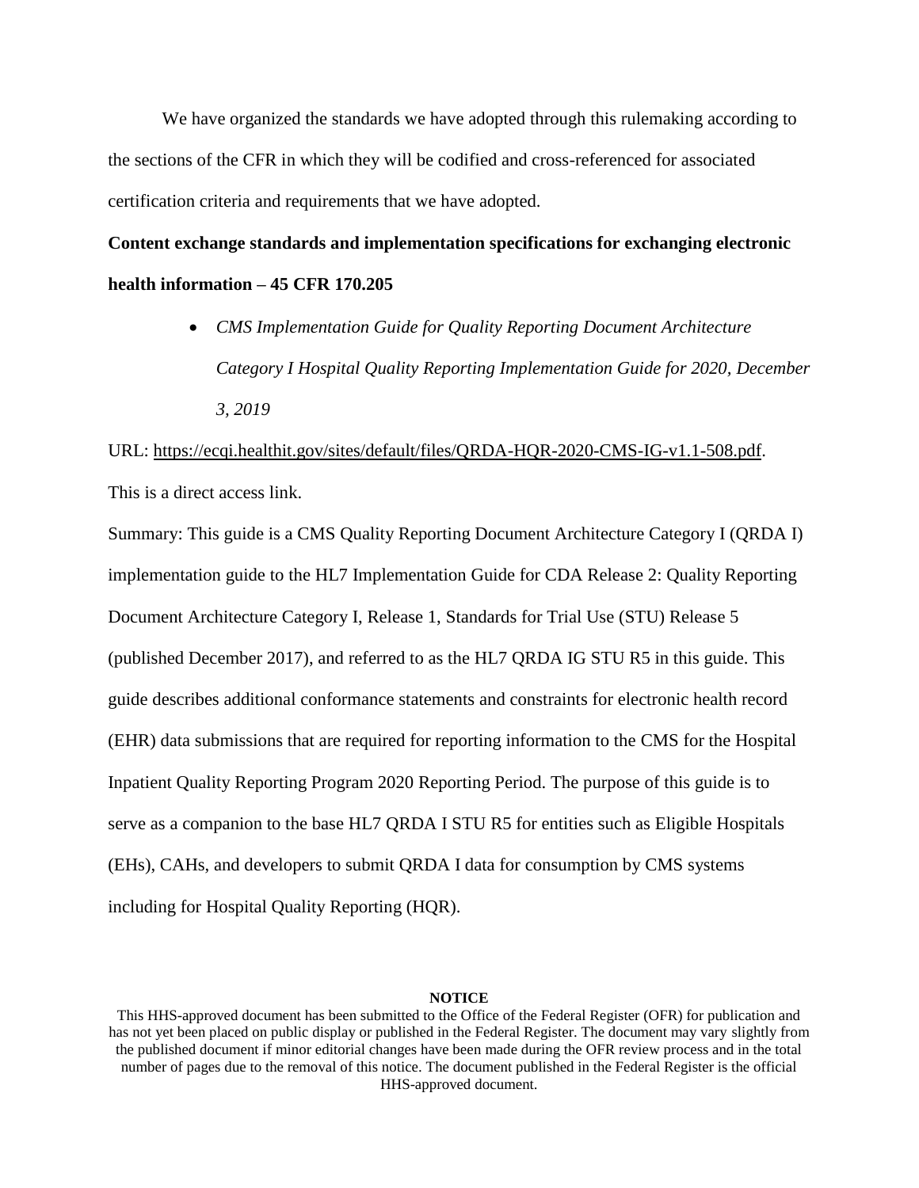We have organized the standards we have adopted through this rulemaking according to the sections of the CFR in which they will be codified and cross-referenced for associated certification criteria and requirements that we have adopted.

**Content exchange standards and implementation specifications for exchanging electronic health information – 45 CFR 170.205**

- *CMS Implementation Guide for Quality Reporting Document Architecture Category I Hospital Quality Reporting Implementation Guide for 2020, December 3, 2019*

URL: https://ecqi.healthit.gov/sites/default/files/QRDA-HQR-2020-CMS-IG-v1.1-508.pdf. This is a direct access link.

Summary: This guide is a CMS Quality Reporting Document Architecture Category I (QRDA I) implementation guide to the HL7 Implementation Guide for CDA Release 2: Quality Reporting Document Architecture Category I, Release 1, Standards for Trial Use (STU) Release 5 (published December 2017), and referred to as the HL7 QRDA IG STU R5 in this guide. This guide describes additional conformance statements and constraints for electronic health record (EHR) data submissions that are required for reporting information to the CMS for the Hospital Inpatient Quality Reporting Program 2020 Reporting Period. The purpose of this guide is to serve as a companion to the base HL7 QRDA I STU R5 for entities such as Eligible Hospitals (EHs), CAHs, and developers to submit QRDA I data for consumption by CMS systems including for Hospital Quality Reporting (HQR).

**NOTICE**

This HHS-approved document has been submitted to the Office of the Federal Register (OFR) for publication and has not yet been placed on public display or published in the Federal Register. The document may vary slightly from the published document if minor editorial changes have been made during the OFR review process and in the total number of pages due to the removal of this notice. The document published in the Federal Register is the official HHS-approved document.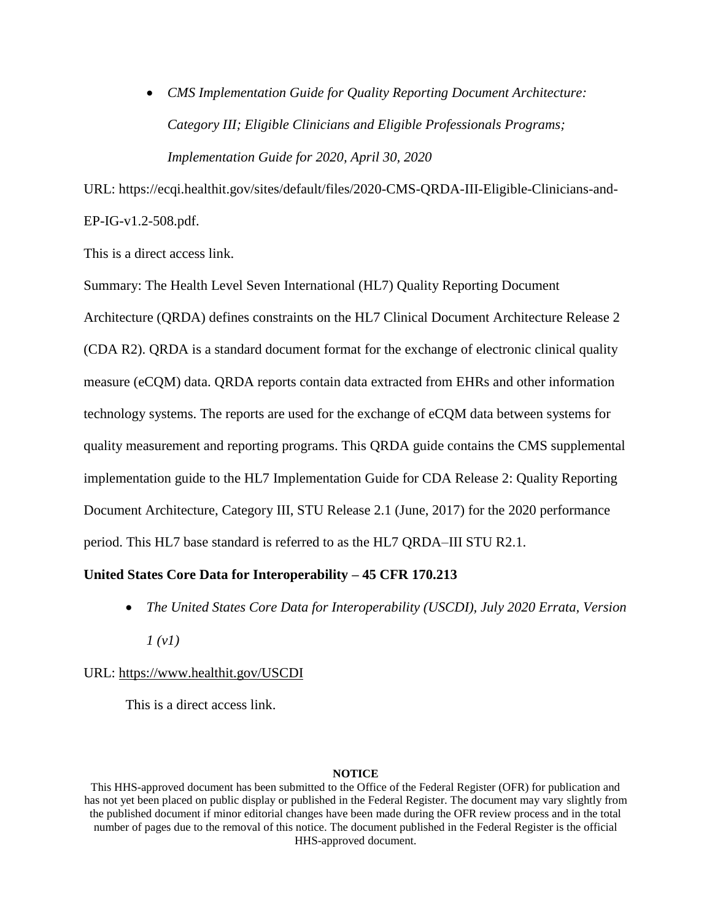- *CMS Implementation Guide for Quality Reporting Document Architecture: Category III; Eligible Clinicians and Eligible Professionals Programs; Implementation Guide for 2020, April 30, 2020*

URL: https://ecqi.healthit.gov/sites/default/files/2020-CMS-QRDA-III-Eligible-Clinicians-and-EP-IG-v1.2-508.pdf.

This is a direct access link.

Summary: The Health Level Seven International (HL7) Quality Reporting Document Architecture (QRDA) defines constraints on the HL7 Clinical Document Architecture Release 2 (CDA R2). QRDA is a standard document format for the exchange of electronic clinical quality measure (eCQM) data. QRDA reports contain data extracted from EHRs and other information technology systems. The reports are used for the exchange of eCQM data between systems for quality measurement and reporting programs. This QRDA guide contains the CMS supplemental implementation guide to the HL7 Implementation Guide for CDA Release 2: Quality Reporting Document Architecture, Category III, STU Release 2.1 (June, 2017) for the 2020 performance period. This HL7 base standard is referred to as the HL7 QRDA–III STU R2.1.

**United States Core Data for Interoperability – 45 CFR 170.213**

- *The United States Core Data for Interoperability (USCDI), July 2020 Errata, Version 1 (v1)*

URL: https://www.healthit.gov/USCDI

This is a direct access link.

**NOTICE**

This HHS-approved document has been submitted to the Office of the Federal Register (OFR) for publication and has not yet been placed on public display or published in the Federal Register. The document may vary slightly from the published document if minor editorial changes have been made during the OFR review process and in the total number of pages due to the removal of this notice. The document published in the Federal Register is the official HHS-approved document.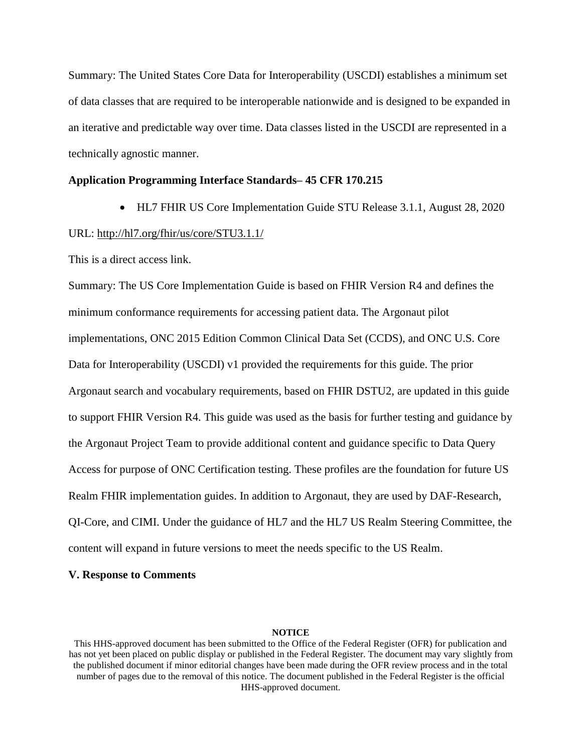Summary: The United States Core Data for Interoperability (USCDI) establishes a minimum set of data classes that are required to be interoperable nationwide and is designed to be expanded in an iterative and predictable way over time. Data classes listed in the USCDI are represented in a technically agnostic manner.

**Application Programming Interface Standards– 45 CFR 170.215**

- HL7 FHIR US Core Implementation Guide STU Release 3.1.1, August 28, 2020

URL: http://hl7.org/fhir/us/core/STU3.1.1/

This is a direct access link.

Summary: The US Core Implementation Guide is based on FHIR Version R4 and defines the minimum conformance requirements for accessing patient data. The Argonaut pilot implementations, ONC 2015 Edition Common Clinical Data Set (CCDS), and ONC U.S. Core Data for Interoperability (USCDI) v1 provided the requirements for this guide. The prior Argonaut search and vocabulary requirements, based on FHIR DSTU2, are updated in this guide to support FHIR Version R4. This guide was used as the basis for further testing and guidance by the Argonaut Project Team to provide additional content and guidance specific to Data Query Access for purpose of ONC Certification testing. These profiles are the foundation for future US Realm FHIR implementation guides. In addition to Argonaut, they are used by DAF-Research, QI-Core, and CIMI. Under the guidance of HL7 and the HL7 US Realm Steering Committee, the content will expand in future versions to meet the needs specific to the US Realm.

**V. Response to Comments**

**NOTICE**

This HHS-approved document has been submitted to the Office of the Federal Register (OFR) for publication and has not yet been placed on public display or published in the Federal Register. The document may vary slightly from the published document if minor editorial changes have been made during the OFR review process and in the total number of pages due to the removal of this notice. The document published in the Federal Register is the official HHS-approved document.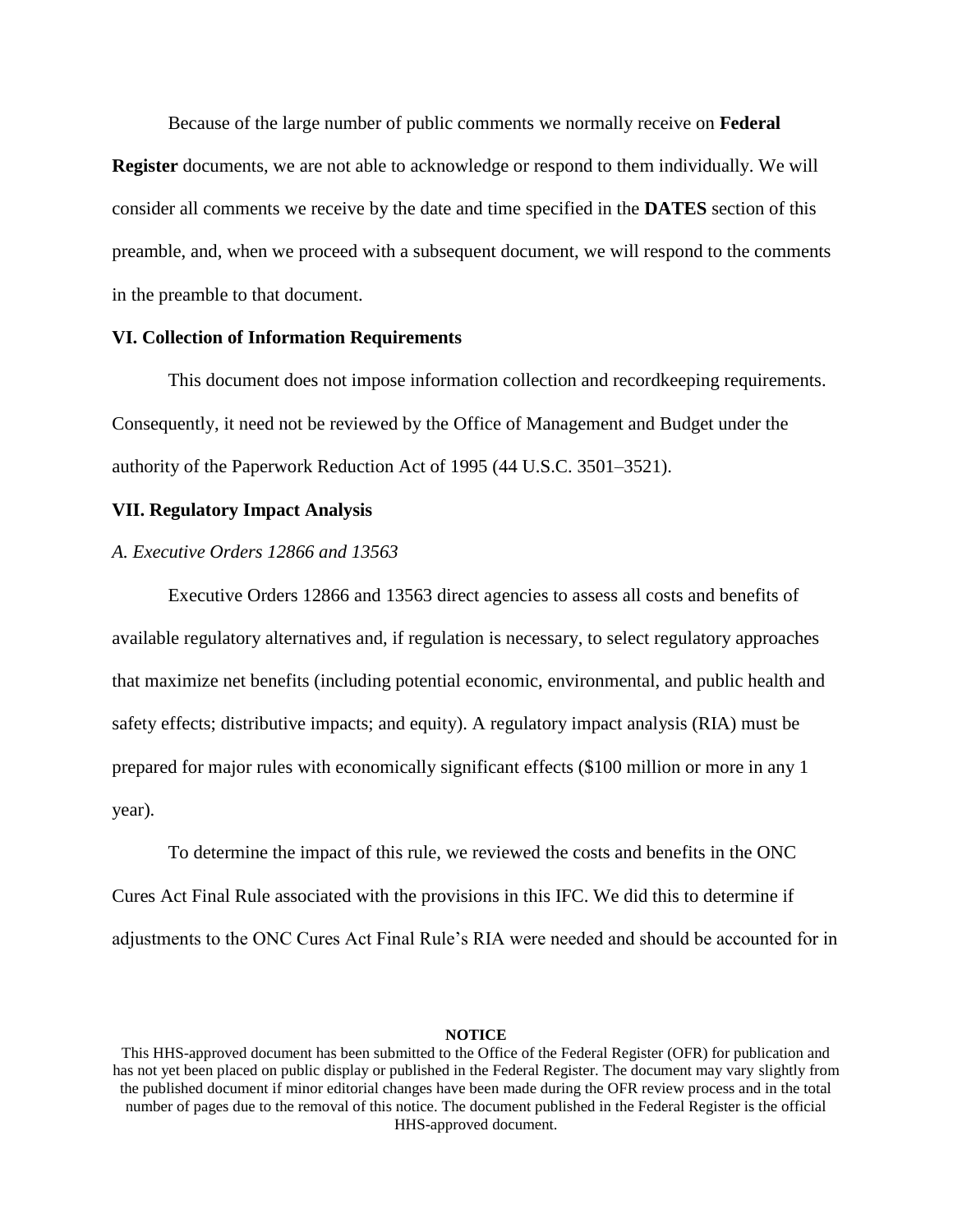Because of the large number of public comments we normally receive on **Federal Register** documents, we are not able to acknowledge or respond to them individually. We will consider all comments we receive by the date and time specified in the **DATES** section of this preamble, and, when we proceed with a subsequent document, we will respond to the comments in the preamble to that document.

### VI. Collection of Information Requirements

This document does not impose information collection and recordkeeping requirements. Consequently, it need not be reviewed by the Office of Management and Budget under the authority of the Paperwork Reduction Act of 1995 (44 U.S.C. 3501–3521).

### VII. Regulatory Impact Analysis

#### *A. Executive Orders 12866 and 13563*

Executive Orders 12866 and 13563 direct agencies to assess all costs and benefits of available regulatory alternatives and, if regulation is necessary, to select regulatory approaches that maximize net benefits (including potential economic, environmental, and public health and safety effects; distributive impacts; and equity). A regulatory impact analysis (RIA) must be prepared for major rules with economically significant effects ($100 million or more in any 1 year).

To determine the impact of this rule, we reviewed the costs and benefits in the ONC Cures Act Final Rule associated with the provisions in this IFC. We did this to determine if adjustments to the ONC Cures Act Final Rule's RIA were needed and should be accounted for in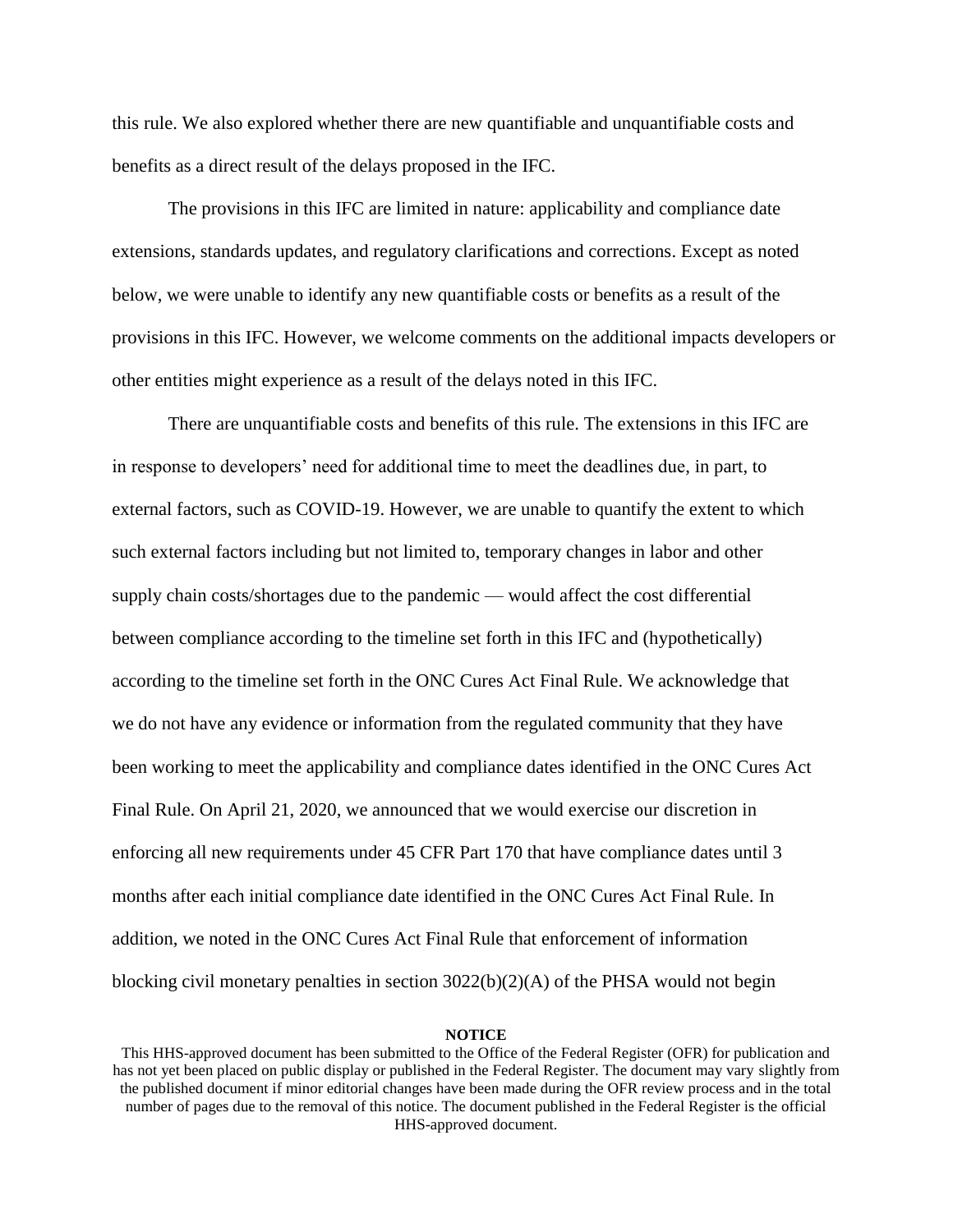this rule. We also explored whether there are new quantifiable and unquantifiable costs and benefits as a direct result of the delays proposed in the IFC.

The provisions in this IFC are limited in nature: applicability and compliance date extensions, standards updates, and regulatory clarifications and corrections. Except as noted below, we were unable to identify any new quantifiable costs or benefits as a result of the provisions in this IFC. However, we welcome comments on the additional impacts developers or other entities might experience as a result of the delays noted in this IFC.

There are unquantifiable costs and benefits of this rule. The extensions in this IFC are in response to developers' need for additional time to meet the deadlines due, in part, to external factors, such as COVID-19. However, we are unable to quantify the extent to which such external factors including but not limited to, temporary changes in labor and other supply chain costs/shortages due to the pandemic — would affect the cost differential between compliance according to the timeline set forth in this IFC and (hypothetically) according to the timeline set forth in the ONC Cures Act Final Rule. We acknowledge that we do not have any evidence or information from the regulated community that they have been working to meet the applicability and compliance dates identified in the ONC Cures Act Final Rule. On April 21, 2020, we announced that we would exercise our discretion in enforcing all new requirements under 45 CFR Part 170 that have compliance dates until 3 months after each initial compliance date identified in the ONC Cures Act Final Rule. In addition, we noted in the ONC Cures Act Final Rule that enforcement of information blocking civil monetary penalties in section 3022(b)(2)(A) of the PHSA would not begin

**NOTICE**

This HHS-approved document has been submitted to the Office of the Federal Register (OFR) for publication and has not yet been placed on public display or published in the Federal Register. The document may vary slightly from the published document if minor editorial changes have been made during the OFR review process and in the total number of pages due to the removal of this notice. The document published in the Federal Register is the official HHS-approved document.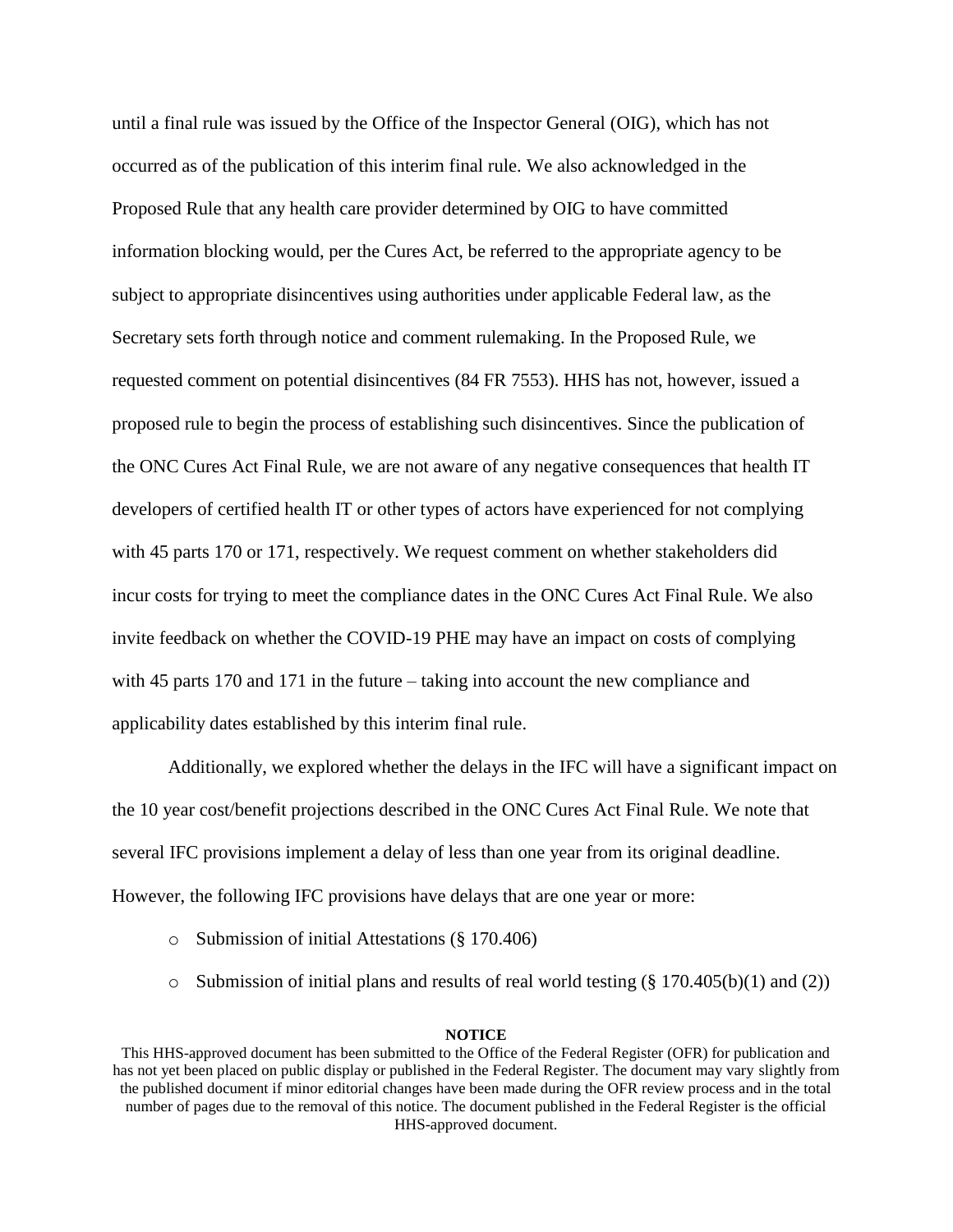until a final rule was issued by the Office of the Inspector General (OIG), which has not occurred as of the publication of this interim final rule. We also acknowledged in the Proposed Rule that any health care provider determined by OIG to have committed information blocking would, per the Cures Act, be referred to the appropriate agency to be subject to appropriate disincentives using authorities under applicable Federal law, as the Secretary sets forth through notice and comment rulemaking. In the Proposed Rule, we requested comment on potential disincentives (84 FR 7553). HHS has not, however, issued a proposed rule to begin the process of establishing such disincentives. Since the publication of the ONC Cures Act Final Rule, we are not aware of any negative consequences that health IT developers of certified health IT or other types of actors have experienced for not complying with 45 parts 170 or 171, respectively. We request comment on whether stakeholders did incur costs for trying to meet the compliance dates in the ONC Cures Act Final Rule. We also invite feedback on whether the COVID-19 PHE may have an impact on costs of complying with 45 parts 170 and 171 in the future – taking into account the new compliance and applicability dates established by this interim final rule.

Additionally, we explored whether the delays in the IFC will have a significant impact on the 10 year cost/benefit projections described in the ONC Cures Act Final Rule. We note that several IFC provisions implement a delay of less than one year from its original deadline. However, the following IFC provisions have delays that are one year or more:

- Submission of initial Attestations (§ 170.406)
- Submission of initial plans and results of real world testing (§ 170.405(b)(1) and (2))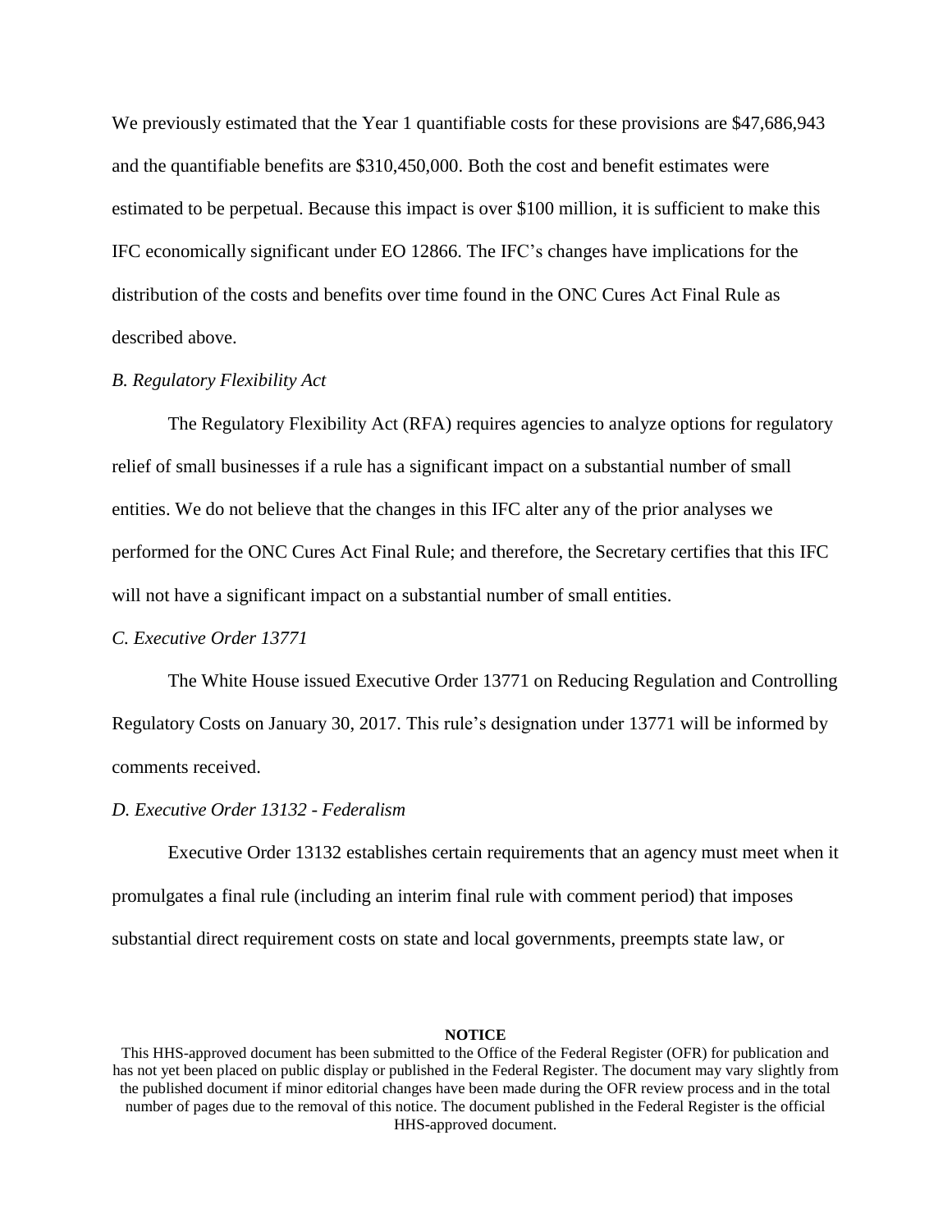We previously estimated that the Year 1 quantifiable costs for these provisions are $47,686,943 and the quantifiable benefits are $310,450,000. Both the cost and benefit estimates were estimated to be perpetual. Because this impact is over $100 million, it is sufficient to make this IFC economically significant under EO 12866. The IFC's changes have implications for the distribution of the costs and benefits over time found in the ONC Cures Act Final Rule as described above.

*B. Regulatory Flexibility Act*

The Regulatory Flexibility Act (RFA) requires agencies to analyze options for regulatory relief of small businesses if a rule has a significant impact on a substantial number of small entities. We do not believe that the changes in this IFC alter any of the prior analyses we performed for the ONC Cures Act Final Rule; and therefore, the Secretary certifies that this IFC will not have a significant impact on a substantial number of small entities.

*C. Executive Order 13771*

The White House issued Executive Order 13771 on Reducing Regulation and Controlling Regulatory Costs on January 30, 2017. This rule's designation under 13771 will be informed by comments received.

*D. Executive Order 13132 - Federalism*

Executive Order 13132 establishes certain requirements that an agency must meet when it promulgates a final rule (including an interim final rule with comment period) that imposes substantial direct requirement costs on state and local governments, preempts state law, or

**NOTICE**

This HHS-approved document has been submitted to the Office of the Federal Register (OFR) for publication and has not yet been placed on public display or published in the Federal Register. The document may vary slightly from the published document if minor editorial changes have been made during the OFR review process and in the total number of pages due to the removal of this notice. The document published in the Federal Register is the official HHS-approved document.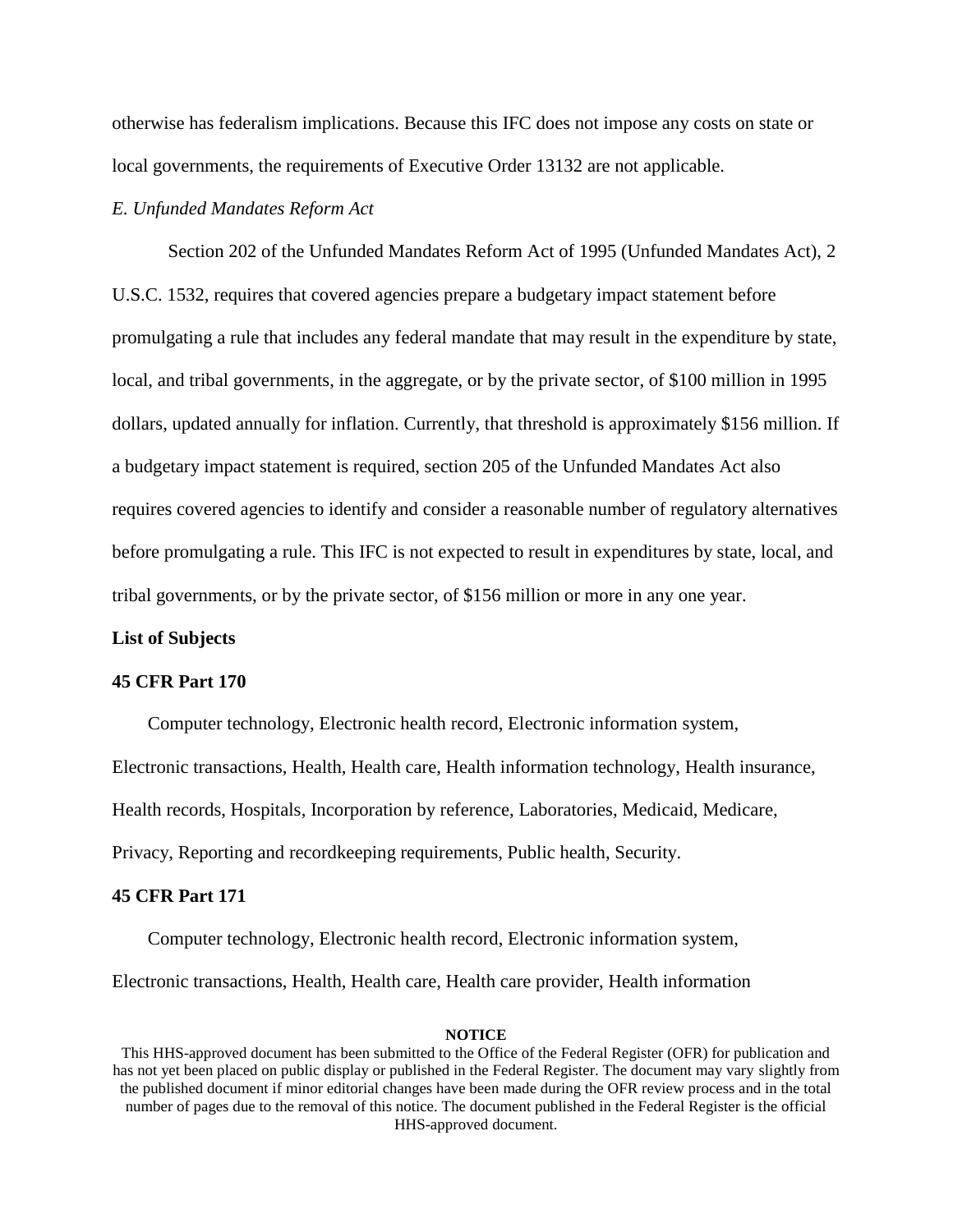otherwise has federalism implications. Because this IFC does not impose any costs on state or local governments, the requirements of Executive Order 13132 are not applicable.

*E. Unfunded Mandates Reform Act*

Section 202 of the Unfunded Mandates Reform Act of 1995 (Unfunded Mandates Act), 2 U.S.C. 1532, requires that covered agencies prepare a budgetary impact statement before promulgating a rule that includes any federal mandate that may result in the expenditure by state, local, and tribal governments, in the aggregate, or by the private sector, of $100 million in 1995 dollars, updated annually for inflation. Currently, that threshold is approximately $156 million. If a budgetary impact statement is required, section 205 of the Unfunded Mandates Act also requires covered agencies to identify and consider a reasonable number of regulatory alternatives before promulgating a rule. This IFC is not expected to result in expenditures by state, local, and tribal governments, or by the private sector, of $156 million or more in any one year.

**List of Subjects**

**45 CFR Part 170**

Computer technology, Electronic health record, Electronic information system, Electronic transactions, Health, Health care, Health information technology, Health insurance, Health records, Hospitals, Incorporation by reference, Laboratories, Medicaid, Medicare, Privacy, Reporting and recordkeeping requirements, Public health, Security.

**45 CFR Part 171**

Computer technology, Electronic health record, Electronic information system, Electronic transactions, Health, Health care, Health care provider, Health information

**NOTICE**

This HHS-approved document has been submitted to the Office of the Federal Register (OFR) for publication and has not yet been placed on public display or published in the Federal Register. The document may vary slightly from the published document if minor editorial changes have been made during the OFR review process and in the total number of pages due to the removal of this notice. The document published in the Federal Register is the official HHS-approved document.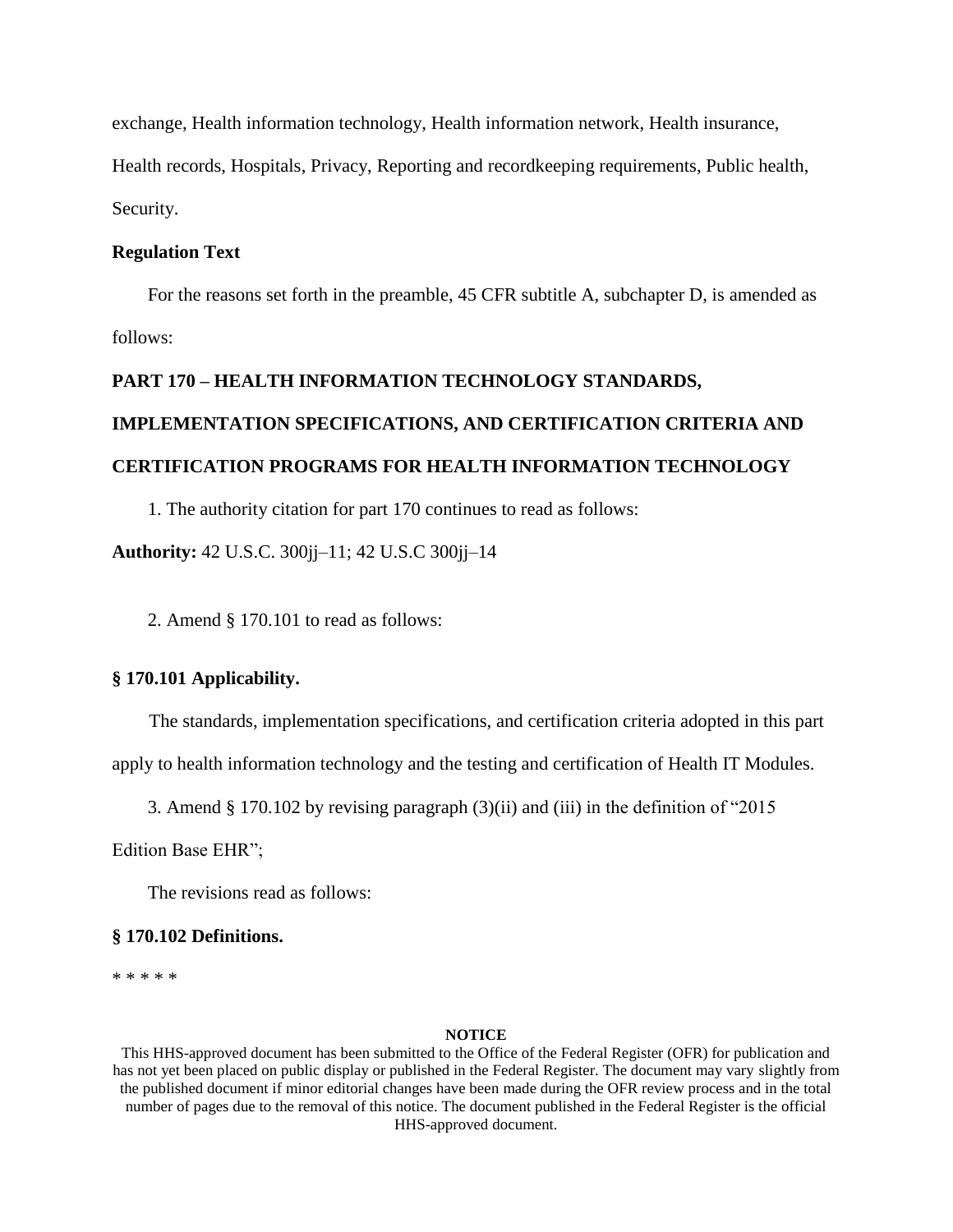exchange, Health information technology, Health information network, Health insurance, Health records, Hospitals, Privacy, Reporting and recordkeeping requirements, Public health, Security.

**Regulation Text**

For the reasons set forth in the preamble, 45 CFR subtitle A, subchapter D, is amended as follows:

**PART 170 – HEALTH INFORMATION TECHNOLOGY STANDARDS, IMPLEMENTATION SPECIFICATIONS, AND CERTIFICATION CRITERIA AND CERTIFICATION PROGRAMS FOR HEALTH INFORMATION TECHNOLOGY**

1. The authority citation for part 170 continues to read as follows:

**Authority:** 42 U.S.C. 300jj–11; 42 U.S.C 300jj–14

2. Amend § 170.101 to read as follows:

**§ 170.101 Applicability.**

The standards, implementation specifications, and certification criteria adopted in this part apply to health information technology and the testing and certification of Health IT Modules.

3. Amend § 170.102 by revising paragraph (3)(ii) and (iii) in the definition of "2015 Edition Base EHR";

The revisions read as follows:

**§ 170.102 Definitions.**

* * * * *

**NOTICE**

This HHS-approved document has been submitted to the Office of the Federal Register (OFR) for publication and has not yet been placed on public display or published in the Federal Register. The document may vary slightly from the published document if minor editorial changes have been made during the OFR review process and in the total number of pages due to the removal of this notice. The document published in the Federal Register is the official HHS-approved document.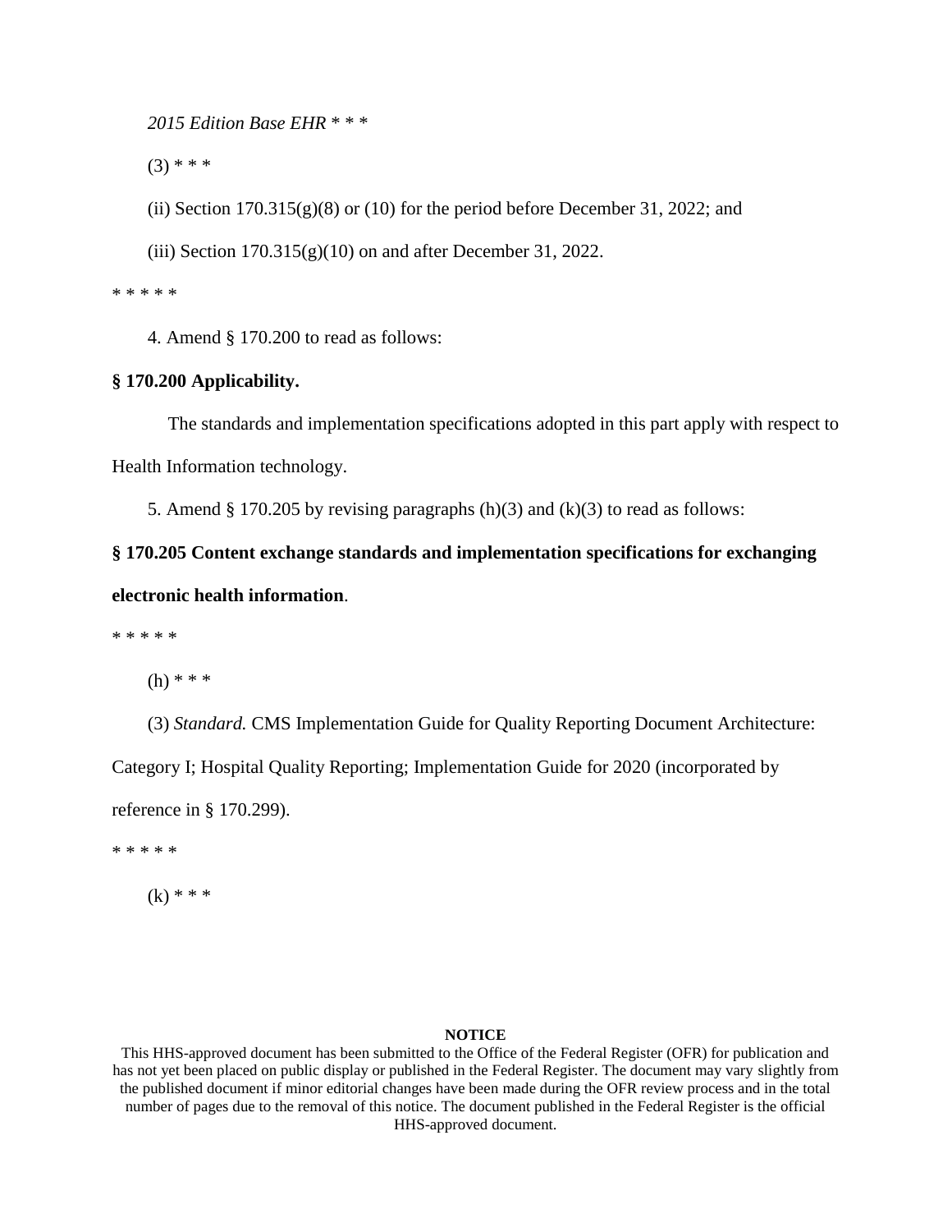*2015 Edition Base EHR* * * *

(3) * * *

(ii) Section 170.315(g)(8) or (10) for the period before December 31, 2022; and

(iii) Section 170.315(g)(10) on and after December 31, 2022.

* * * * *

4. Amend § 170.200 to read as follows:

**§ 170.200 Applicability.**

The standards and implementation specifications adopted in this part apply with respect to Health Information technology.

5. Amend § 170.205 by revising paragraphs (h)(3) and (k)(3) to read as follows:

**§ 170.205 Content exchange standards and implementation specifications for exchanging electronic health information**.

* * * * *

(h) * * *

(3) *Standard.* CMS Implementation Guide for Quality Reporting Document Architecture: Category I; Hospital Quality Reporting; Implementation Guide for 2020 (incorporated by reference in § 170.299).

* * * * *

(k) * * *

**NOTICE**

This HHS-approved document has been submitted to the Office of the Federal Register (OFR) for publication and has not yet been placed on public display or published in the Federal Register. The document may vary slightly from the published document if minor editorial changes have been made during the OFR review process and in the total number of pages due to the removal of this notice. The document published in the Federal Register is the official HHS-approved document.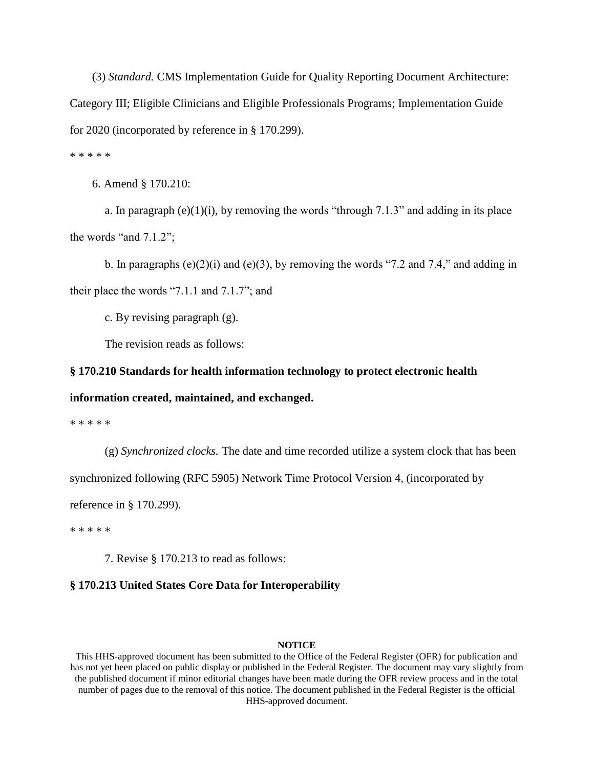(3) *Standard.* CMS Implementation Guide for Quality Reporting Document Architecture: Category III; Eligible Clinicians and Eligible Professionals Programs; Implementation Guide for 2020 (incorporated by reference in § 170.299).

* * * * *

6. Amend § 170.210:

a. In paragraph (e)(1)(i), by removing the words "through 7.1.3" and adding in its place the words "and 7.1.2";

b. In paragraphs (e)(2)(i) and (e)(3), by removing the words "7.2 and 7.4," and adding in their place the words "7.1.1 and 7.1.7"; and

c. By revising paragraph (g).

The revision reads as follows:

**§ 170.210 Standards for health information technology to protect electronic health information created, maintained, and exchanged.**

* * * * *

(g) *Synchronized clocks.* The date and time recorded utilize a system clock that has been synchronized following (RFC 5905) Network Time Protocol Version 4, (incorporated by reference in § 170.299).

* * * * *

7. Revise § 170.213 to read as follows:

**§ 170.213 United States Core Data for Interoperability**

**NOTICE**

This HHS-approved document has been submitted to the Office of the Federal Register (OFR) for publication and has not yet been placed on public display or published in the Federal Register. The document may vary slightly from the published document if minor editorial changes have been made during the OFR review process and in the total number of pages due to the removal of this notice. The document published in the Federal Register is the official HHS-approved document.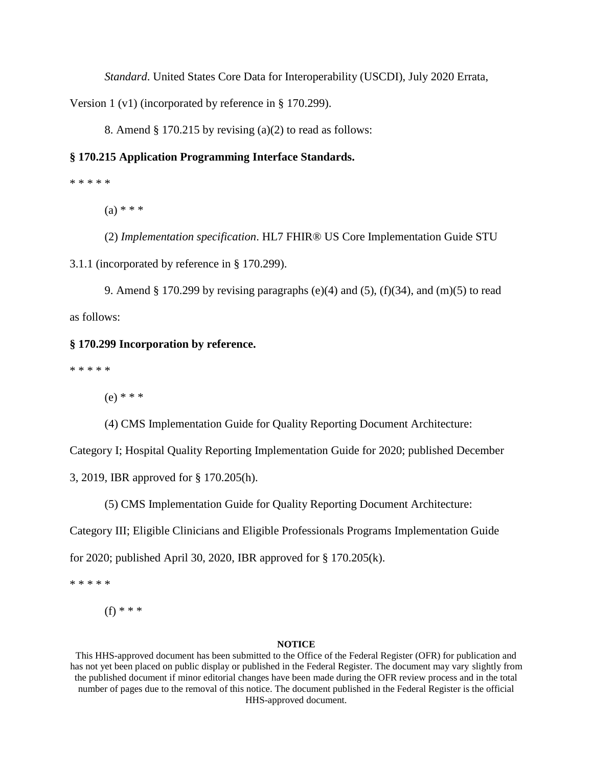*Standard*. United States Core Data for Interoperability (USCDI), July 2020 Errata, Version 1 (v1) (incorporated by reference in § 170.299).

8. Amend § 170.215 by revising (a)(2) to read as follows:

**§ 170.215 Application Programming Interface Standards.**

* * * * *

(a) * * *

(2) *Implementation specification*. HL7 FHIR® US Core Implementation Guide STU 3.1.1 (incorporated by reference in § 170.299).

9. Amend § 170.299 by revising paragraphs (e)(4) and (5), (f)(34), and (m)(5) to read as follows:

**§ 170.299 Incorporation by reference.**

* * * * *

(e) * * *

(4) CMS Implementation Guide for Quality Reporting Document Architecture: Category I; Hospital Quality Reporting Implementation Guide for 2020; published December 3, 2019, IBR approved for § 170.205(h).

(5) CMS Implementation Guide for Quality Reporting Document Architecture: Category III; Eligible Clinicians and Eligible Professionals Programs Implementation Guide for 2020; published April 30, 2020, IBR approved for § 170.205(k).

* * * * *

(f) * * *

**NOTICE**

This HHS-approved document has been submitted to the Office of the Federal Register (OFR) for publication and has not yet been placed on public display or published in the Federal Register. The document may vary slightly from the published document if minor editorial changes have been made during the OFR review process and in the total number of pages due to the removal of this notice. The document published in the Federal Register is the official HHS-approved document.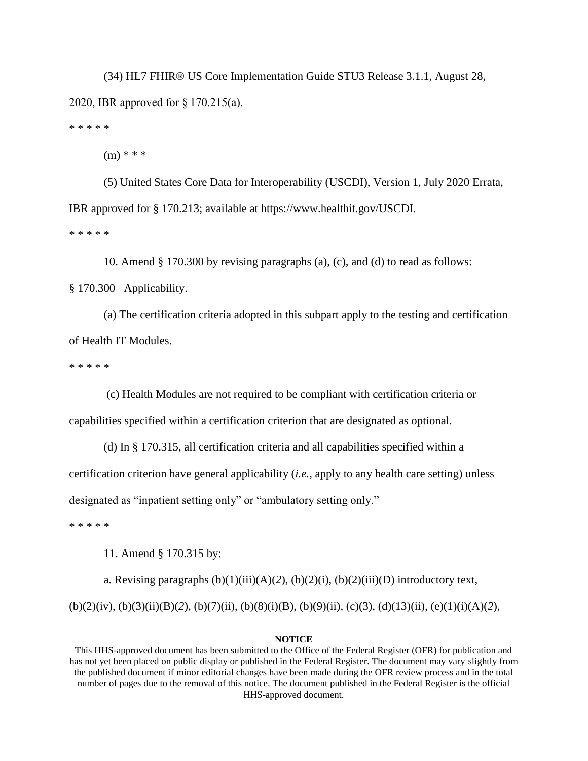(34) HL7 FHIR® US Core Implementation Guide STU3 Release 3.1.1, August 28, 2020, IBR approved for § 170.215(a).

* * * * *

(m) * * *

(5) United States Core Data for Interoperability (USCDI), Version 1, July 2020 Errata, IBR approved for § 170.213; available at https://www.healthit.gov/USCDI.

* * * * *

10. Amend § 170.300 by revising paragraphs (a), (c), and (d) to read as follows:

§ 170.300 Applicability.

(a) The certification criteria adopted in this subpart apply to the testing and certification of Health IT Modules.

* * * * *

(c) Health Modules are not required to be compliant with certification criteria or capabilities specified within a certification criterion that are designated as optional.

(d) In § 170.315, all certification criteria and all capabilities specified within a certification criterion have general applicability (*i.e.*, apply to any health care setting) unless designated as "inpatient setting only" or "ambulatory setting only."

* * * * *

11. Amend § 170.315 by:

a. Revising paragraphs (b)(1)(iii)(A)(*2*), (b)(2)(i), (b)(2)(iii)(D) introductory text, (b)(2)(iv), (b)(3)(ii)(B)(*2*), (b)(7)(ii), (b)(8)(i)(B), (b)(9)(ii), (c)(3), (d)(13)(ii), (e)(1)(i)(A)(*2*),

**NOTICE**

This HHS-approved document has been submitted to the Office of the Federal Register (OFR) for publication and has not yet been placed on public display or published in the Federal Register. The document may vary slightly from the published document if minor editorial changes have been made during the OFR review process and in the total number of pages due to the removal of this notice. The document published in the Federal Register is the official HHS-approved document.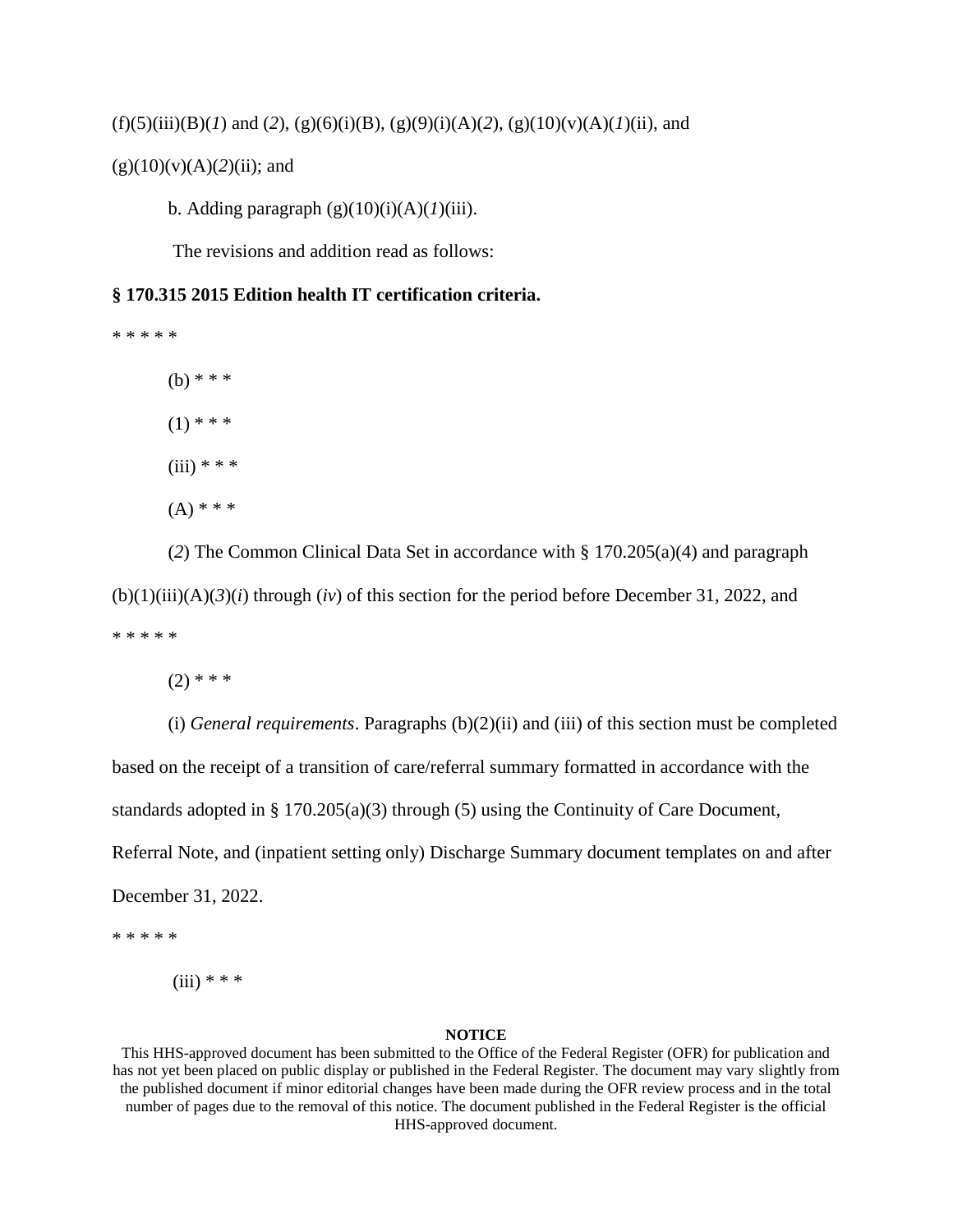(f)(5)(iii)(B)(*1*) and (*2*), (g)(6)(i)(B), (g)(9)(i)(A)(*2*), (g)(10)(v)(A)(*1*)(ii), and (g)(10)(v)(A)(*2*)(ii); and

b. Adding paragraph (g)(10)(i)(A)(*1*)(iii).

The revisions and addition read as follows:

**§ 170.315 2015 Edition health IT certification criteria.**

* * * * *

(b) * * *

(1) * * *

(iii) * * *

(A) * * *

(*2*) The Common Clinical Data Set in accordance with § 170.205(a)(4) and paragraph (b)(1)(iii)(A)(*3*)(*i*) through (*iv*) of this section for the period before December 31, 2022, and

* * * * *

(2) * * *

(i) *General requirements*. Paragraphs (b)(2)(ii) and (iii) of this section must be completed based on the receipt of a transition of care/referral summary formatted in accordance with the standards adopted in § 170.205(a)(3) through (5) using the Continuity of Care Document, Referral Note, and (inpatient setting only) Discharge Summary document templates on and after December 31, 2022.

* * * * *

(iii) * * *

**NOTICE**
This HHS-approved document has been submitted to the Office of the Federal Register (OFR) for publication and has not yet been placed on public display or published in the Federal Register. The document may vary slightly from the published document if minor editorial changes have been made during the OFR review process and in the total number of pages due to the removal of this notice. The document published in the Federal Register is the official HHS-approved document.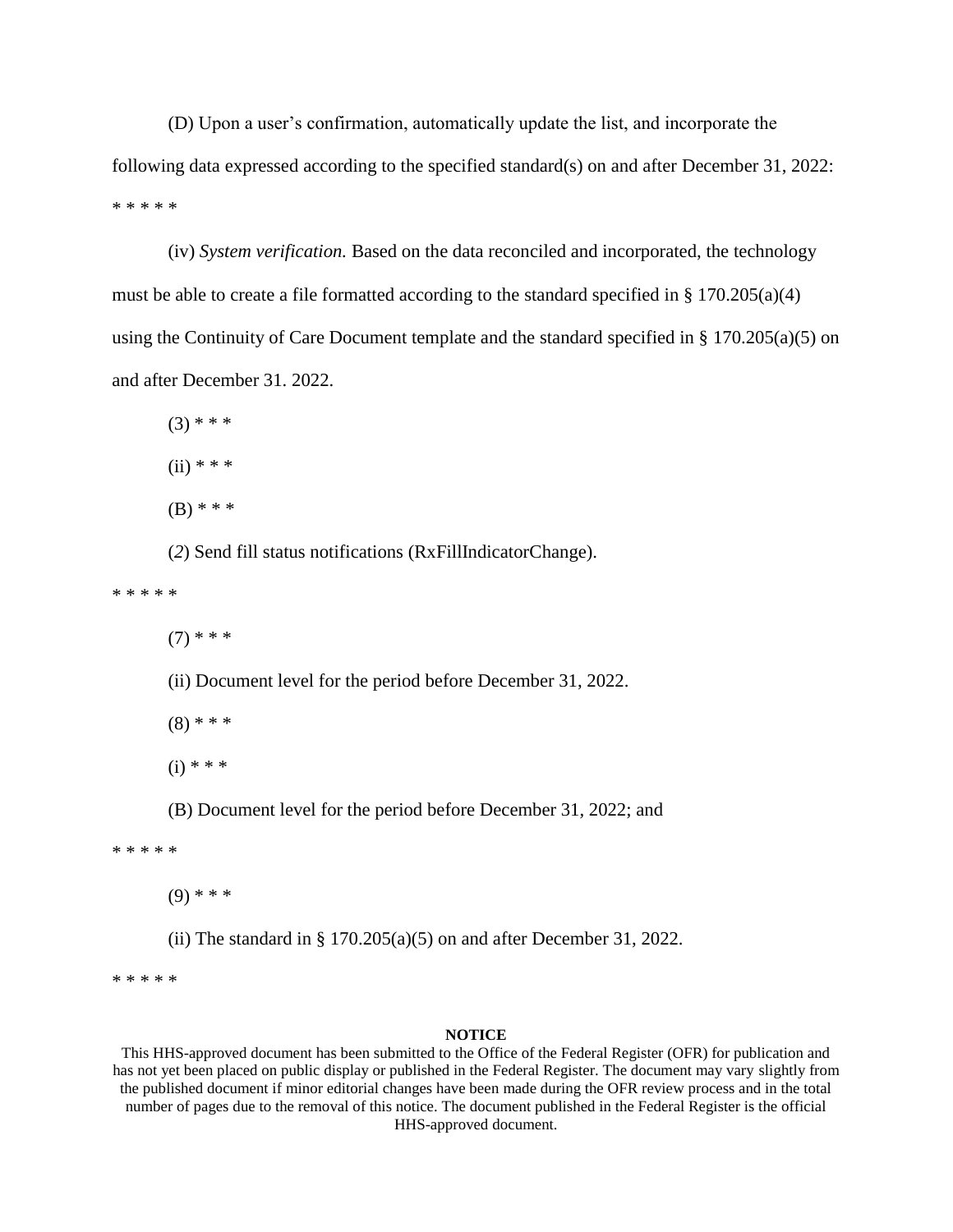(D) Upon a user's confirmation, automatically update the list, and incorporate the following data expressed according to the specified standard(s) on and after December 31, 2022:

* * * * *

(iv) *System verification.* Based on the data reconciled and incorporated, the technology must be able to create a file formatted according to the standard specified in § 170.205(a)(4) using the Continuity of Care Document template and the standard specified in § 170.205(a)(5) on and after December 31. 2022.

(3) * * *

(ii) * * *

(B) * * *

(*2*) Send fill status notifications (RxFillIndicatorChange).

* * * * *

(7) * * *

(ii) Document level for the period before December 31, 2022.

(8) * * *

(i) * * *

(B) Document level for the period before December 31, 2022; and

* * * * *

(9) * * *

(ii) The standard in § 170.205(a)(5) on and after December 31, 2022.

* * * * *

**NOTICE**

This HHS-approved document has been submitted to the Office of the Federal Register (OFR) for publication and has not yet been placed on public display or published in the Federal Register. The document may vary slightly from the published document if minor editorial changes have been made during the OFR review process and in the total number of pages due to the removal of this notice. The document published in the Federal Register is the official HHS-approved document.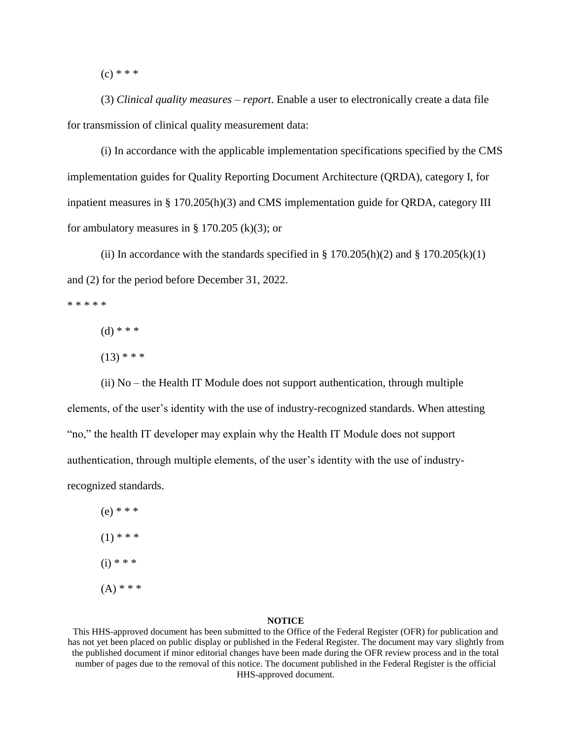(c) * * *

(3) *Clinical quality measures – report*. Enable a user to electronically create a data file for transmission of clinical quality measurement data:

(i) In accordance with the applicable implementation specifications specified by the CMS implementation guides for Quality Reporting Document Architecture (QRDA), category I, for inpatient measures in § 170.205(h)(3) and CMS implementation guide for QRDA, category III for ambulatory measures in § 170.205 (k)(3); or

(ii) In accordance with the standards specified in § 170.205(h)(2) and § 170.205(k)(1) and (2) for the period before December 31, 2022.

* * * * *

(d) * * *

(13) * * *

(ii) No – the Health IT Module does not support authentication, through multiple elements, of the user's identity with the use of industry-recognized standards. When attesting "no," the health IT developer may explain why the Health IT Module does not support authentication, through multiple elements, of the user's identity with the use of industry-recognized standards.

(e) * * *

(1) * * *

(i) * * *

(A) * * *

**NOTICE**

This HHS-approved document has been submitted to the Office of the Federal Register (OFR) for publication and has not yet been placed on public display or published in the Federal Register. The document may vary slightly from the published document if minor editorial changes have been made during the OFR review process and in the total number of pages due to the removal of this notice. The document published in the Federal Register is the official HHS-approved document.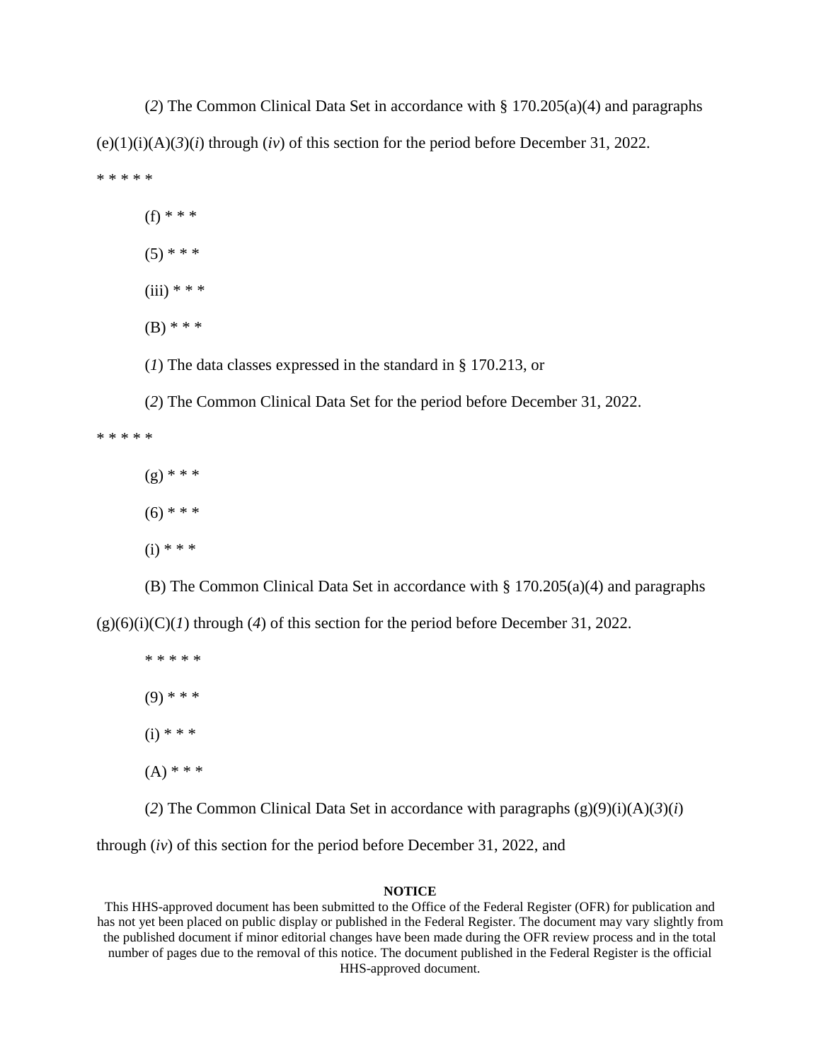(*2*) The Common Clinical Data Set in accordance with § 170.205(a)(4) and paragraphs (e)(1)(i)(A)(*3*)(*i*) through (*iv*) of this section for the period before December 31, 2022.

* * * * *

(f) * * *

(5) * * *

(iii) * * *

(B) * * *

(*1*) The data classes expressed in the standard in § 170.213, or

(*2*) The Common Clinical Data Set for the period before December 31, 2022.

* * * * *

(g) * * *

(6) * * *

(i) * * *

(B) The Common Clinical Data Set in accordance with § 170.205(a)(4) and paragraphs (g)(6)(i)(C)(*1*) through (*4*) of this section for the period before December 31, 2022.

* * * * *

(9) * * *

(i) * * *

(A) * * *

(*2*) The Common Clinical Data Set in accordance with paragraphs (g)(9)(i)(A)(*3*)(*i*) through (*iv*) of this section for the period before December 31, 2022, and

**NOTICE**

This HHS-approved document has been submitted to the Office of the Federal Register (OFR) for publication and has not yet been placed on public display or published in the Federal Register. The document may vary slightly from the published document if minor editorial changes have been made during the OFR review process and in the total number of pages due to the removal of this notice. The document published in the Federal Register is the official HHS-approved document.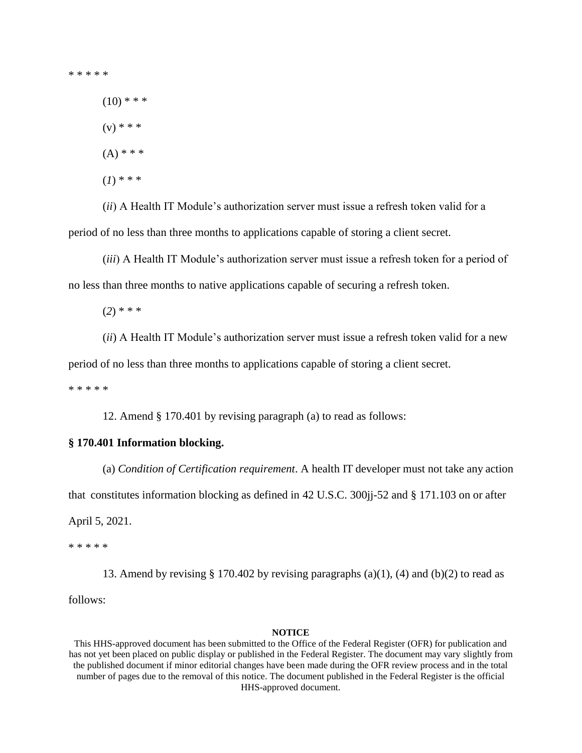* * * * *

(10) * * *

(v) * * *

(A) * * *

(*1*) * * *

(*ii*) A Health IT Module's authorization server must issue a refresh token valid for a period of no less than three months to applications capable of storing a client secret.

(*iii*) A Health IT Module's authorization server must issue a refresh token for a period of no less than three months to native applications capable of securing a refresh token.

(*2*) * * *

(*ii*) A Health IT Module's authorization server must issue a refresh token valid for a new period of no less than three months to applications capable of storing a client secret.

* * * * *

12. Amend § 170.401 by revising paragraph (a) to read as follows:

**§ 170.401 Information blocking.**

(a) *Condition of Certification requirement*. A health IT developer must not take any action that constitutes information blocking as defined in 42 U.S.C. 300jj-52 and § 171.103 on or after April 5, 2021.

* * * * *

13. Amend by revising § 170.402 by revising paragraphs (a)(1), (4) and (b)(2) to read as follows:

**NOTICE**

This HHS-approved document has been submitted to the Office of the Federal Register (OFR) for publication and has not yet been placed on public display or published in the Federal Register. The document may vary slightly from the published document if minor editorial changes have been made during the OFR review process and in the total number of pages due to the removal of this notice. The document published in the Federal Register is the official HHS-approved document.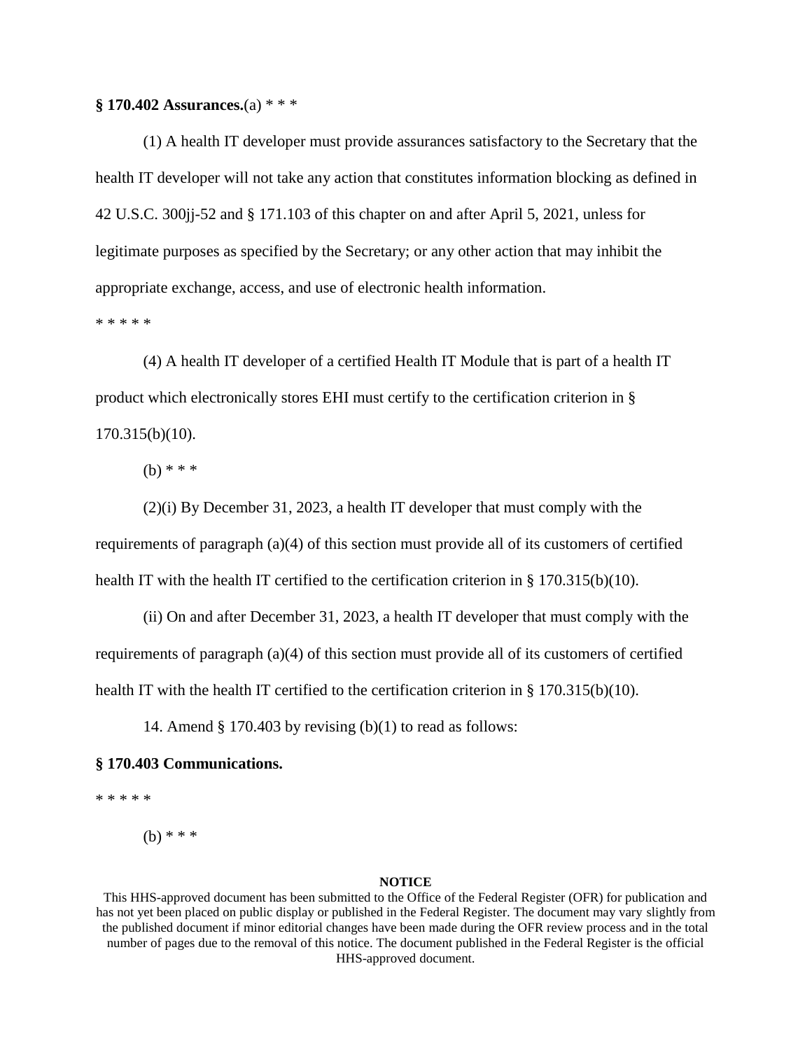**§ 170.402 Assurances.**(a) * * *

(1) A health IT developer must provide assurances satisfactory to the Secretary that the health IT developer will not take any action that constitutes information blocking as defined in 42 U.S.C. 300jj-52 and § 171.103 of this chapter on and after April 5, 2021, unless for legitimate purposes as specified by the Secretary; or any other action that may inhibit the appropriate exchange, access, and use of electronic health information.

* * * * *

(4) A health IT developer of a certified Health IT Module that is part of a health IT product which electronically stores EHI must certify to the certification criterion in § 170.315(b)(10).

(b) * * *

(2)(i) By December 31, 2023, a health IT developer that must comply with the requirements of paragraph (a)(4) of this section must provide all of its customers of certified health IT with the health IT certified to the certification criterion in § 170.315(b)(10).

(ii) On and after December 31, 2023, a health IT developer that must comply with the requirements of paragraph (a)(4) of this section must provide all of its customers of certified health IT with the health IT certified to the certification criterion in § 170.315(b)(10).

14. Amend § 170.403 by revising (b)(1) to read as follows:

**§ 170.403 Communications.**

* * * * *

(b) * * *

**NOTICE**

This HHS-approved document has been submitted to the Office of the Federal Register (OFR) for publication and has not yet been placed on public display or published in the Federal Register. The document may vary slightly from the published document if minor editorial changes have been made during the OFR review process and in the total number of pages due to the removal of this notice. The document published in the Federal Register is the official HHS-approved document.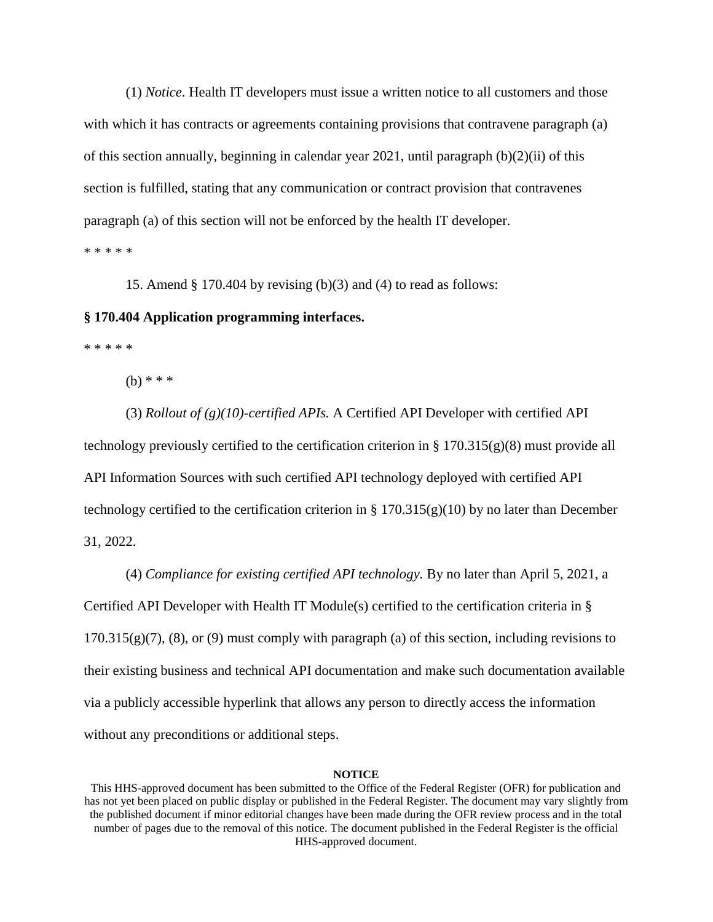(1) *Notice*. Health IT developers must issue a written notice to all customers and those with which it has contracts or agreements containing provisions that contravene paragraph (a) of this section annually, beginning in calendar year 2021, until paragraph (b)(2)(ii) of this section is fulfilled, stating that any communication or contract provision that contravenes paragraph (a) of this section will not be enforced by the health IT developer.

* * * * *

15. Amend § 170.404 by revising (b)(3) and (4) to read as follows:

**§ 170.404 Application programming interfaces.**

* * * * *

(b) * * *

(3) *Rollout of (g)(10)-certified APIs.* A Certified API Developer with certified API technology previously certified to the certification criterion in § 170.315(g)(8) must provide all API Information Sources with such certified API technology deployed with certified API technology certified to the certification criterion in § 170.315(g)(10) by no later than December 31, 2022.

(4) *Compliance for existing certified API technology.* By no later than April 5, 2021, a Certified API Developer with Health IT Module(s) certified to the certification criteria in § 170.315(g)(7), (8), or (9) must comply with paragraph (a) of this section, including revisions to their existing business and technical API documentation and make such documentation available via a publicly accessible hyperlink that allows any person to directly access the information without any preconditions or additional steps.

**NOTICE**

This HHS-approved document has been submitted to the Office of the Federal Register (OFR) for publication and has not yet been placed on public display or published in the Federal Register. The document may vary slightly from the published document if minor editorial changes have been made during the OFR review process and in the total number of pages due to the removal of this notice. The document published in the Federal Register is the official HHS-approved document.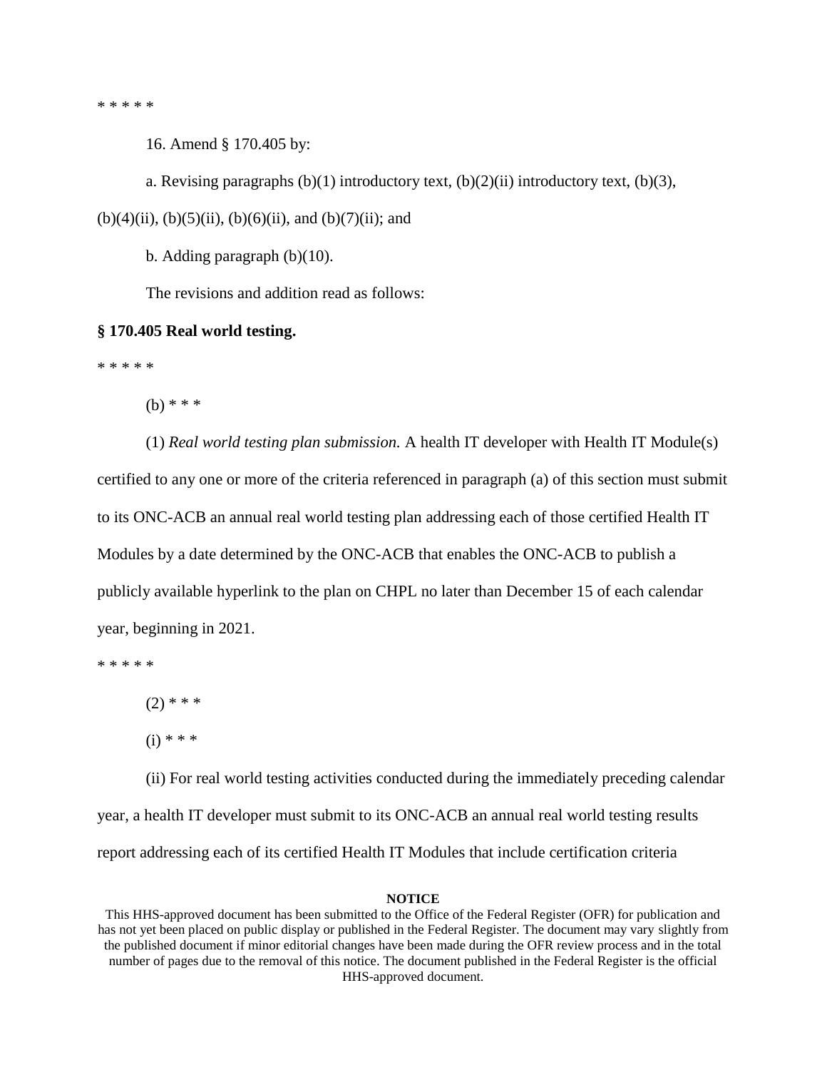* * * * *

16. Amend § 170.405 by:

a. Revising paragraphs (b)(1) introductory text, (b)(2)(ii) introductory text, (b)(3), (b)(4)(ii), (b)(5)(ii), (b)(6)(ii), and (b)(7)(ii); and

b. Adding paragraph (b)(10).

The revisions and addition read as follows:

**§ 170.405 Real world testing.**

* * * * *

(b) * * *

(1) *Real world testing plan submission.* A health IT developer with Health IT Module(s) certified to any one or more of the criteria referenced in paragraph (a) of this section must submit to its ONC-ACB an annual real world testing plan addressing each of those certified Health IT Modules by a date determined by the ONC-ACB that enables the ONC-ACB to publish a publicly available hyperlink to the plan on CHPL no later than December 15 of each calendar year, beginning in 2021.

* * * * *

(2) * * *

(i) * * *

(ii) For real world testing activities conducted during the immediately preceding calendar year, a health IT developer must submit to its ONC-ACB an annual real world testing results report addressing each of its certified Health IT Modules that include certification criteria

**NOTICE**

This HHS-approved document has been submitted to the Office of the Federal Register (OFR) for publication and has not yet been placed on public display or published in the Federal Register. The document may vary slightly from the published document if minor editorial changes have been made during the OFR review process and in the total number of pages due to the removal of this notice. The document published in the Federal Register is the official HHS-approved document.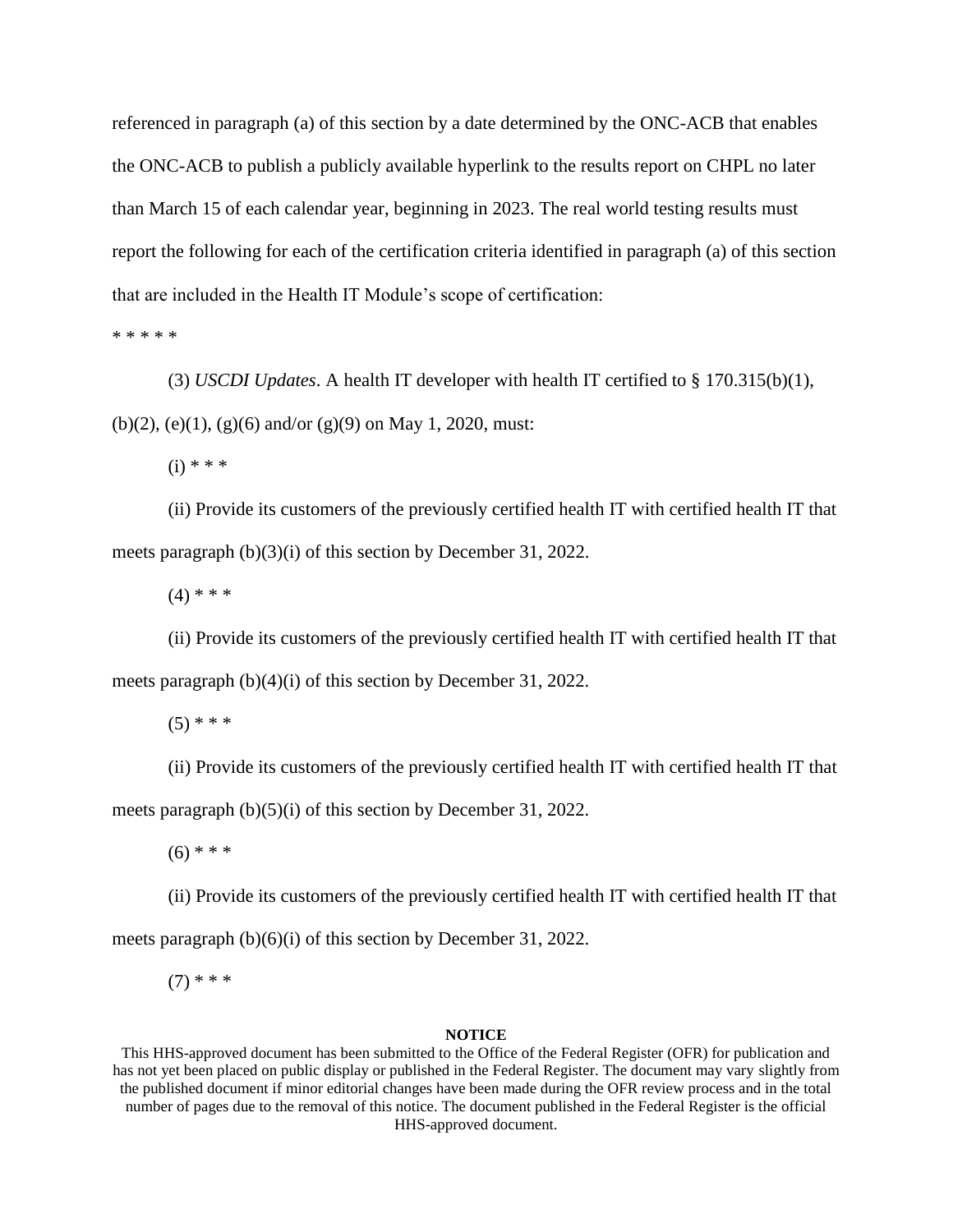referenced in paragraph (a) of this section by a date determined by the ONC-ACB that enables the ONC-ACB to publish a publicly available hyperlink to the results report on CHPL no later than March 15 of each calendar year, beginning in 2023. The real world testing results must report the following for each of the certification criteria identified in paragraph (a) of this section that are included in the Health IT Module's scope of certification:

* * * * *

(3) *USCDI Updates*. A health IT developer with health IT certified to § 170.315(b)(1), (b)(2), (e)(1), (g)(6) and/or (g)(9) on May 1, 2020, must:

(i) * * *

(ii) Provide its customers of the previously certified health IT with certified health IT that meets paragraph (b)(3)(i) of this section by December 31, 2022.

(4) * * *

(ii) Provide its customers of the previously certified health IT with certified health IT that meets paragraph (b)(4)(i) of this section by December 31, 2022.

(5) * * *

(ii) Provide its customers of the previously certified health IT with certified health IT that meets paragraph (b)(5)(i) of this section by December 31, 2022.

(6) * * *

(ii) Provide its customers of the previously certified health IT with certified health IT that meets paragraph (b)(6)(i) of this section by December 31, 2022.

(7) * * *

**NOTICE**

This HHS-approved document has been submitted to the Office of the Federal Register (OFR) for publication and has not yet been placed on public display or published in the Federal Register. The document may vary slightly from the published document if minor editorial changes have been made during the OFR review process and in the total number of pages due to the removal of this notice. The document published in the Federal Register is the official HHS-approved document.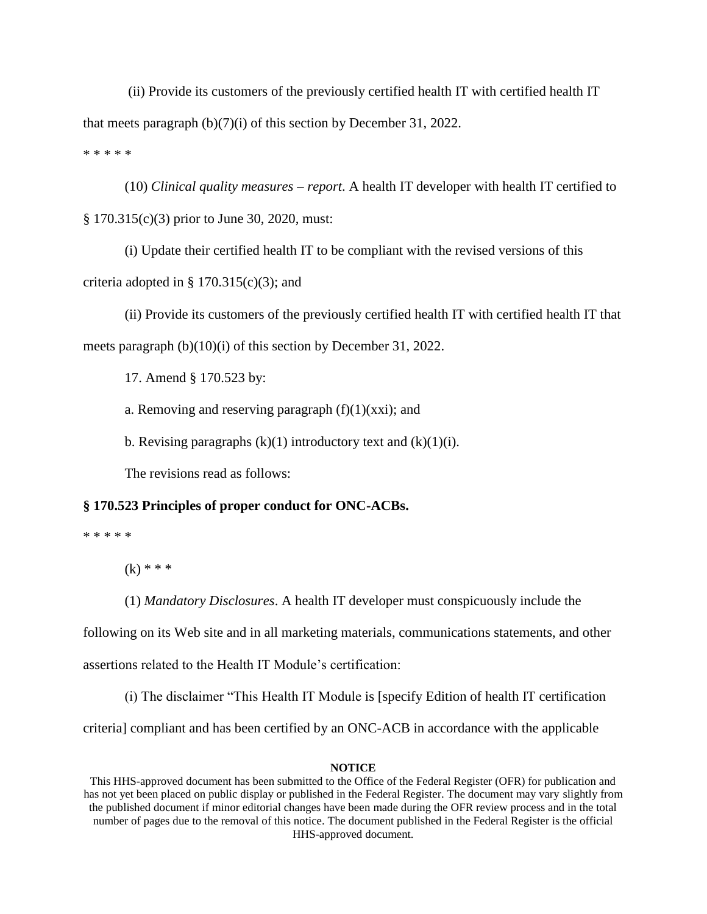(ii) Provide its customers of the previously certified health IT with certified health IT that meets paragraph (b)(7)(i) of this section by December 31, 2022.

* * * * *

(10) *Clinical quality measures – report*. A health IT developer with health IT certified to § 170.315(c)(3) prior to June 30, 2020, must:

(i) Update their certified health IT to be compliant with the revised versions of this criteria adopted in § 170.315(c)(3); and

(ii) Provide its customers of the previously certified health IT with certified health IT that meets paragraph (b)(10)(i) of this section by December 31, 2022.

17. Amend § 170.523 by:

a. Removing and reserving paragraph (f)(1)(xxi); and

b. Revising paragraphs (k)(1) introductory text and (k)(1)(i).

The revisions read as follows:

**§ 170.523 Principles of proper conduct for ONC-ACBs.**

* * * * *

(k) * * *

(1) *Mandatory Disclosures*. A health IT developer must conspicuously include the following on its Web site and in all marketing materials, communications statements, and other assertions related to the Health IT Module's certification:

(i) The disclaimer "This Health IT Module is [specify Edition of health IT certification criteria] compliant and has been certified by an ONC-ACB in accordance with the applicable

**NOTICE**

This HHS-approved document has been submitted to the Office of the Federal Register (OFR) for publication and has not yet been placed on public display or published in the Federal Register. The document may vary slightly from the published document if minor editorial changes have been made during the OFR review process and in the total number of pages due to the removal of this notice. The document published in the Federal Register is the official HHS-approved document.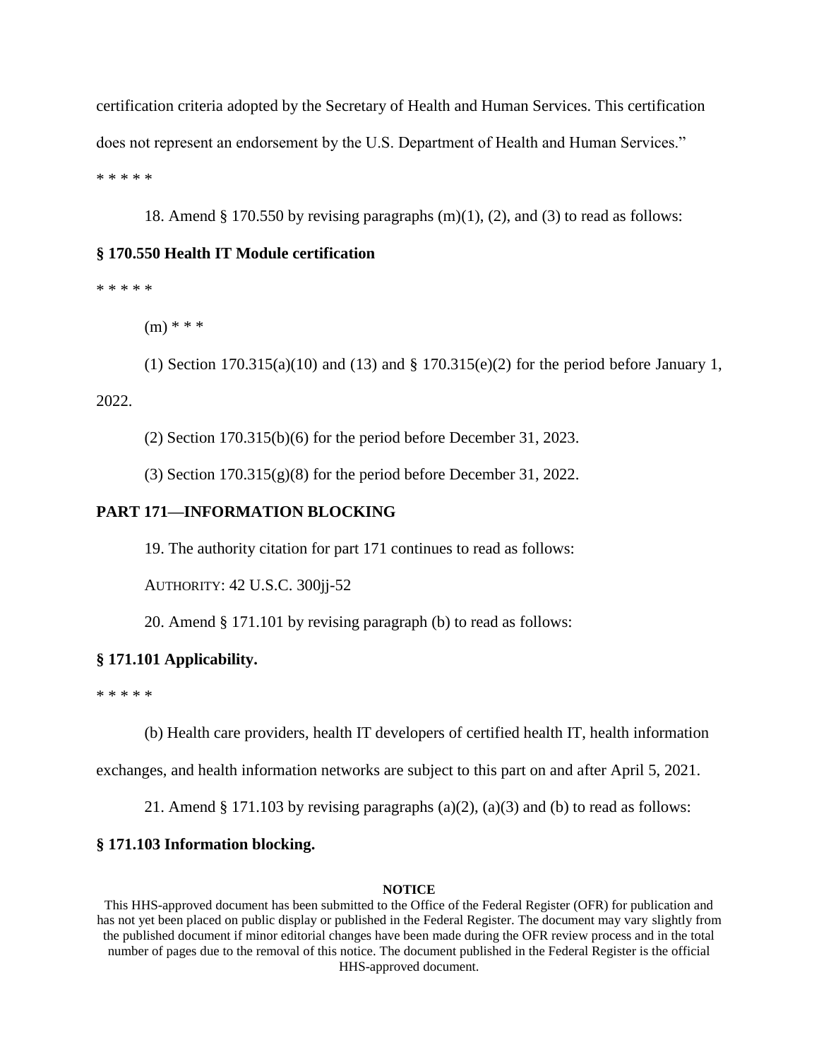certification criteria adopted by the Secretary of Health and Human Services. This certification does not represent an endorsement by the U.S. Department of Health and Human Services."

* * * * *

18. Amend § 170.550 by revising paragraphs (m)(1), (2), and (3) to read as follows:

**§ 170.550 Health IT Module certification**

* * * * *

(m) * * *

(1) Section 170.315(a)(10) and (13) and § 170.315(e)(2) for the period before January 1, 2022.

(2) Section 170.315(b)(6) for the period before December 31, 2023.

(3) Section 170.315(g)(8) for the period before December 31, 2022.

**PART 171—INFORMATION BLOCKING**

19. The authority citation for part 171 continues to read as follows:

AUTHORITY: 42 U.S.C. 300jj-52

20. Amend § 171.101 by revising paragraph (b) to read as follows:

**§ 171.101 Applicability.**

* * * * *

(b) Health care providers, health IT developers of certified health IT, health information exchanges, and health information networks are subject to this part on and after April 5, 2021.

21. Amend § 171.103 by revising paragraphs (a)(2), (a)(3) and (b) to read as follows:

**§ 171.103 Information blocking.**

**NOTICE**

This HHS-approved document has been submitted to the Office of the Federal Register (OFR) for publication and has not yet been placed on public display or published in the Federal Register. The document may vary slightly from the published document if minor editorial changes have been made during the OFR review process and in the total number of pages due to the removal of this notice. The document published in the Federal Register is the official HHS-approved document.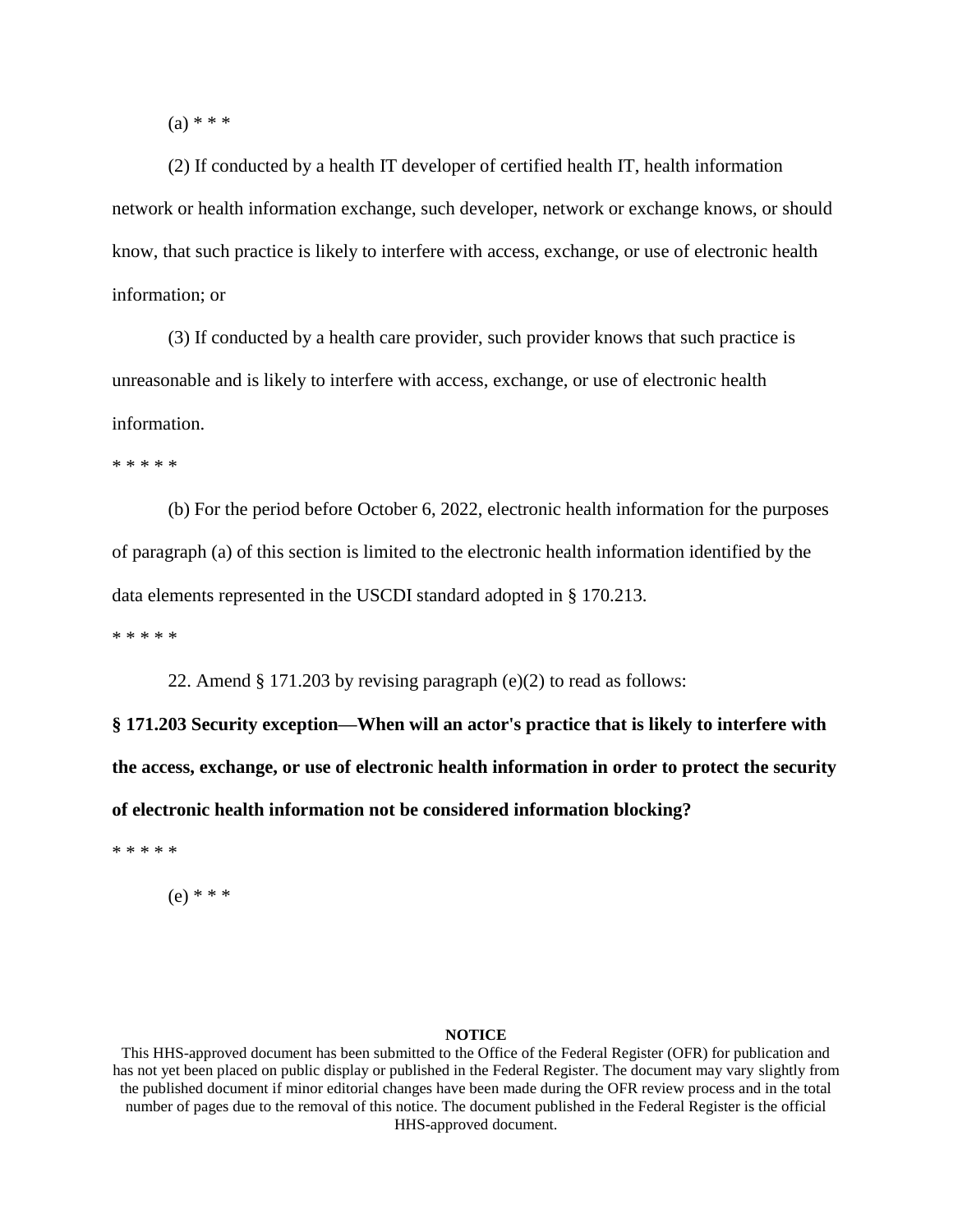(a) * * *

(2) If conducted by a health IT developer of certified health IT, health information network or health information exchange, such developer, network or exchange knows, or should know, that such practice is likely to interfere with access, exchange, or use of electronic health information; or

(3) If conducted by a health care provider, such provider knows that such practice is unreasonable and is likely to interfere with access, exchange, or use of electronic health information.

* * * * *

(b) For the period before October 6, 2022, electronic health information for the purposes of paragraph (a) of this section is limited to the electronic health information identified by the data elements represented in the USCDI standard adopted in § 170.213.

* * * * *

22. Amend § 171.203 by revising paragraph (e)(2) to read as follows:

**§ 171.203 Security exception—When will an actor's practice that is likely to interfere with the access, exchange, or use of electronic health information in order to protect the security of electronic health information not be considered information blocking?**

* * * * *

(e) * * *

**NOTICE**

This HHS-approved document has been submitted to the Office of the Federal Register (OFR) for publication and has not yet been placed on public display or published in the Federal Register. The document may vary slightly from the published document if minor editorial changes have been made during the OFR review process and in the total number of pages due to the removal of this notice. The document published in the Federal Register is the official HHS-approved document.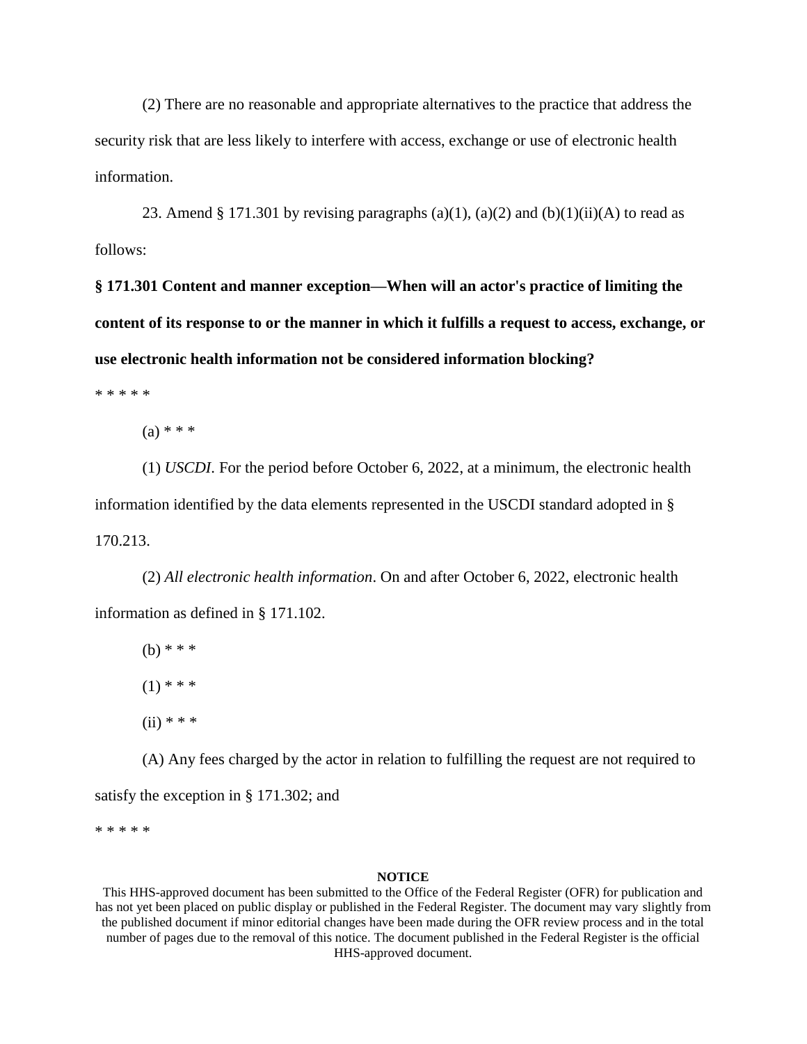(2) There are no reasonable and appropriate alternatives to the practice that address the security risk that are less likely to interfere with access, exchange or use of electronic health information.

23. Amend § 171.301 by revising paragraphs (a)(1), (a)(2) and (b)(1)(ii)(A) to read as follows:

**§ 171.301 Content and manner exception—When will an actor's practice of limiting the content of its response to or the manner in which it fulfills a request to access, exchange, or use electronic health information not be considered information blocking?**

* * * * *

(a) * * *

(1) *USCDI*. For the period before October 6, 2022, at a minimum, the electronic health information identified by the data elements represented in the USCDI standard adopted in § 170.213.

(2) *All electronic health information*. On and after October 6, 2022, electronic health information as defined in § 171.102.

(b) * * *

(1) * * *

(ii) * * *

(A) Any fees charged by the actor in relation to fulfilling the request are not required to satisfy the exception in § 171.302; and

* * * * *

**NOTICE**

This HHS-approved document has been submitted to the Office of the Federal Register (OFR) for publication and has not yet been placed on public display or published in the Federal Register. The document may vary slightly from the published document if minor editorial changes have been made during the OFR review process and in the total number of pages due to the removal of this notice. The document published in the Federal Register is the official HHS-approved document.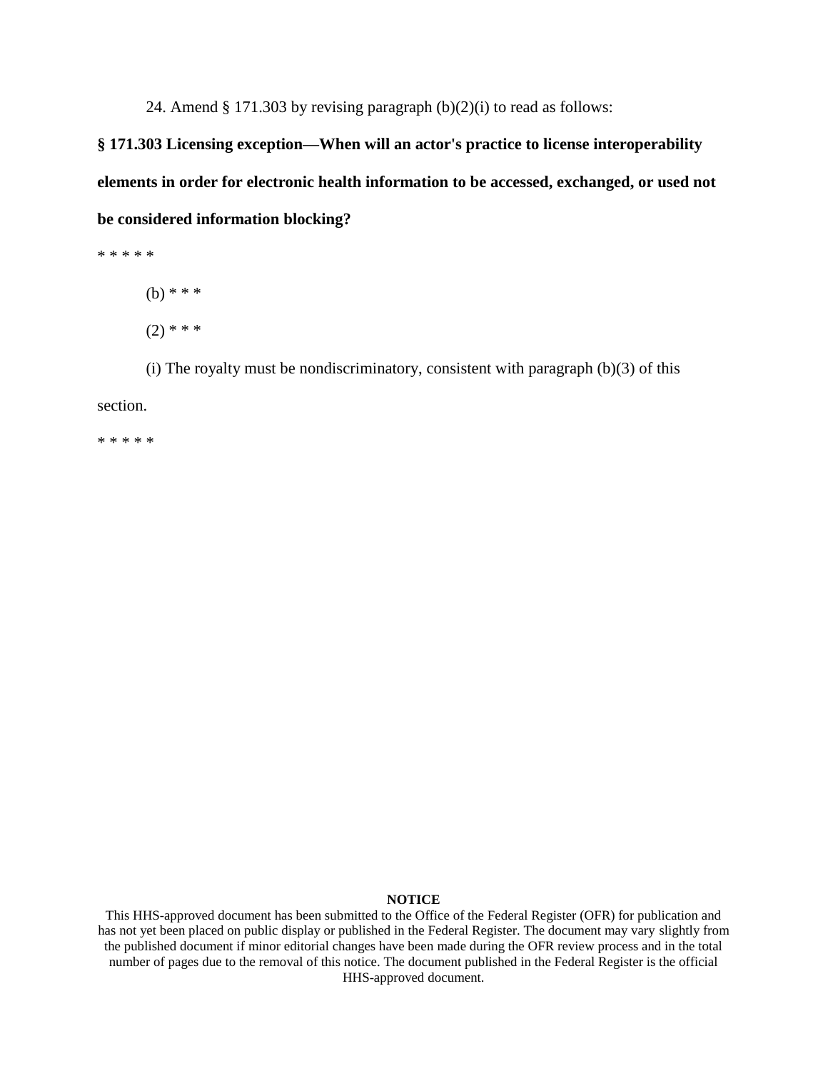24. Amend § 171.303 by revising paragraph (b)(2)(i) to read as follows:

**§ 171.303 Licensing exception—When will an actor's practice to license interoperability elements in order for electronic health information to be accessed, exchanged, or used not be considered information blocking?**

* * * * *

(b) * * *

(2) * * *

(i) The royalty must be nondiscriminatory, consistent with paragraph (b)(3) of this section.

* * * * *

**NOTICE**

This HHS-approved document has been submitted to the Office of the Federal Register (OFR) for publication and has not yet been placed on public display or published in the Federal Register. The document may vary slightly from the published document if minor editorial changes have been made during the OFR review process and in the total number of pages due to the removal of this notice. The document published in the Federal Register is the official HHS-approved document.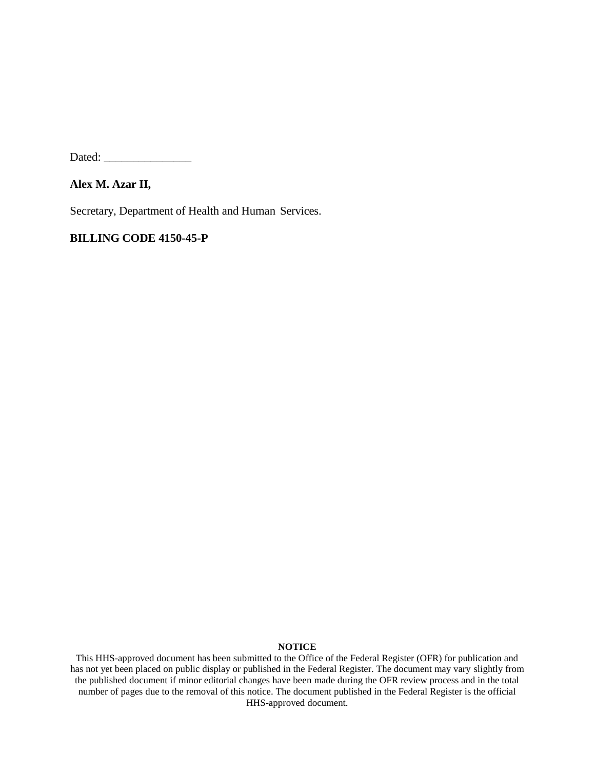Dated: _______________

**Alex M. Azar II,**

Secretary, Department of Health and Human Services.

**BILLING CODE 4150-45-P**

**NOTICE**

This HHS-approved document has been submitted to the Office of the Federal Register (OFR) for publication and has not yet been placed on public display or published in the Federal Register. The document may vary slightly from the published document if minor editorial changes have been made during the OFR review process and in the total number of pages due to the removal of this notice. The document published in the Federal Register is the official HHS-approved document.